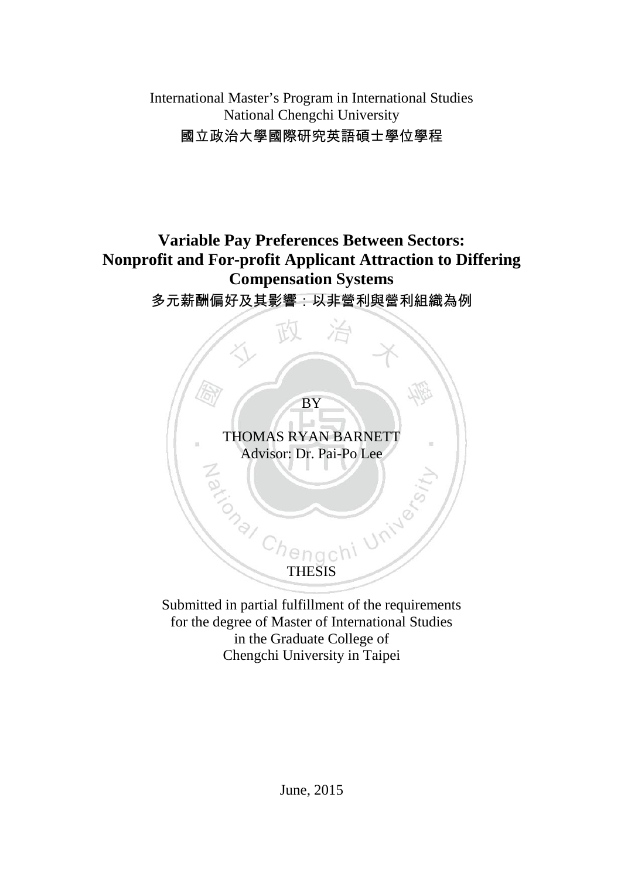International Master's Program in International Studies
National Chengchi University
國立政治大學國際研究英語碩士學位學程

# Variable Pay Preferences Between Sectors: Nonprofit and For-profit Applicant Attraction to Differing Compensation Systems

多元薪酬偏好及其影響：以非營利與營利組織為例

BY

THOMAS RYAN BARNETT
Advisor: Dr. Pai-Po Lee

THESIS

Submitted in partial fulfillment of the requirements
for the degree of Master of International Studies
in the Graduate College of
Chengchi University in Taipei

June, 2015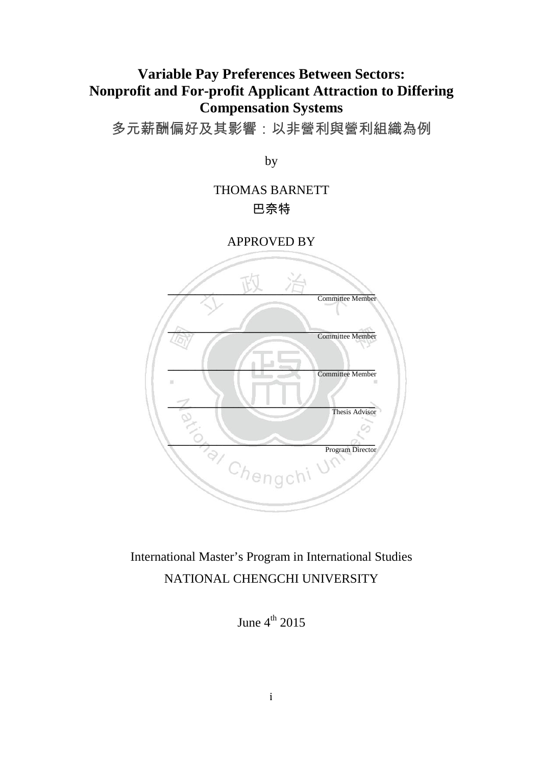# Variable Pay Preferences Between Sectors: Nonprofit and For-profit Applicant Attraction to Differing Compensation Systems

## 多元薪酬偏好及其影響：以非營利與營利組織為例

by

THOMAS BARNETT

巴奈特

APPROVED BY

\_\_\_\_\_\_\_\_\_\_\_\_\_\_\_\_\_\_\_\_\_\_\_\_\_\_\_\_\_\_\_\_\_\_\_\_\_\_\_\_\_\_\_\_
Committee Member

\_\_\_\_\_\_\_\_\_\_\_\_\_\_\_\_\_\_\_\_\_\_\_\_\_\_\_\_\_\_\_\_\_\_\_\_\_\_\_\_\_\_\_\_
Committee Member

\_\_\_\_\_\_\_\_\_\_\_\_\_\_\_\_\_\_\_\_\_\_\_\_\_\_\_\_\_\_\_\_\_\_\_\_\_\_\_\_\_\_\_\_
Committee Member

\_\_\_\_\_\_\_\_\_\_\_\_\_\_\_\_\_\_\_\_\_\_\_\_\_\_\_\_\_\_\_\_\_\_\_\_\_\_\_\_\_\_\_\_
Thesis Advisor

\_\_\_\_\_\_\_\_\_\_\_\_\_\_\_\_\_\_\_\_\_\_\_\_\_\_\_\_\_\_\_\_\_\_\_\_\_\_\_\_\_\_\_\_
Program Director

International Master's Program in International Studies

NATIONAL CHENGCHI UNIVERSITY

June 4th 2015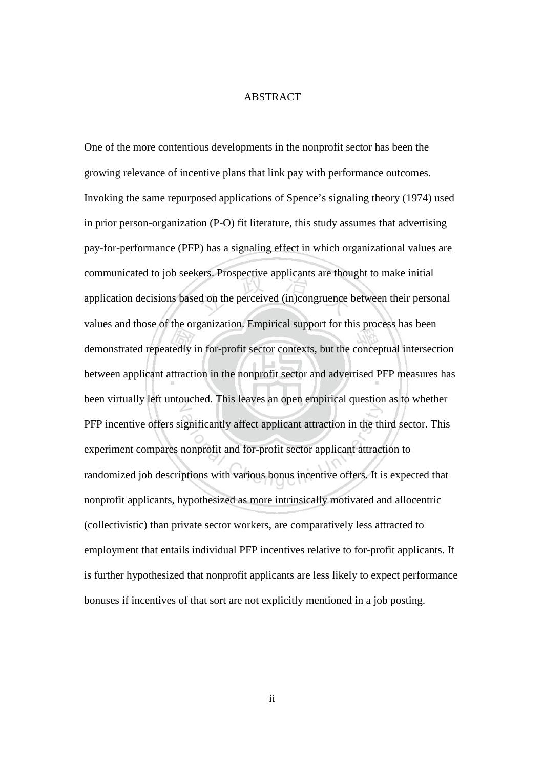# ABSTRACT

One of the more contentious developments in the nonprofit sector has been the growing relevance of incentive plans that link pay with performance outcomes. Invoking the same repurposed applications of Spence's signaling theory (1974) used in prior person-organization (P-O) fit literature, this study assumes that advertising pay-for-performance (PFP) has a signaling effect in which organizational values are communicated to job seekers. Prospective applicants are thought to make initial application decisions based on the perceived (in)congruence between their personal values and those of the organization. Empirical support for this process has been demonstrated repeatedly in for-profit sector contexts, but the conceptual intersection between applicant attraction in the nonprofit sector and advertised PFP measures has been virtually left untouched. This leaves an open empirical question as to whether PFP incentive offers significantly affect applicant attraction in the third sector. This experiment compares nonprofit and for-profit sector applicant attraction to randomized job descriptions with various bonus incentive offers. It is expected that nonprofit applicants, hypothesized as more intrinsically motivated and allocentric (collectivistic) than private sector workers, are comparatively less attracted to employment that entails individual PFP incentives relative to for-profit applicants. It is further hypothesized that nonprofit applicants are less likely to expect performance bonuses if incentives of that sort are not explicitly mentioned in a job posting.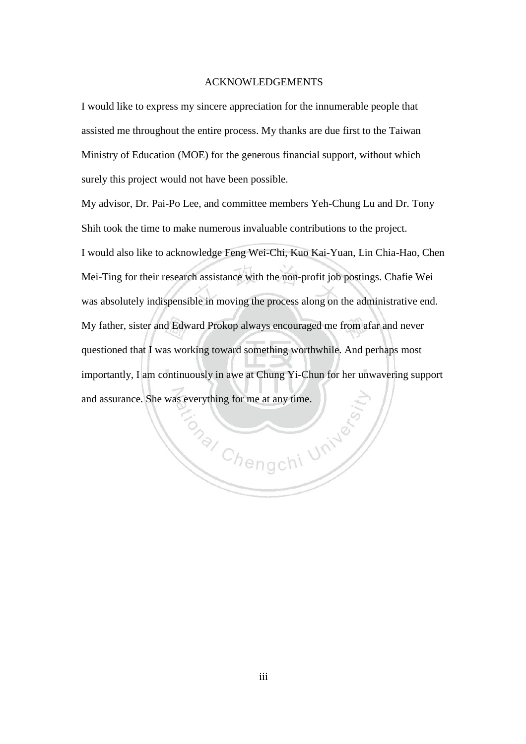# ACKNOWLEDGEMENTS

I would like to express my sincere appreciation for the innumerable people that assisted me throughout the entire process. My thanks are due first to the Taiwan Ministry of Education (MOE) for the generous financial support, without which surely this project would not have been possible.

My advisor, Dr. Pai-Po Lee, and committee members Yeh-Chung Lu and Dr. Tony Shih took the time to make numerous invaluable contributions to the project.

I would also like to acknowledge Feng Wei-Chi, Kuo Kai-Yuan, Lin Chia-Hao, Chen Mei-Ting for their research assistance with the non-profit job postings. Chafie Wei was absolutely indispensible in moving the process along on the administrative end. My father, sister and Edward Prokop always encouraged me from afar and never questioned that I was working toward something worthwhile. And perhaps most importantly, I am continuously in awe at Chung Yi-Chun for her unwavering support and assurance. She was everything for me at any time.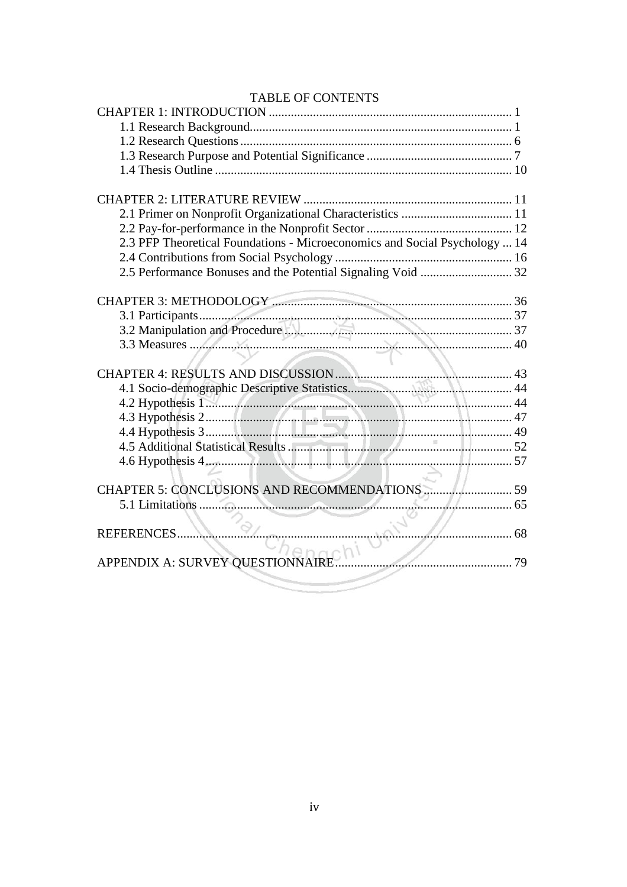# TABLE OF CONTENTS

CHAPTER 1: INTRODUCTION ............................................................................ 1
- 1.1 Research Background.................................................................................. 1
- 1.2 Research Questions..................................................................................... 6
- 1.3 Research Purpose and Potential Significance ............................................. 7
- 1.4 Thesis Outline ............................................................................................ 10

CHAPTER 2: LITERATURE REVIEW ................................................................. 11
- 2.1 Primer on Nonprofit Organizational Characteristics .................................. 11
- 2.2 Pay-for-performance in the Nonprofit Sector ............................................. 12
- 2.3 PFP Theoretical Foundations - Microeconomics and Social Psychology ... 14
- 2.4 Contributions from Social Psychology ....................................................... 16
- 2.5 Performance Bonuses and the Potential Signaling Void ............................ 32

CHAPTER 3: METHODOLOGY .......................................................................... 36
- 3.1 Participants.................................................................................................. 37
- 3.2 Manipulation and Procedure ...................................................................... 37
- 3.3 Measures ..................................................................................................... 40

CHAPTER 4: RESULTS AND DISCUSSION....................................................... 43
- 4.1 Socio-demographic Descriptive Statistics................................................... 44
- 4.2 Hypothesis 1................................................................................................ 44
- 4.3 Hypothesis 2................................................................................................ 47
- 4.4 Hypothesis 3................................................................................................ 49
- 4.5 Additional Statistical Results ..................................................................... 52
- 4.6 Hypothesis 4................................................................................................ 57

CHAPTER 5: CONCLUSIONS AND RECOMMENDATIONS ........................... 59
- 5.1 Limitations .................................................................................................. 65

REFERENCES......................................................................................................... 68

APPENDIX A: SURVEY QUESTIONNAIRE........................................................ 79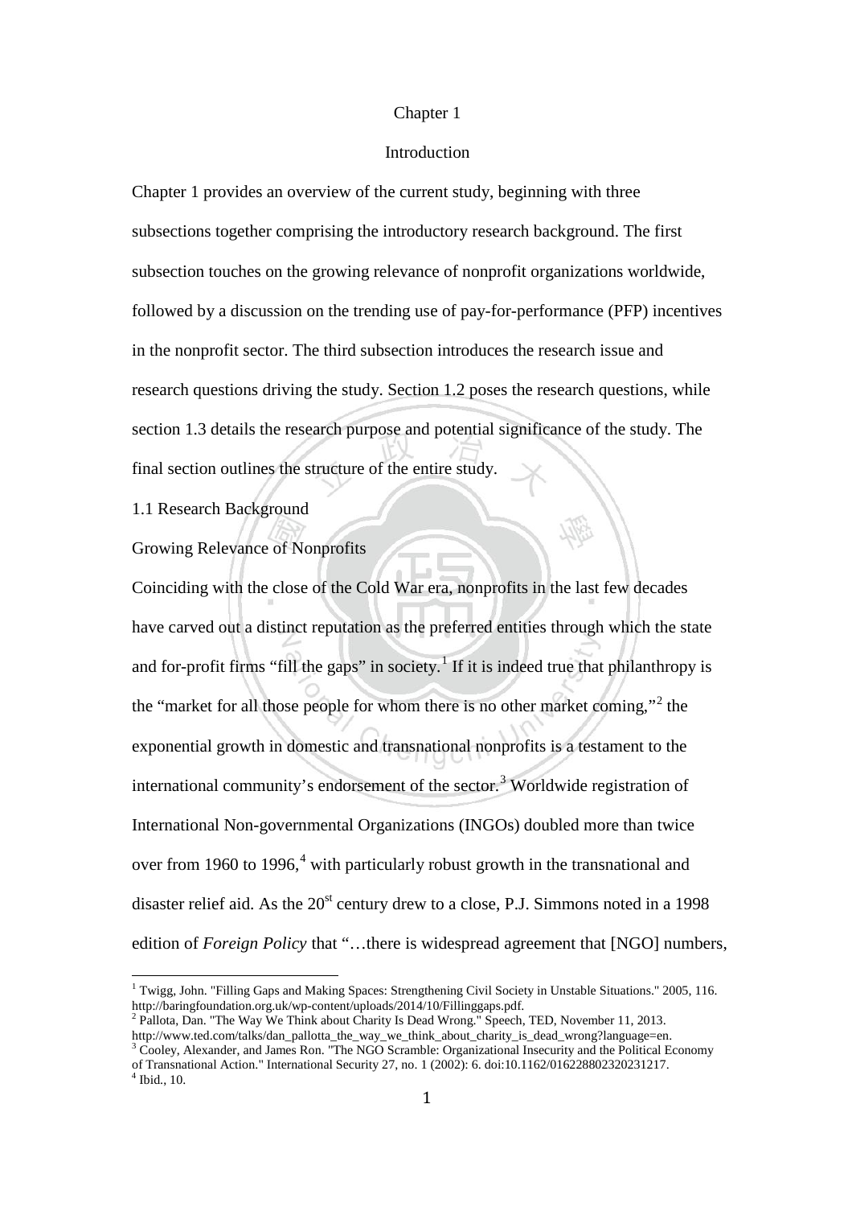# Chapter 1

# Introduction

Chapter 1 provides an overview of the current study, beginning with three subsections together comprising the introductory research background. The first subsection touches on the growing relevance of nonprofit organizations worldwide, followed by a discussion on the trending use of pay-for-performance (PFP) incentives in the nonprofit sector. The third subsection introduces the research issue and research questions driving the study. Section 1.2 poses the research questions, while section 1.3 details the research purpose and potential significance of the study. The final section outlines the structure of the entire study.

## 1.1 Research Background

### Growing Relevance of Nonprofits

Coinciding with the close of the Cold War era, nonprofits in the last few decades have carved out a distinct reputation as the preferred entities through which the state and for-profit firms "fill the gaps" in society.[1] If it is indeed true that philanthropy is the "market for all those people for whom there is no other market coming,"[2] the exponential growth in domestic and transnational nonprofits is a testament to the international community's endorsement of the sector.[3] Worldwide registration of International Non-governmental Organizations (INGOs) doubled more than twice over from 1960 to 1996,[4] with particularly robust growth in the transnational and disaster relief aid. As the 20st century drew to a close, P.J. Simmons noted in a 1998 edition of *Foreign Policy* that "…there is widespread agreement that [NGO] numbers,

---

[1] Twigg, John. "Filling Gaps and Making Spaces: Strengthening Civil Society in Unstable Situations." 2005, 116. http://baringfoundation.org.uk/wp-content/uploads/2014/10/Fillinggaps.pdf.

[2] Pallota, Dan. "The Way We Think about Charity Is Dead Wrong." Speech, TED, November 11, 2013. http://www.ted.com/talks/dan_pallotta_the_way_we_think_about_charity_is_dead_wrong?language=en.

[3] Cooley, Alexander, and James Ron. "The NGO Scramble: Organizational Insecurity and the Political Economy of Transnational Action." International Security 27, no. 1 (2002): 6. doi:10.1162/016228802320231217.

[4] Ibid., 10.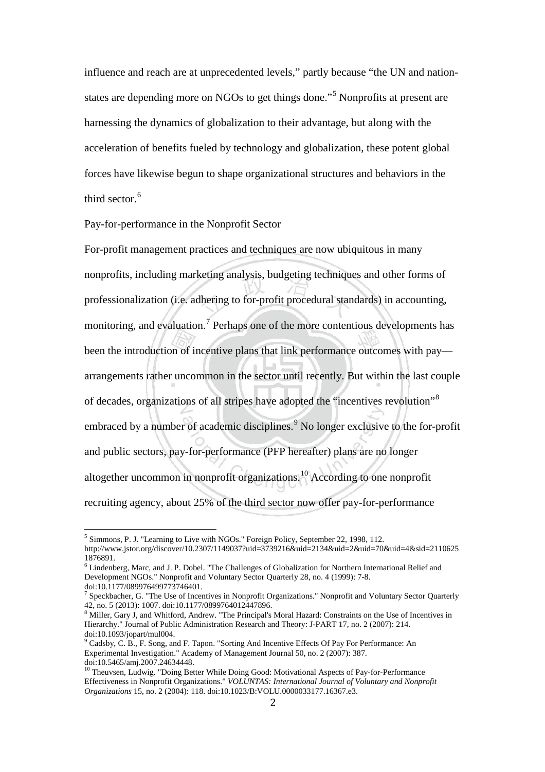influence and reach are at unprecedented levels," partly because "the UN and nation-states are depending more on NGOs to get things done."[5] Nonprofits at present are harnessing the dynamics of globalization to their advantage, but along with the acceleration of benefits fueled by technology and globalization, these potent global forces have likewise begun to shape organizational structures and behaviors in the third sector.[6]

## Pay-for-performance in the Nonprofit Sector

For-profit management practices and techniques are now ubiquitous in many nonprofits, including marketing analysis, budgeting techniques and other forms of professionalization (i.e. adhering to for-profit procedural standards) in accounting, monitoring, and evaluation.[7] Perhaps one of the more contentious developments has been the introduction of incentive plans that link performance outcomes with pay—arrangements rather uncommon in the sector until recently. But within the last couple of decades, organizations of all stripes have adopted the "incentives revolution"[8] embraced by a number of academic disciplines.[9] No longer exclusive to the for-profit and public sectors, pay-for-performance (PFP hereafter) plans are no longer altogether uncommon in nonprofit organizations.[10] According to one nonprofit recruiting agency, about 25% of the third sector now offer pay-for-performance

---

[5] Simmons, P. J. "Learning to Live with NGOs." Foreign Policy, September 22, 1998, 112. http://www.jstor.org/discover/10.2307/1149037?uid=3739216&uid=2134&uid=2&uid=70&uid=4&sid=21106251876891.

[6] Lindenberg, Marc, and J. P. Dobel. "The Challenges of Globalization for Northern International Relief and Development NGOs." Nonprofit and Voluntary Sector Quarterly 28, no. 4 (1999): 7-8. doi:10.1177/089976499773746401.

[7] Speckbacher, G. "The Use of Incentives in Nonprofit Organizations." Nonprofit and Voluntary Sector Quarterly 42, no. 5 (2013): 1007. doi:10.1177/0899764012447896.

[8] Miller, Gary J, and Whitford, Andrew. "The Principal's Moral Hazard: Constraints on the Use of Incentives in Hierarchy." Journal of Public Administration Research and Theory: J-PART 17, no. 2 (2007): 214. doi:10.1093/jopart/mul004.

[9] Cadsby, C. B., F. Song, and F. Tapon. "Sorting And Incentive Effects Of Pay For Performance: An Experimental Investigation." Academy of Management Journal 50, no. 2 (2007): 387. doi:10.5465/amj.2007.24634448.

[10] Theuvsen, Ludwig. "Doing Better While Doing Good: Motivational Aspects of Pay-for-Performance Effectiveness in Nonprofit Organizations." *VOLUNTAS: International Journal of Voluntary and Nonprofit Organizations* 15, no. 2 (2004): 118. doi:10.1023/B:VOLU.0000033177.16367.e3.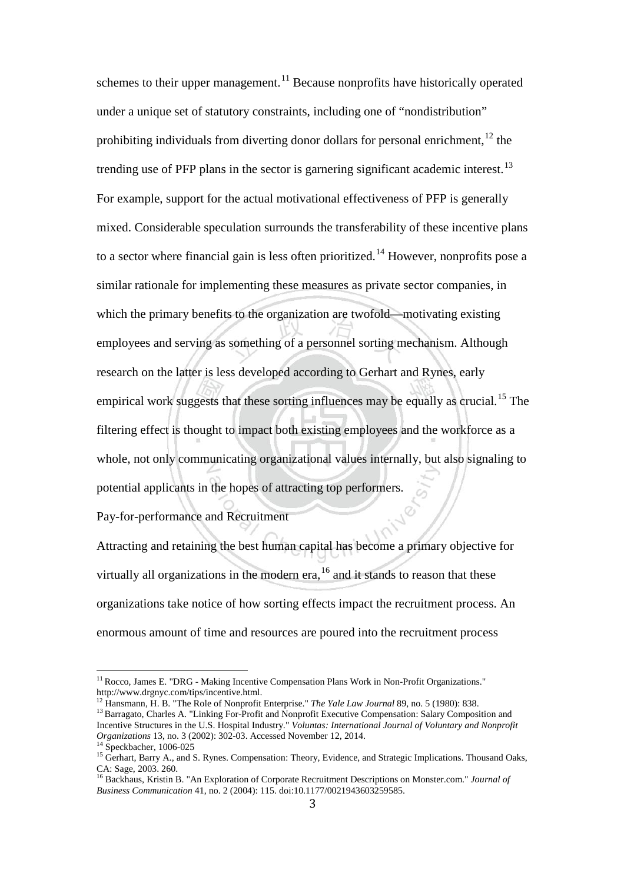schemes to their upper management.[11] Because nonprofits have historically operated under a unique set of statutory constraints, including one of "nondistribution" prohibiting individuals from diverting donor dollars for personal enrichment,[12] the trending use of PFP plans in the sector is garnering significant academic interest.[13] For example, support for the actual motivational effectiveness of PFP is generally mixed. Considerable speculation surrounds the transferability of these incentive plans to a sector where financial gain is less often prioritized.[14] However, nonprofits pose a similar rationale for implementing these measures as private sector companies, in which the primary benefits to the organization are twofold—motivating existing employees and serving as something of a personnel sorting mechanism. Although research on the latter is less developed according to Gerhart and Rynes, early empirical work suggests that these sorting influences may be equally as crucial.[15] The filtering effect is thought to impact both existing employees and the workforce as a whole, not only communicating organizational values internally, but also signaling to potential applicants in the hopes of attracting top performers.

Pay-for-performance and Recruitment

Attracting and retaining the best human capital has become a primary objective for virtually all organizations in the modern era,[16] and it stands to reason that these organizations take notice of how sorting effects impact the recruitment process. An enormous amount of time and resources are poured into the recruitment process

---

[11] Rocco, James E. "DRG - Making Incentive Compensation Plans Work in Non-Profit Organizations." http://www.drgnyc.com/tips/incentive.html.

[12] Hansmann, H. B. "The Role of Nonprofit Enterprise." *The Yale Law Journal* 89, no. 5 (1980): 838.

[13] Barragato, Charles A. "Linking For-Profit and Nonprofit Executive Compensation: Salary Composition and Incentive Structures in the U.S. Hospital Industry." *Voluntas: International Journal of Voluntary and Nonprofit Organizations* 13, no. 3 (2002): 302-03. Accessed November 12, 2014.

[14] Speckbacher, 1006-025

[15] Gerhart, Barry A., and S. Rynes. Compensation: Theory, Evidence, and Strategic Implications. Thousand Oaks, CA: Sage, 2003. 260.

[16] Backhaus, Kristin B. "An Exploration of Corporate Recruitment Descriptions on Monster.com." *Journal of Business Communication* 41, no. 2 (2004): 115. doi:10.1177/0021943603259585.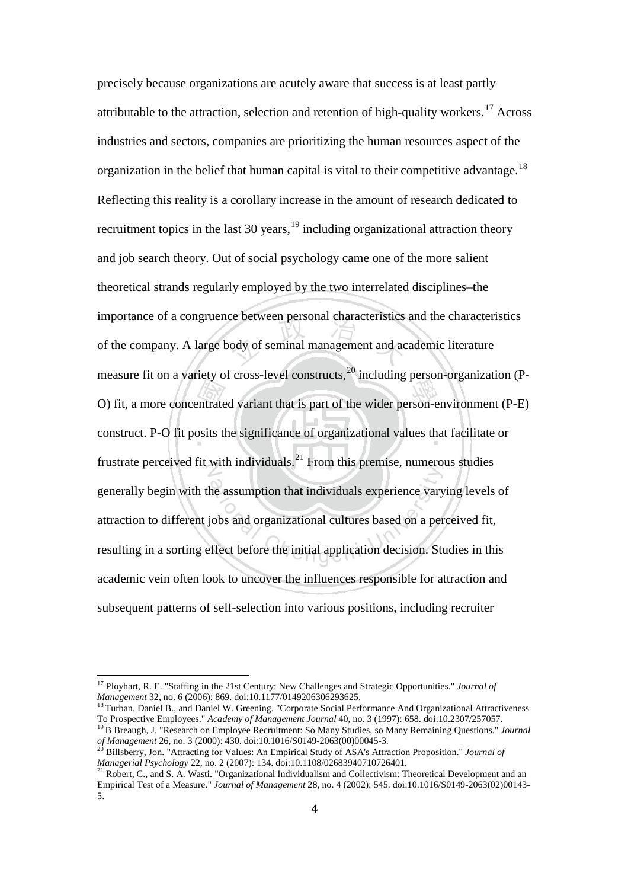precisely because organizations are acutely aware that success is at least partly attributable to the attraction, selection and retention of high-quality workers.[17] Across industries and sectors, companies are prioritizing the human resources aspect of the organization in the belief that human capital is vital to their competitive advantage.[18] Reflecting this reality is a corollary increase in the amount of research dedicated to recruitment topics in the last 30 years,[19] including organizational attraction theory and job search theory. Out of social psychology came one of the more salient theoretical strands regularly employed by the two interrelated disciplines–the importance of a congruence between personal characteristics and the characteristics of the company. A large body of seminal management and academic literature measure fit on a variety of cross-level constructs,[20] including person-organization (P-O) fit, a more concentrated variant that is part of the wider person-environment (P-E) construct. P-O fit posits the significance of organizational values that facilitate or frustrate perceived fit with individuals.[21] From this premise, numerous studies generally begin with the assumption that individuals experience varying levels of attraction to different jobs and organizational cultures based on a perceived fit, resulting in a sorting effect before the initial application decision. Studies in this academic vein often look to uncover the influences responsible for attraction and subsequent patterns of self-selection into various positions, including recruiter

---

[17] Ployhart, R. E. "Staffing in the 21st Century: New Challenges and Strategic Opportunities." *Journal of Management* 32, no. 6 (2006): 869. doi:10.1177/0149206306293625.

[18] Turban, Daniel B., and Daniel W. Greening. "Corporate Social Performance And Organizational Attractiveness To Prospective Employees." *Academy of Management Journal* 40, no. 3 (1997): 658. doi:10.2307/257057.

[19] B Breaugh, J. "Research on Employee Recruitment: So Many Studies, so Many Remaining Questions." *Journal of Management* 26, no. 3 (2000): 430. doi:10.1016/S0149-2063(00)00045-3.

[20] Billsberry, Jon. "Attracting for Values: An Empirical Study of ASA's Attraction Proposition." *Journal of Managerial Psychology* 22, no. 2 (2007): 134. doi:10.1108/02683940710726401.

[21] Robert, C., and S. A. Wasti. "Organizational Individualism and Collectivism: Theoretical Development and an Empirical Test of a Measure." *Journal of Management* 28, no. 4 (2002): 545. doi:10.1016/S0149-2063(02)00143-5.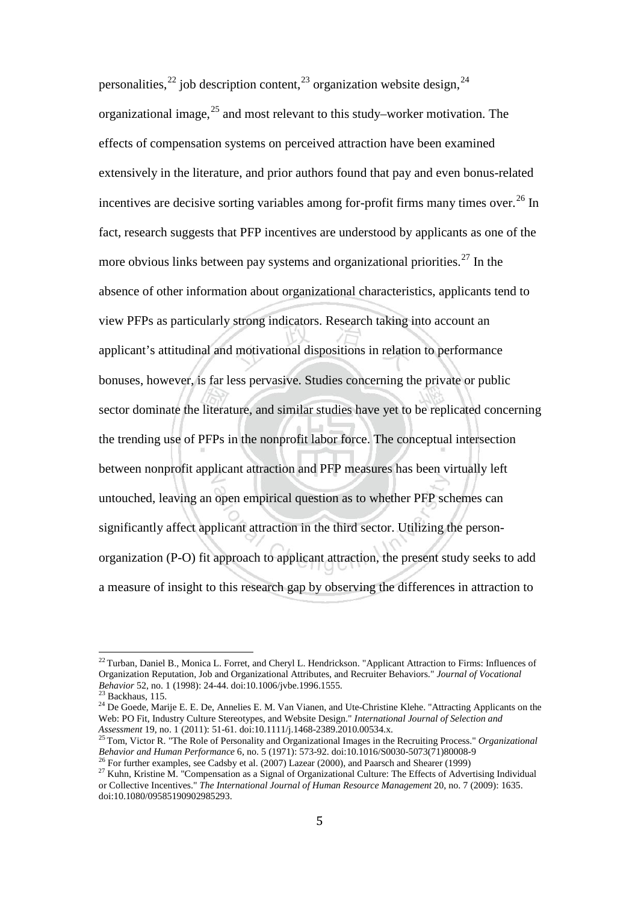personalities,[22] job description content,[23] organization website design,[24] organizational image,[25] and most relevant to this study–worker motivation. The effects of compensation systems on perceived attraction have been examined extensively in the literature, and prior authors found that pay and even bonus-related incentives are decisive sorting variables among for-profit firms many times over.[26] In fact, research suggests that PFP incentives are understood by applicants as one of the more obvious links between pay systems and organizational priorities.[27] In the absence of other information about organizational characteristics, applicants tend to view PFPs as particularly strong indicators. Research taking into account an applicant's attitudinal and motivational dispositions in relation to performance bonuses, however, is far less pervasive. Studies concerning the private or public sector dominate the literature, and similar studies have yet to be replicated concerning the trending use of PFPs in the nonprofit labor force. The conceptual intersection between nonprofit applicant attraction and PFP measures has been virtually left untouched, leaving an open empirical question as to whether PFP schemes can significantly affect applicant attraction in the third sector. Utilizing the person-organization (P-O) fit approach to applicant attraction, the present study seeks to add a measure of insight to this research gap by observing the differences in attraction to

---

[22] Turban, Daniel B., Monica L. Forret, and Cheryl L. Hendrickson. "Applicant Attraction to Firms: Influences of Organization Reputation, Job and Organizational Attributes, and Recruiter Behaviors." *Journal of Vocational Behavior* 52, no. 1 (1998): 24-44. doi:10.1006/jvbe.1996.1555.

[23] Backhaus, 115.

[24] De Goede, Marije E. E. De, Annelies E. M. Van Vianen, and Ute-Christine Klehe. "Attracting Applicants on the Web: PO Fit, Industry Culture Stereotypes, and Website Design." *International Journal of Selection and Assessment* 19, no. 1 (2011): 51-61. doi:10.1111/j.1468-2389.2010.00534.x.

[25] Tom, Victor R. "The Role of Personality and Organizational Images in the Recruiting Process." *Organizational Behavior and Human Performance* 6, no. 5 (1971): 573-92. doi:10.1016/S0030-5073(71)80008-9

[26] For further examples, see Cadsby et al. (2007) Lazear (2000), and Paarsch and Shearer (1999)

[27] Kuhn, Kristine M. "Compensation as a Signal of Organizational Culture: The Effects of Advertising Individual or Collective Incentives." *The International Journal of Human Resource Management* 20, no. 7 (2009): 1635. doi:10.1080/09585190902985293.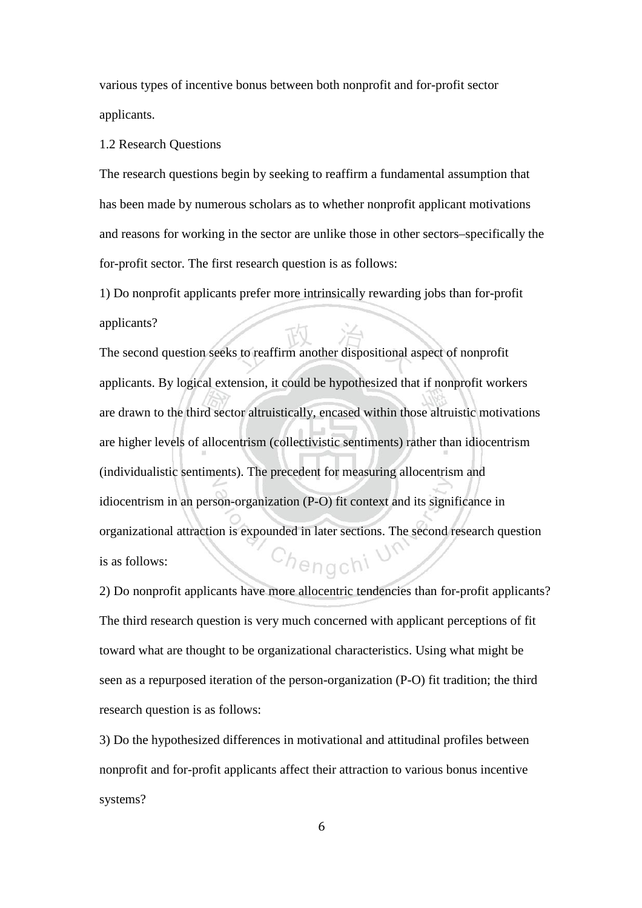various types of incentive bonus between both nonprofit and for-profit sector applicants.

## 1.2 Research Questions

The research questions begin by seeking to reaffirm a fundamental assumption that has been made by numerous scholars as to whether nonprofit applicant motivations and reasons for working in the sector are unlike those in other sectors–specifically the for-profit sector. The first research question is as follows:

1) Do nonprofit applicants prefer more intrinsically rewarding jobs than for-profit applicants?

The second question seeks to reaffirm another dispositional aspect of nonprofit applicants. By logical extension, it could be hypothesized that if nonprofit workers are drawn to the third sector altruistically, encased within those altruistic motivations are higher levels of allocentrism (collectivistic sentiments) rather than idiocentrism (individualistic sentiments). The precedent for measuring allocentrism and idiocentrism in an person-organization (P-O) fit context and its significance in organizational attraction is expounded in later sections. The second research question is as follows:

2) Do nonprofit applicants have more allocentric tendencies than for-profit applicants?

The third research question is very much concerned with applicant perceptions of fit toward what are thought to be organizational characteristics. Using what might be seen as a repurposed iteration of the person-organization (P-O) fit tradition; the third research question is as follows:

3) Do the hypothesized differences in motivational and attitudinal profiles between nonprofit and for-profit applicants affect their attraction to various bonus incentive systems?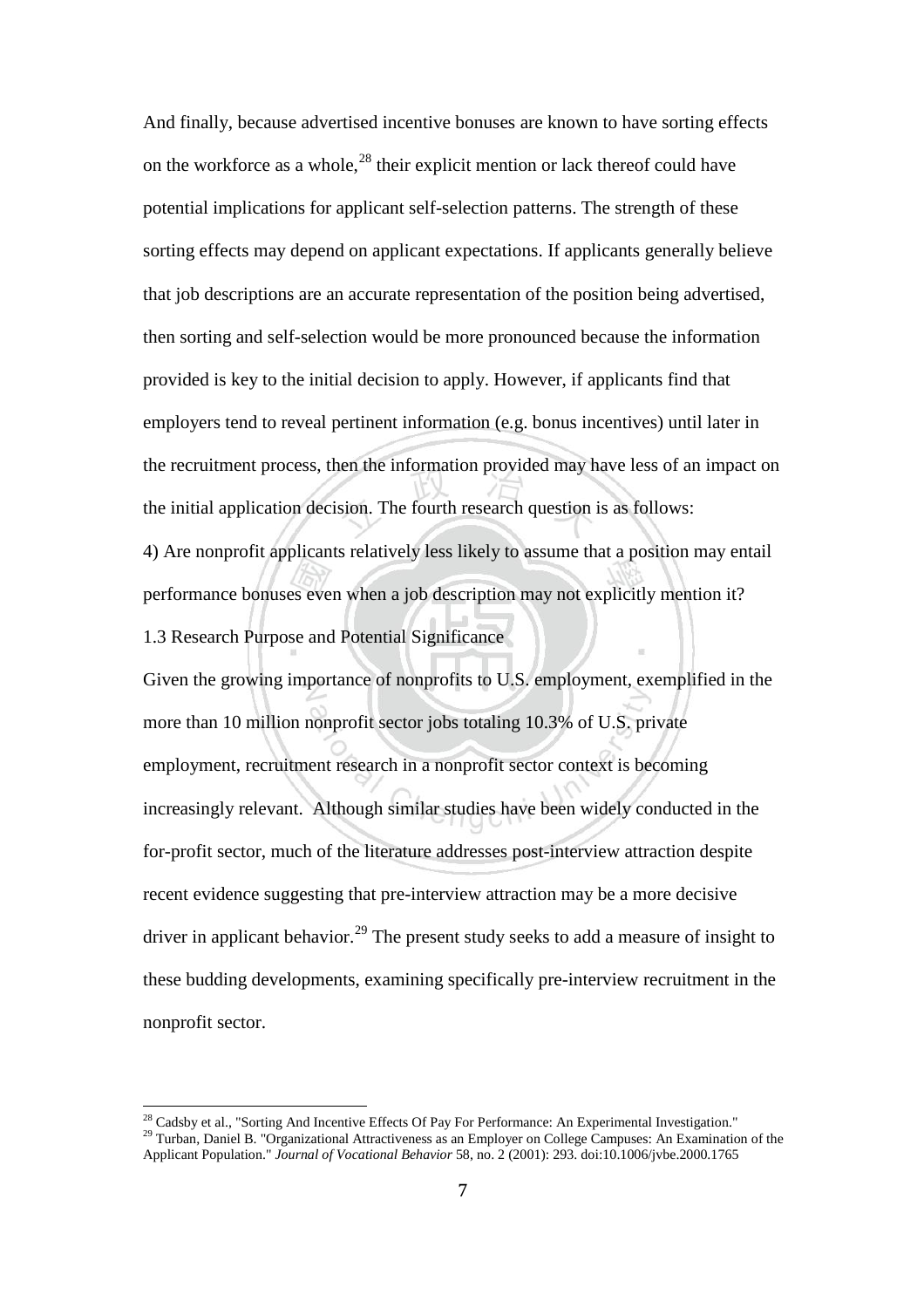And finally, because advertised incentive bonuses are known to have sorting effects on the workforce as a whole,[28] their explicit mention or lack thereof could have potential implications for applicant self-selection patterns. The strength of these sorting effects may depend on applicant expectations. If applicants generally believe that job descriptions are an accurate representation of the position being advertised, then sorting and self-selection would be more pronounced because the information provided is key to the initial decision to apply. However, if applicants find that employers tend to reveal pertinent information (e.g. bonus incentives) until later in the recruitment process, then the information provided may have less of an impact on the initial application decision. The fourth research question is as follows:

4) Are nonprofit applicants relatively less likely to assume that a position may entail performance bonuses even when a job description may not explicitly mention it?

## 1.3 Research Purpose and Potential Significance

Given the growing importance of nonprofits to U.S. employment, exemplified in the more than 10 million nonprofit sector jobs totaling 10.3% of U.S. private employment, recruitment research in a nonprofit sector context is becoming increasingly relevant. Although similar studies have been widely conducted in the for-profit sector, much of the literature addresses post-interview attraction despite recent evidence suggesting that pre-interview attraction may be a more decisive driver in applicant behavior.[29] The present study seeks to add a measure of insight to these budding developments, examining specifically pre-interview recruitment in the nonprofit sector.

---

[28] Cadsby et al., "Sorting And Incentive Effects Of Pay For Performance: An Experimental Investigation."

[29] Turban, Daniel B. "Organizational Attractiveness as an Employer on College Campuses: An Examination of the Applicant Population." *Journal of Vocational Behavior* 58, no. 2 (2001): 293. doi:10.1006/jvbe.2000.1765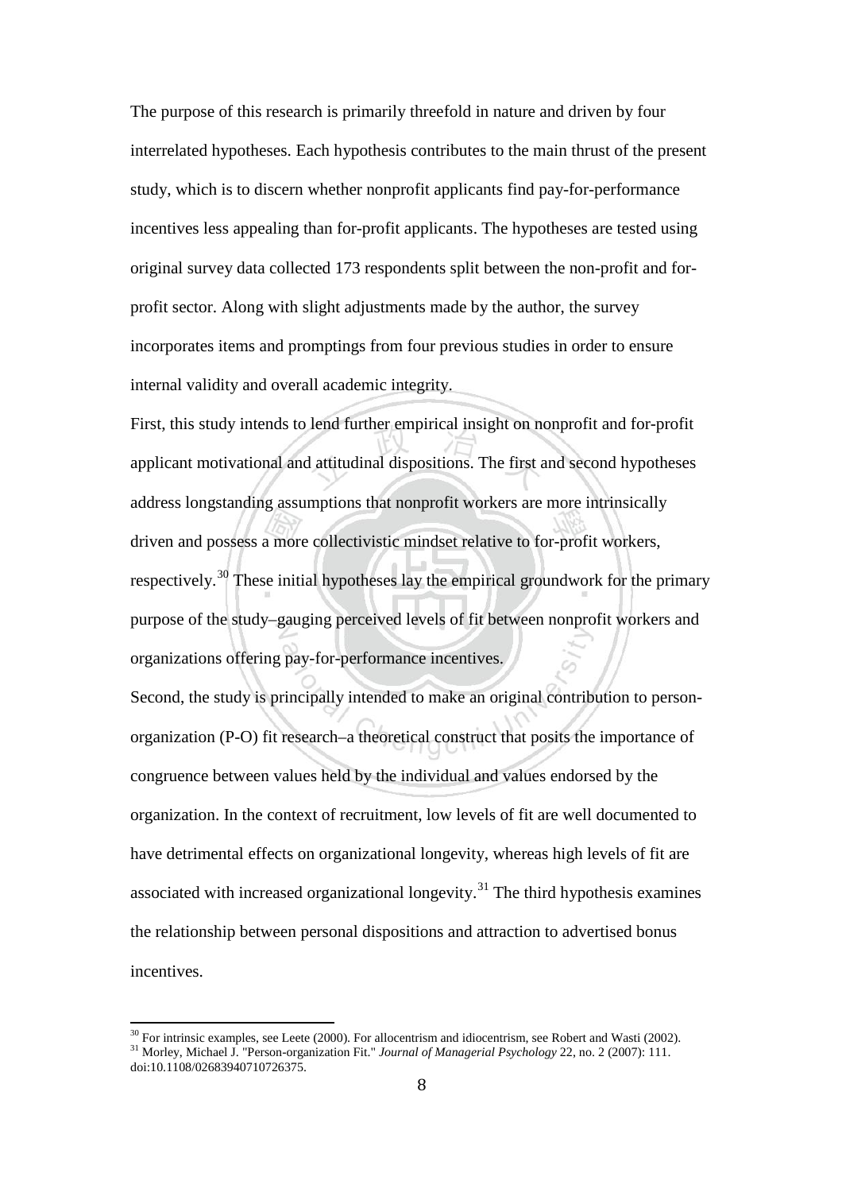The purpose of this research is primarily threefold in nature and driven by four interrelated hypotheses. Each hypothesis contributes to the main thrust of the present study, which is to discern whether nonprofit applicants find pay-for-performance incentives less appealing than for-profit applicants. The hypotheses are tested using original survey data collected 173 respondents split between the non-profit and for-profit sector. Along with slight adjustments made by the author, the survey incorporates items and promptings from four previous studies in order to ensure internal validity and overall academic integrity.

First, this study intends to lend further empirical insight on nonprofit and for-profit applicant motivational and attitudinal dispositions. The first and second hypotheses address longstanding assumptions that nonprofit workers are more intrinsically driven and possess a more collectivistic mindset relative to for-profit workers, respectively.[30] These initial hypotheses lay the empirical groundwork for the primary purpose of the study–gauging perceived levels of fit between nonprofit workers and organizations offering pay-for-performance incentives.

Second, the study is principally intended to make an original contribution to person-organization (P-O) fit research–a theoretical construct that posits the importance of congruence between values held by the individual and values endorsed by the organization. In the context of recruitment, low levels of fit are well documented to have detrimental effects on organizational longevity, whereas high levels of fit are associated with increased organizational longevity.[31] The third hypothesis examines the relationship between personal dispositions and attraction to advertised bonus incentives.

---

[30] For intrinsic examples, see Leete (2000). For allocentrism and idiocentrism, see Robert and Wasti (2002).

[31] Morley, Michael J. "Person-organization Fit." *Journal of Managerial Psychology* 22, no. 2 (2007): 111. doi:10.1108/02683940710726375.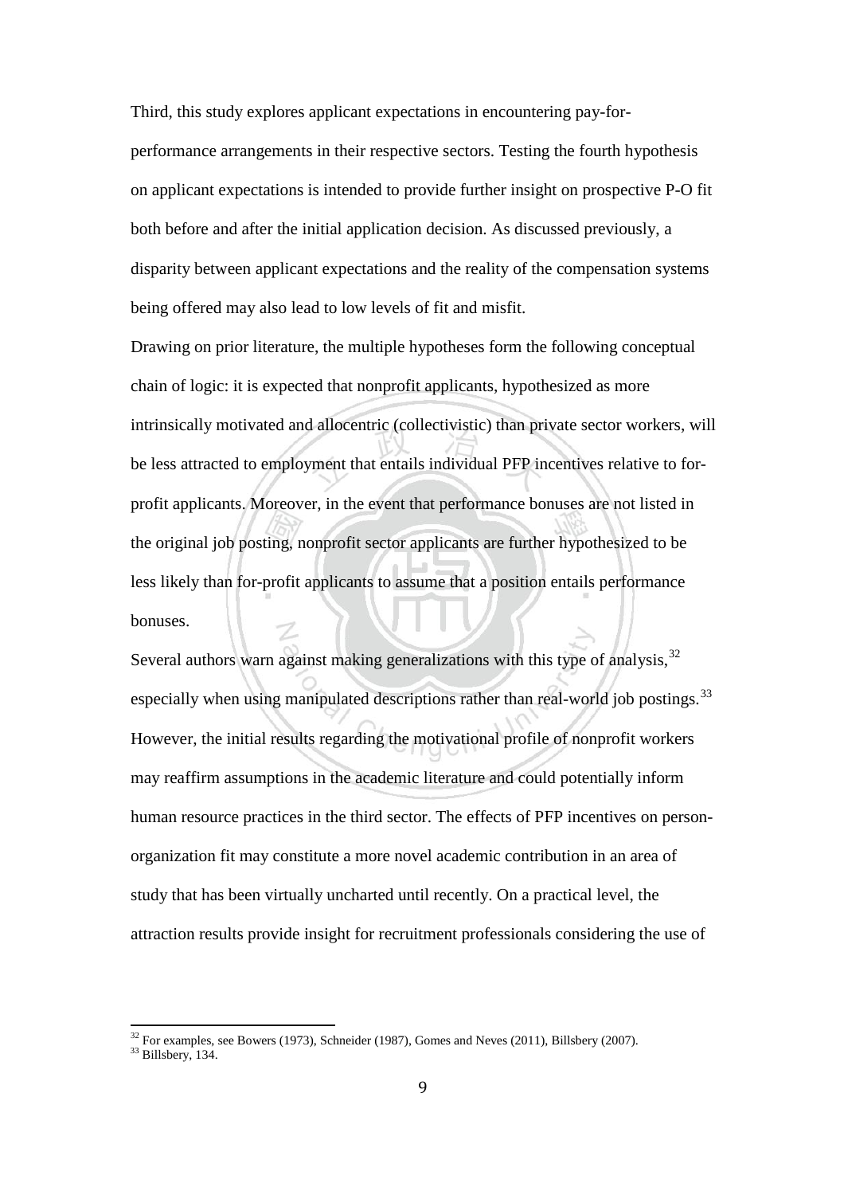Third, this study explores applicant expectations in encountering pay-for-performance arrangements in their respective sectors. Testing the fourth hypothesis on applicant expectations is intended to provide further insight on prospective P-O fit both before and after the initial application decision. As discussed previously, a disparity between applicant expectations and the reality of the compensation systems being offered may also lead to low levels of fit and misfit.

Drawing on prior literature, the multiple hypotheses form the following conceptual chain of logic: it is expected that nonprofit applicants, hypothesized as more intrinsically motivated and allocentric (collectivistic) than private sector workers, will be less attracted to employment that entails individual PFP incentives relative to for-profit applicants. Moreover, in the event that performance bonuses are not listed in the original job posting, nonprofit sector applicants are further hypothesized to be less likely than for-profit applicants to assume that a position entails performance bonuses.

Several authors warn against making generalizations with this type of analysis,[32] especially when using manipulated descriptions rather than real-world job postings.[33] However, the initial results regarding the motivational profile of nonprofit workers may reaffirm assumptions in the academic literature and could potentially inform human resource practices in the third sector. The effects of PFP incentives on person-organization fit may constitute a more novel academic contribution in an area of study that has been virtually uncharted until recently. On a practical level, the attraction results provide insight for recruitment professionals considering the use of

[32] For examples, see Bowers (1973), Schneider (1987), Gomes and Neves (2011), Billsbery (2007).

[33] Billsbery, 134.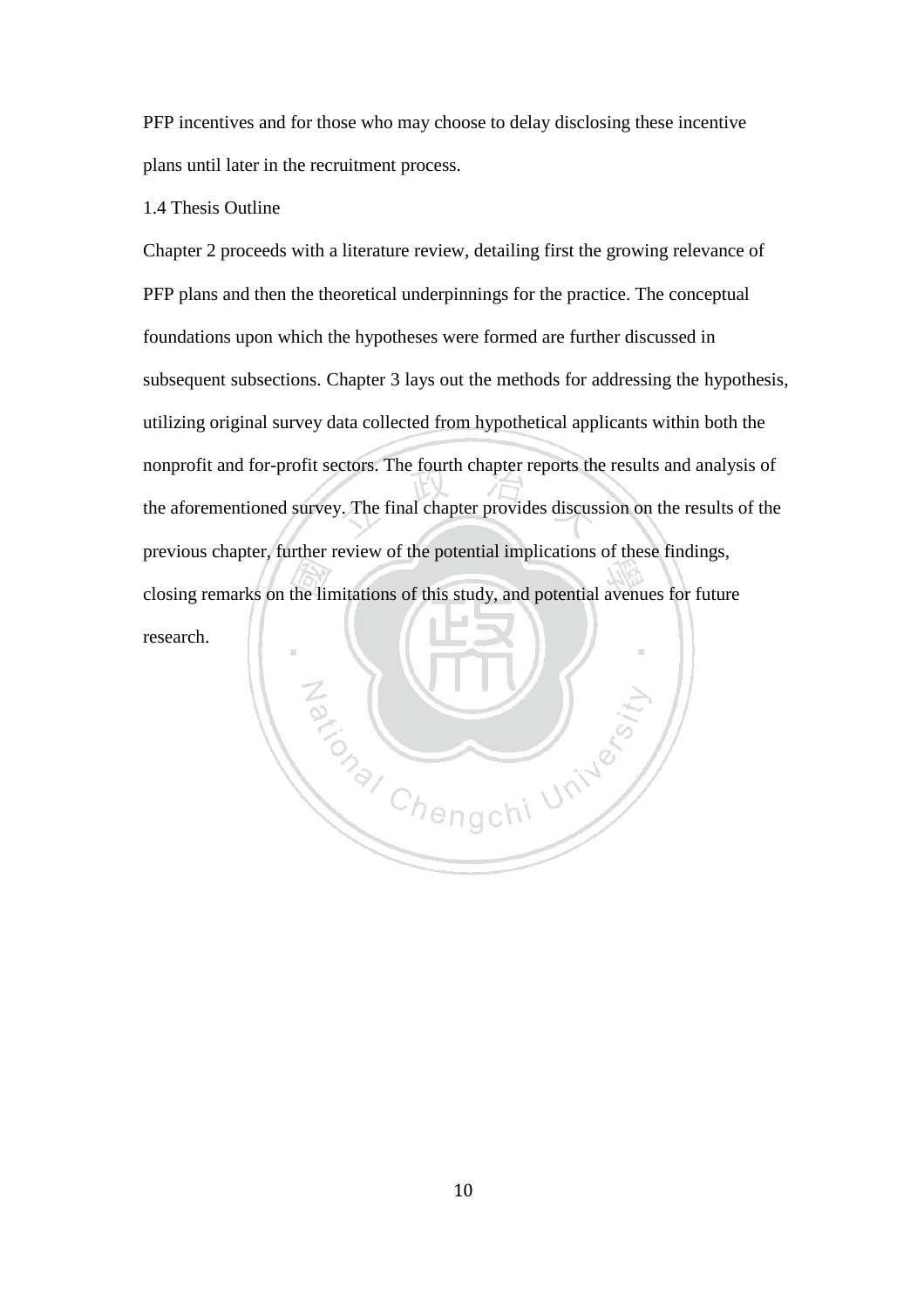PFP incentives and for those who may choose to delay disclosing these incentive plans until later in the recruitment process.

## 1.4 Thesis Outline

Chapter 2 proceeds with a literature review, detailing first the growing relevance of PFP plans and then the theoretical underpinnings for the practice. The conceptual foundations upon which the hypotheses were formed are further discussed in subsequent subsections. Chapter 3 lays out the methods for addressing the hypothesis, utilizing original survey data collected from hypothetical applicants within both the nonprofit and for-profit sectors. The fourth chapter reports the results and analysis of the aforementioned survey. The final chapter provides discussion on the results of the previous chapter, further review of the potential implications of these findings, closing remarks on the limitations of this study, and potential avenues for future research.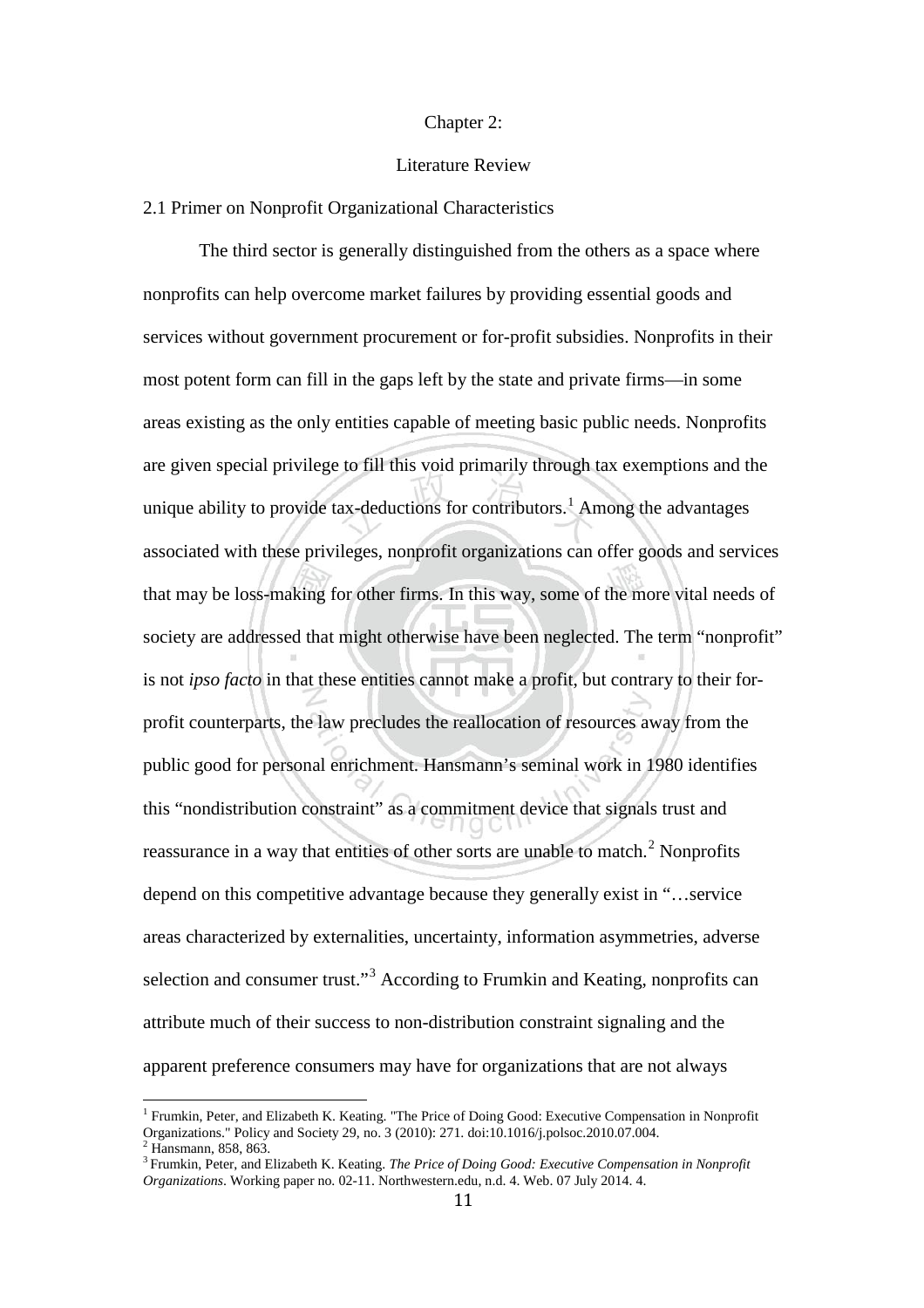# Chapter 2:

## Literature Review

### 2.1 Primer on Nonprofit Organizational Characteristics

The third sector is generally distinguished from the others as a space where nonprofits can help overcome market failures by providing essential goods and services without government procurement or for-profit subsidies. Nonprofits in their most potent form can fill in the gaps left by the state and private firms—in some areas existing as the only entities capable of meeting basic public needs. Nonprofits are given special privilege to fill this void primarily through tax exemptions and the unique ability to provide tax-deductions for contributors.[1] Among the advantages associated with these privileges, nonprofit organizations can offer goods and services that may be loss-making for other firms. In this way, some of the more vital needs of society are addressed that might otherwise have been neglected. The term "nonprofit" is not *ipso facto* in that these entities cannot make a profit, but contrary to their for-profit counterparts, the law precludes the reallocation of resources away from the public good for personal enrichment. Hansmann's seminal work in 1980 identifies this "nondistribution constraint" as a commitment device that signals trust and reassurance in a way that entities of other sorts are unable to match.[2] Nonprofits depend on this competitive advantage because they generally exist in "…service areas characterized by externalities, uncertainty, information asymmetries, adverse selection and consumer trust."[3] According to Frumkin and Keating, nonprofits can attribute much of their success to non-distribution constraint signaling and the apparent preference consumers may have for organizations that are not always

---

[1] Frumkin, Peter, and Elizabeth K. Keating. "The Price of Doing Good: Executive Compensation in Nonprofit Organizations." Policy and Society 29, no. 3 (2010): 271. doi:10.1016/j.polsoc.2010.07.004.

[2] Hansmann, 858, 863.

[3] Frumkin, Peter, and Elizabeth K. Keating. *The Price of Doing Good: Executive Compensation in Nonprofit Organizations*. Working paper no. 02-11. Northwestern.edu, n.d. 4. Web. 07 July 2014. 4.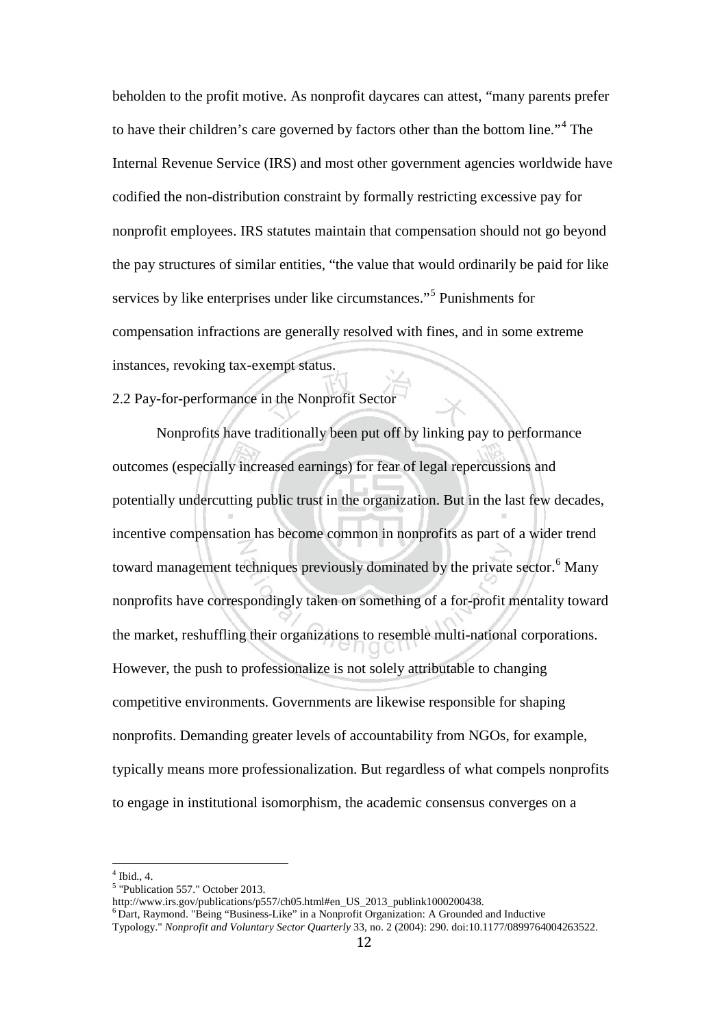beholden to the profit motive. As nonprofit daycares can attest, "many parents prefer to have their children's care governed by factors other than the bottom line."[4] The Internal Revenue Service (IRS) and most other government agencies worldwide have codified the non-distribution constraint by formally restricting excessive pay for nonprofit employees. IRS statutes maintain that compensation should not go beyond the pay structures of similar entities, "the value that would ordinarily be paid for like services by like enterprises under like circumstances."[5] Punishments for compensation infractions are generally resolved with fines, and in some extreme instances, revoking tax-exempt status.

## 2.2 Pay-for-performance in the Nonprofit Sector

Nonprofits have traditionally been put off by linking pay to performance outcomes (especially increased earnings) for fear of legal repercussions and potentially undercutting public trust in the organization. But in the last few decades, incentive compensation has become common in nonprofits as part of a wider trend toward management techniques previously dominated by the private sector.[6] Many nonprofits have correspondingly taken on something of a for-profit mentality toward the market, reshuffling their organizations to resemble multi-national corporations. However, the push to professionalize is not solely attributable to changing competitive environments. Governments are likewise responsible for shaping nonprofits. Demanding greater levels of accountability from NGOs, for example, typically means more professionalization. But regardless of what compels nonprofits to engage in institutional isomorphism, the academic consensus converges on a

---

[4] Ibid., 4.

[5] "Publication 557." October 2013. http://www.irs.gov/publications/p557/ch05.html#en_US_2013_publink1000200438.

[6] Dart, Raymond. "Being "Business-Like" in a Nonprofit Organization: A Grounded and Inductive Typology." *Nonprofit and Voluntary Sector Quarterly* 33, no. 2 (2004): 290. doi:10.1177/0899764004263522.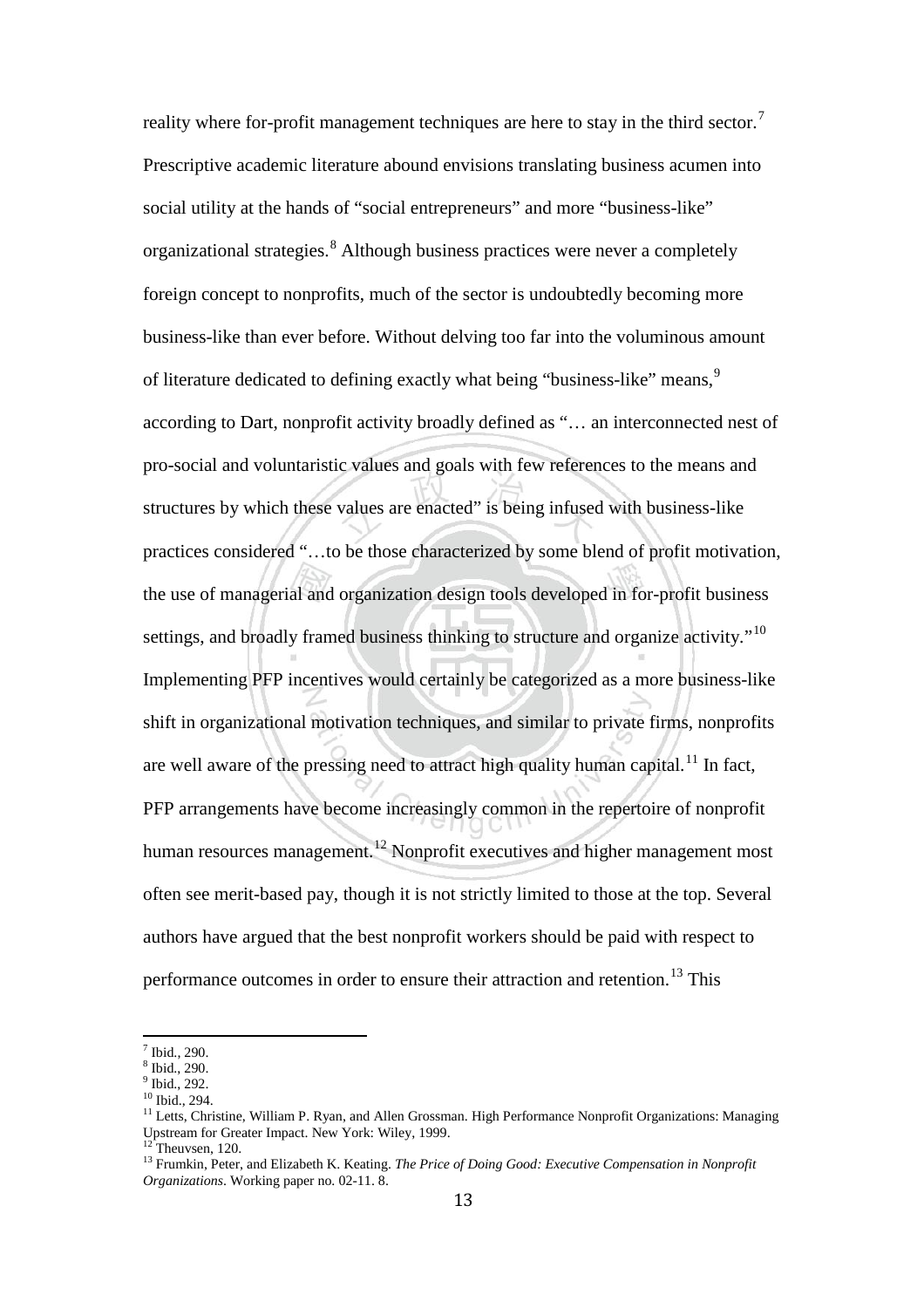reality where for-profit management techniques are here to stay in the third sector.[7] Prescriptive academic literature abound envisions translating business acumen into social utility at the hands of "social entrepreneurs" and more "business-like" organizational strategies.[8] Although business practices were never a completely foreign concept to nonprofits, much of the sector is undoubtedly becoming more business-like than ever before. Without delving too far into the voluminous amount of literature dedicated to defining exactly what being "business-like" means,[9] according to Dart, nonprofit activity broadly defined as "… an interconnected nest of pro-social and voluntaristic values and goals with few references to the means and structures by which these values are enacted" is being infused with business-like practices considered "…to be those characterized by some blend of profit motivation, the use of managerial and organization design tools developed in for-profit business settings, and broadly framed business thinking to structure and organize activity."[10] Implementing PFP incentives would certainly be categorized as a more business-like shift in organizational motivation techniques, and similar to private firms, nonprofits are well aware of the pressing need to attract high quality human capital.[11] In fact, PFP arrangements have become increasingly common in the repertoire of nonprofit human resources management.[12] Nonprofit executives and higher management most often see merit-based pay, though it is not strictly limited to those at the top. Several authors have argued that the best nonprofit workers should be paid with respect to performance outcomes in order to ensure their attraction and retention.[13] This

---

[7] Ibid., 290.
[8] Ibid., 290.
[9] Ibid., 292.
[10] Ibid., 294.
[11] Letts, Christine, William P. Ryan, and Allen Grossman. High Performance Nonprofit Organizations: Managing Upstream for Greater Impact. New York: Wiley, 1999.
[12] Theuvsen, 120.
[13] Frumkin, Peter, and Elizabeth K. Keating. *The Price of Doing Good: Executive Compensation in Nonprofit Organizations*. Working paper no. 02-11. 8.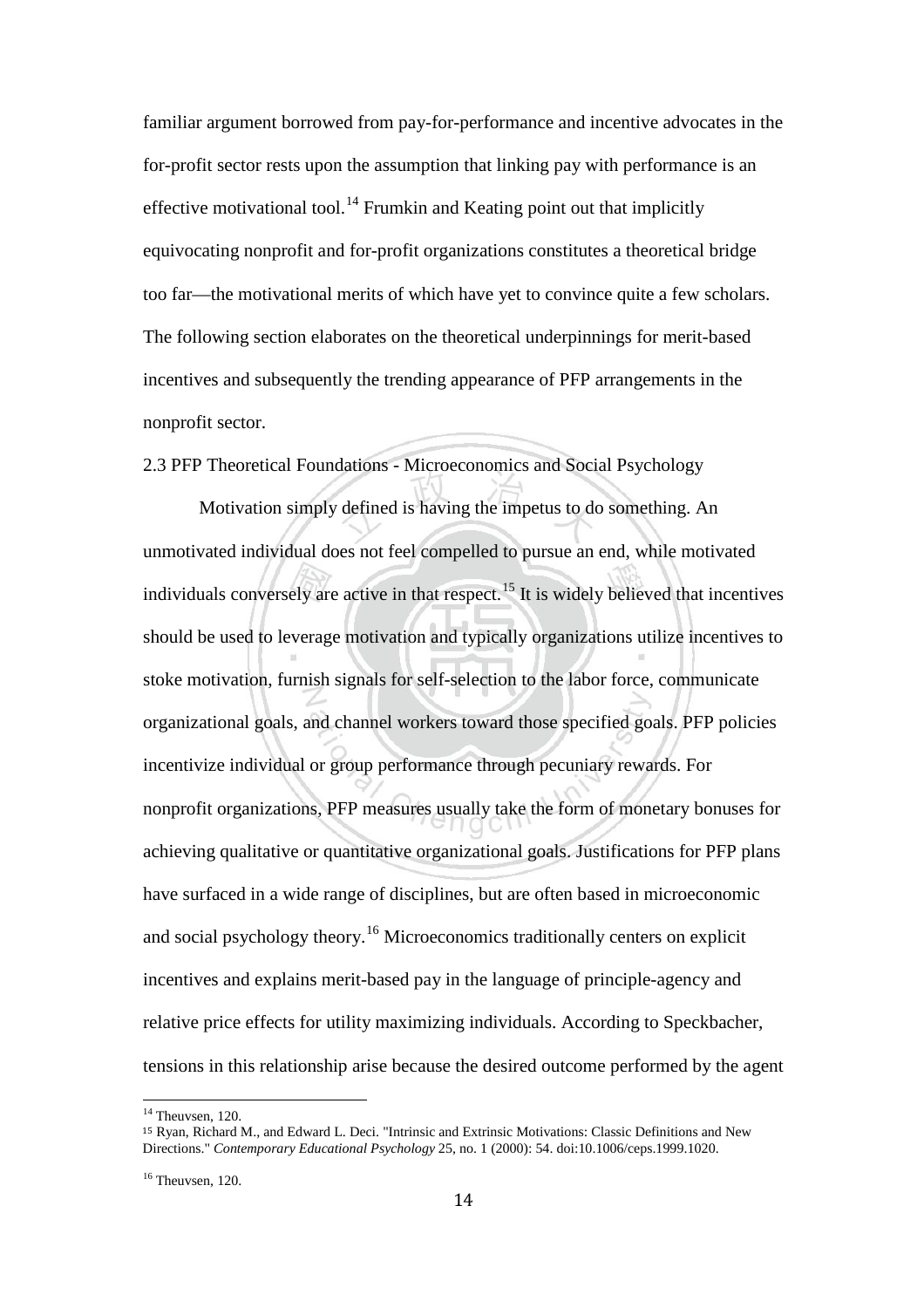familiar argument borrowed from pay-for-performance and incentive advocates in the for-profit sector rests upon the assumption that linking pay with performance is an effective motivational tool.[14] Frumkin and Keating point out that implicitly equivocating nonprofit and for-profit organizations constitutes a theoretical bridge too far—the motivational merits of which have yet to convince quite a few scholars. The following section elaborates on the theoretical underpinnings for merit-based incentives and subsequently the trending appearance of PFP arrangements in the nonprofit sector.

## 2.3 PFP Theoretical Foundations - Microeconomics and Social Psychology

Motivation simply defined is having the impetus to do something. An unmotivated individual does not feel compelled to pursue an end, while motivated individuals conversely are active in that respect.[15] It is widely believed that incentives should be used to leverage motivation and typically organizations utilize incentives to stoke motivation, furnish signals for self-selection to the labor force, communicate organizational goals, and channel workers toward those specified goals. PFP policies incentivize individual or group performance through pecuniary rewards. For nonprofit organizations, PFP measures usually take the form of monetary bonuses for achieving qualitative or quantitative organizational goals. Justifications for PFP plans have surfaced in a wide range of disciplines, but are often based in microeconomic and social psychology theory.[16] Microeconomics traditionally centers on explicit incentives and explains merit-based pay in the language of principle-agency and relative price effects for utility maximizing individuals. According to Speckbacher, tensions in this relationship arise because the desired outcome performed by the agent

---

[14] Theuvsen, 120.

[15] Ryan, Richard M., and Edward L. Deci. "Intrinsic and Extrinsic Motivations: Classic Definitions and New Directions." *Contemporary Educational Psychology* 25, no. 1 (2000): 54. doi:10.1006/ceps.1999.1020.

[16] Theuvsen, 120.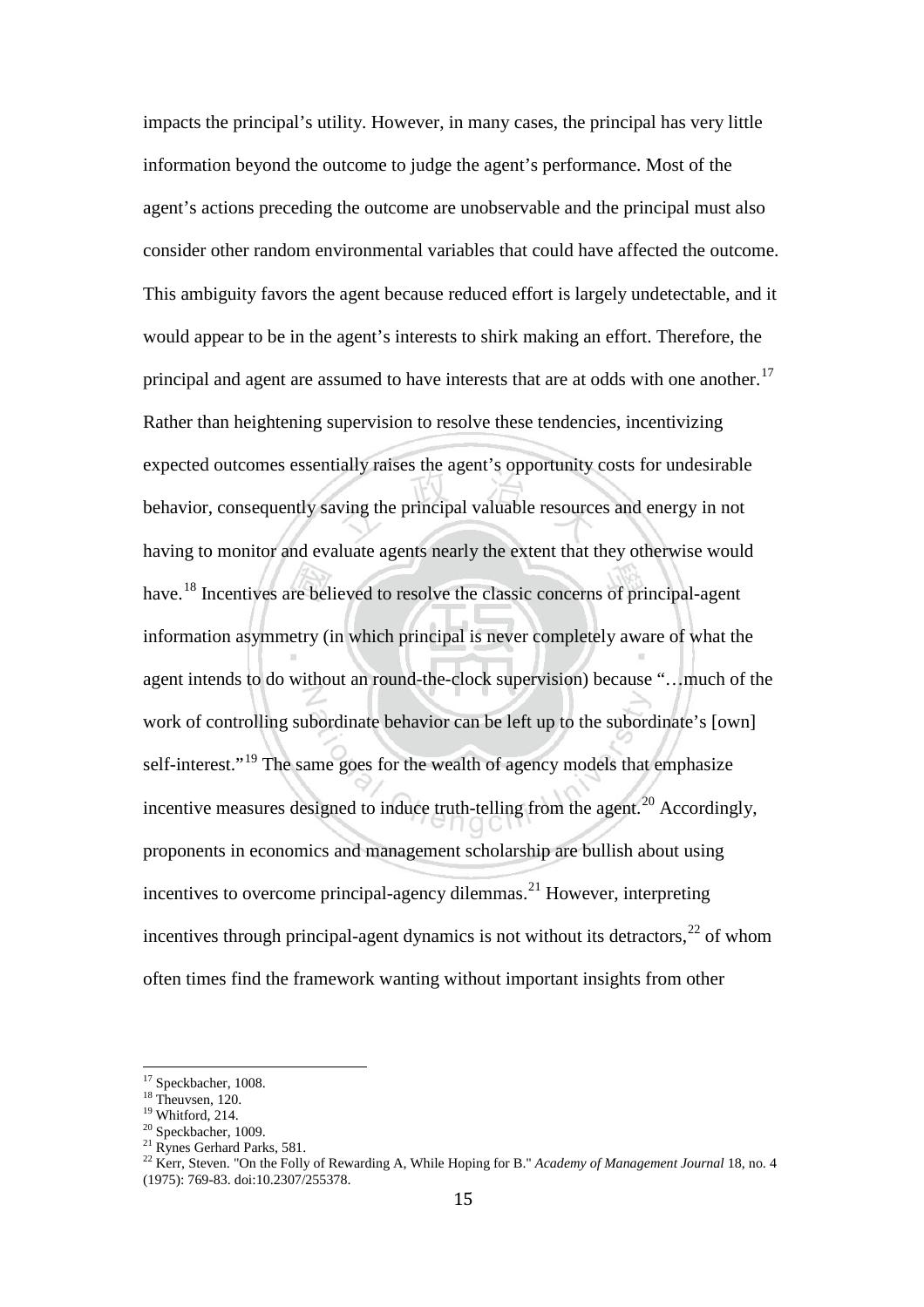impacts the principal's utility. However, in many cases, the principal has very little information beyond the outcome to judge the agent's performance. Most of the agent's actions preceding the outcome are unobservable and the principal must also consider other random environmental variables that could have affected the outcome. This ambiguity favors the agent because reduced effort is largely undetectable, and it would appear to be in the agent's interests to shirk making an effort. Therefore, the principal and agent are assumed to have interests that are at odds with one another.[17] Rather than heightening supervision to resolve these tendencies, incentivizing expected outcomes essentially raises the agent's opportunity costs for undesirable behavior, consequently saving the principal valuable resources and energy in not having to monitor and evaluate agents nearly the extent that they otherwise would have.[18] Incentives are believed to resolve the classic concerns of principal-agent information asymmetry (in which principal is never completely aware of what the agent intends to do without an round-the-clock supervision) because "…much of the work of controlling subordinate behavior can be left up to the subordinate's [own] self-interest."[19] The same goes for the wealth of agency models that emphasize incentive measures designed to induce truth-telling from the agent.[20] Accordingly, proponents in economics and management scholarship are bullish about using incentives to overcome principal-agency dilemmas.[21] However, interpreting incentives through principal-agent dynamics is not without its detractors,[22] of whom often times find the framework wanting without important insights from other

---

[17] Speckbacher, 1008.

[18] Theuvsen, 120.

[19] Whitford, 214.

[20] Speckbacher, 1009.

[21] Rynes Gerhard Parks, 581.

[22] Kerr, Steven. "On the Folly of Rewarding A, While Hoping for B." *Academy of Management Journal* 18, no. 4 (1975): 769-83. doi:10.2307/255378.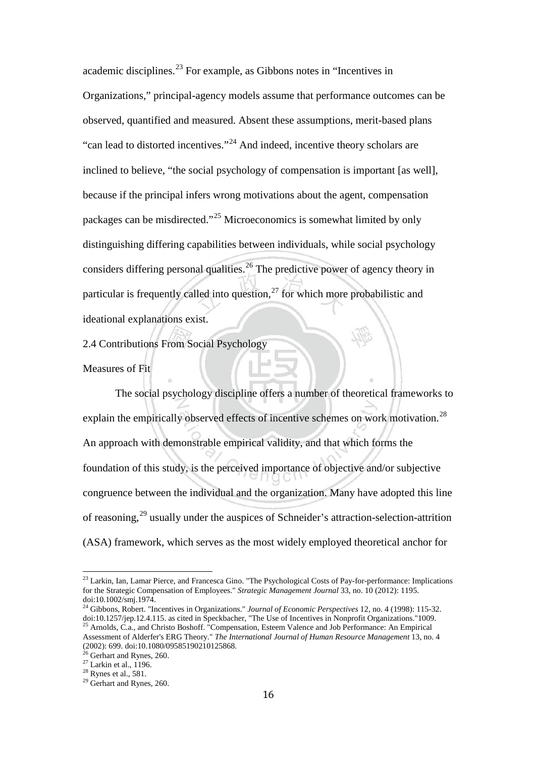academic disciplines.[23] For example, as Gibbons notes in "Incentives in Organizations," principal-agency models assume that performance outcomes can be observed, quantified and measured. Absent these assumptions, merit-based plans "can lead to distorted incentives."[24] And indeed, incentive theory scholars are inclined to believe, "the social psychology of compensation is important [as well], because if the principal infers wrong motivations about the agent, compensation packages can be misdirected."[25] Microeconomics is somewhat limited by only distinguishing differing capabilities between individuals, while social psychology considers differing personal qualities.[26] The predictive power of agency theory in particular is frequently called into question,[27] for which more probabilistic and ideational explanations exist.

## 2.4 Contributions From Social Psychology

### Measures of Fit

The social psychology discipline offers a number of theoretical frameworks to explain the empirically observed effects of incentive schemes on work motivation.[28] An approach with demonstrable empirical validity, and that which forms the foundation of this study, is the perceived importance of objective and/or subjective congruence between the individual and the organization. Many have adopted this line of reasoning,[29] usually under the auspices of Schneider's attraction-selection-attrition (ASA) framework, which serves as the most widely employed theoretical anchor for

---

[23] Larkin, Ian, Lamar Pierce, and Francesca Gino. "The Psychological Costs of Pay-for-performance: Implications for the Strategic Compensation of Employees." *Strategic Management Journal* 33, no. 10 (2012): 1195. doi:10.1002/smj.1974.

[24] Gibbons, Robert. "Incentives in Organizations." *Journal of Economic Perspectives* 12, no. 4 (1998): 115-32. doi:10.1257/jep.12.4.115. as cited in Speckbacher, "The Use of Incentives in Nonprofit Organizations."1009.

[25] Arnolds, C.a., and Christo Boshoff. "Compensation, Esteem Valence and Job Performance: An Empirical Assessment of Alderfer's ERG Theory." *The International Journal of Human Resource Management* 13, no. 4 (2002): 699. doi:10.1080/09585190210125868.

[26] Gerhart and Rynes, 260.

[27] Larkin et al., 1196.

[28] Rynes et al., 581.

[29] Gerhart and Rynes, 260.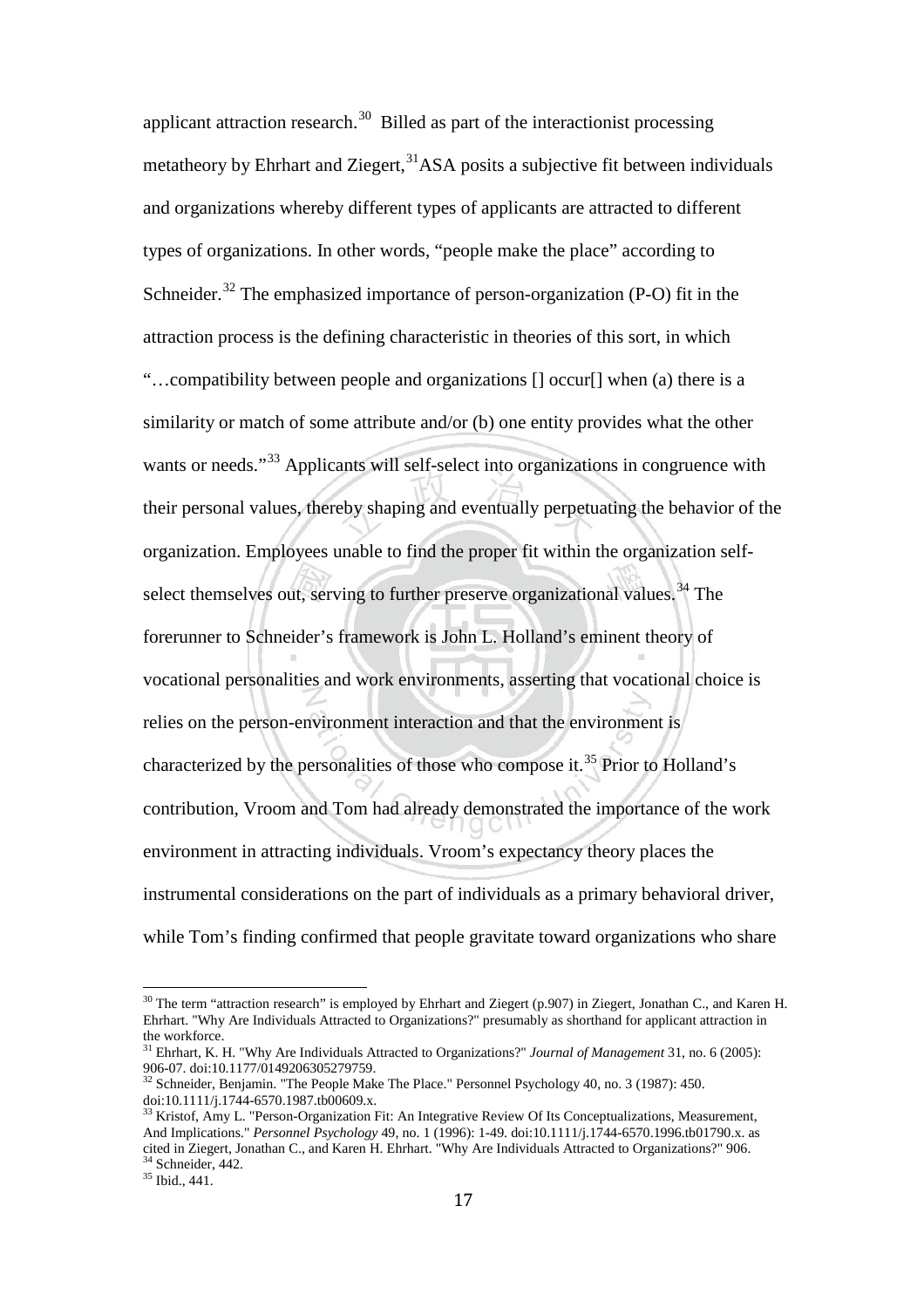applicant attraction research.[30] Billed as part of the interactionist processing metatheory by Ehrhart and Ziegert,[31] ASA posits a subjective fit between individuals and organizations whereby different types of applicants are attracted to different types of organizations. In other words, "people make the place" according to Schneider.[32] The emphasized importance of person-organization (P-O) fit in the attraction process is the defining characteristic in theories of this sort, in which "…compatibility between people and organizations [] occur[] when (a) there is a similarity or match of some attribute and/or (b) one entity provides what the other wants or needs."[33] Applicants will self-select into organizations in congruence with their personal values, thereby shaping and eventually perpetuating the behavior of the organization. Employees unable to find the proper fit within the organization self-select themselves out, serving to further preserve organizational values.[34] The forerunner to Schneider's framework is John L. Holland's eminent theory of vocational personalities and work environments, asserting that vocational choice is relies on the person-environment interaction and that the environment is characterized by the personalities of those who compose it.[35] Prior to Holland's contribution, Vroom and Tom had already demonstrated the importance of the work environment in attracting individuals. Vroom's expectancy theory places the instrumental considerations on the part of individuals as a primary behavioral driver, while Tom's finding confirmed that people gravitate toward organizations who share

---

[30] The term "attraction research" is employed by Ehrhart and Ziegert (p.907) in Ziegert, Jonathan C., and Karen H. Ehrhart. "Why Are Individuals Attracted to Organizations?" presumably as shorthand for applicant attraction in the workforce.

[31] Ehrhart, K. H. "Why Are Individuals Attracted to Organizations?" *Journal of Management* 31, no. 6 (2005): 906-07. doi:10.1177/0149206305279759.

[32] Schneider, Benjamin. "The People Make The Place." Personnel Psychology 40, no. 3 (1987): 450. doi:10.1111/j.1744-6570.1987.tb00609.x.

[33] Kristof, Amy L. "Person-Organization Fit: An Integrative Review Of Its Conceptualizations, Measurement, And Implications." *Personnel Psychology* 49, no. 1 (1996): 1-49. doi:10.1111/j.1744-6570.1996.tb01790.x. as cited in Ziegert, Jonathan C., and Karen H. Ehrhart. "Why Are Individuals Attracted to Organizations?" 906.

[34] Schneider, 442.

[35] Ibid., 441.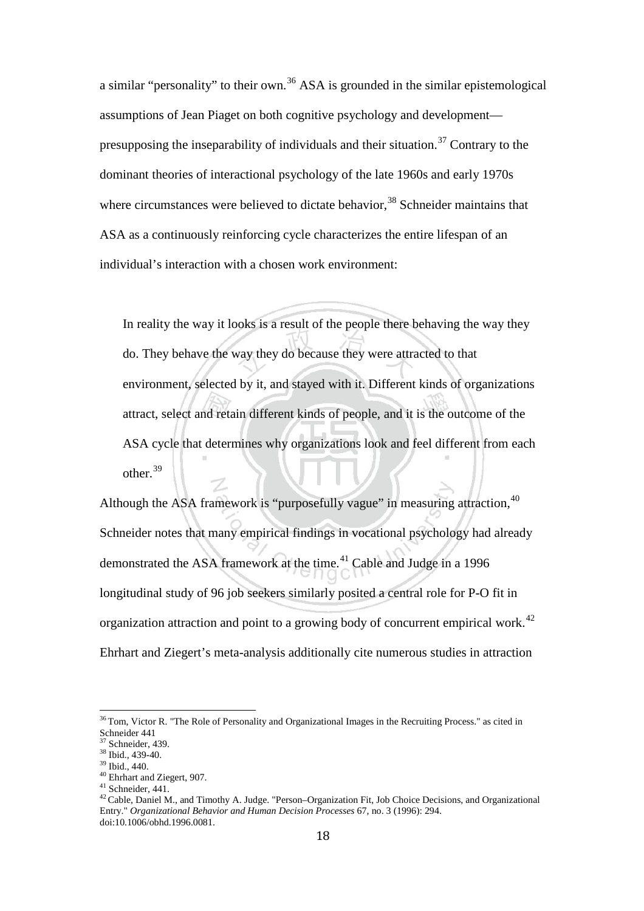a similar "personality" to their own.[36] ASA is grounded in the similar epistemological assumptions of Jean Piaget on both cognitive psychology and development—presupposing the inseparability of individuals and their situation.[37] Contrary to the dominant theories of interactional psychology of the late 1960s and early 1970s where circumstances were believed to dictate behavior,[38] Schneider maintains that ASA as a continuously reinforcing cycle characterizes the entire lifespan of an individual's interaction with a chosen work environment:

> In reality the way it looks is a result of the people there behaving the way they do. They behave the way they do because they were attracted to that environment, selected by it, and stayed with it. Different kinds of organizations attract, select and retain different kinds of people, and it is the outcome of the ASA cycle that determines why organizations look and feel different from each other.[39]

Although the ASA framework is "purposefully vague" in measuring attraction,[40] Schneider notes that many empirical findings in vocational psychology had already demonstrated the ASA framework at the time.[41] Cable and Judge in a 1996 longitudinal study of 96 job seekers similarly posited a central role for P-O fit in organization attraction and point to a growing body of concurrent empirical work.[42] Ehrhart and Ziegert's meta-analysis additionally cite numerous studies in attraction

---

[36] Tom, Victor R. "The Role of Personality and Organizational Images in the Recruiting Process." as cited in Schneider 441

[37] Schneider, 439.

[38] Ibid., 439-40.

[39] Ibid., 440.

[40] Ehrhart and Ziegert, 907.

[41] Schneider, 441.

[42] Cable, Daniel M., and Timothy A. Judge. "Person–Organization Fit, Job Choice Decisions, and Organizational Entry." *Organizational Behavior and Human Decision Processes* 67, no. 3 (1996): 294. doi:10.1006/obhd.1996.0081.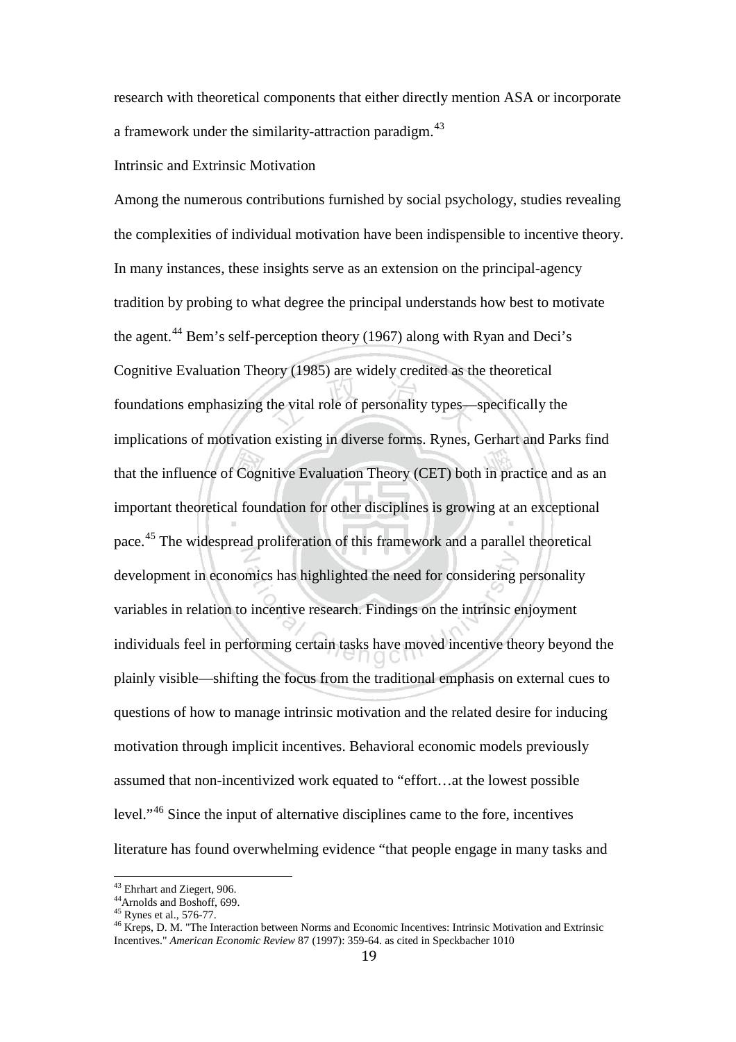research with theoretical components that either directly mention ASA or incorporate a framework under the similarity-attraction paradigm.[43]

Intrinsic and Extrinsic Motivation

Among the numerous contributions furnished by social psychology, studies revealing the complexities of individual motivation have been indispensible to incentive theory. In many instances, these insights serve as an extension on the principal-agency tradition by probing to what degree the principal understands how best to motivate the agent.[44] Bem's self-perception theory (1967) along with Ryan and Deci's Cognitive Evaluation Theory (1985) are widely credited as the theoretical foundations emphasizing the vital role of personality types—specifically the implications of motivation existing in diverse forms. Rynes, Gerhart and Parks find that the influence of Cognitive Evaluation Theory (CET) both in practice and as an important theoretical foundation for other disciplines is growing at an exceptional pace.[45] The widespread proliferation of this framework and a parallel theoretical development in economics has highlighted the need for considering personality variables in relation to incentive research. Findings on the intrinsic enjoyment individuals feel in performing certain tasks have moved incentive theory beyond the plainly visible—shifting the focus from the traditional emphasis on external cues to questions of how to manage intrinsic motivation and the related desire for inducing motivation through implicit incentives. Behavioral economic models previously assumed that non-incentivized work equated to "effort…at the lowest possible level."[46] Since the input of alternative disciplines came to the fore, incentives literature has found overwhelming evidence "that people engage in many tasks and

---

[43] Ehrhart and Ziegert, 906.

[44] Arnolds and Boshoff, 699.

[45] Rynes et al., 576-77.

[46] Kreps, D. M. "The Interaction between Norms and Economic Incentives: Intrinsic Motivation and Extrinsic Incentives." *American Economic Review* 87 (1997): 359-64. as cited in Speckbacher 1010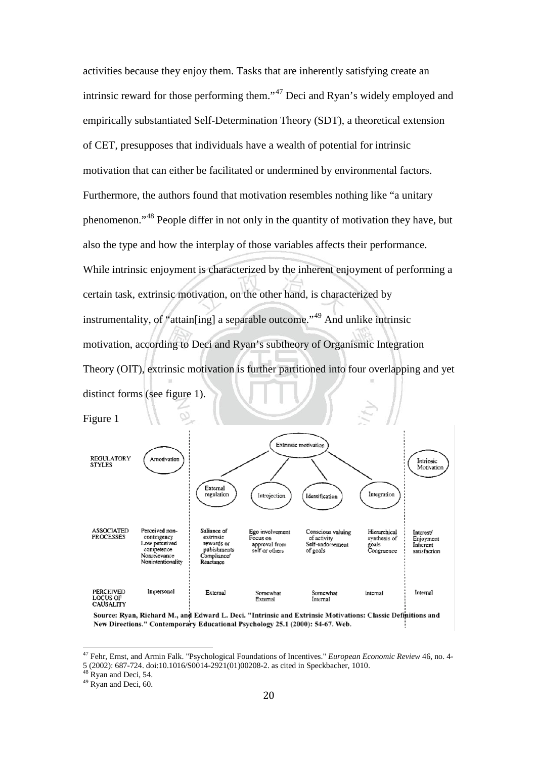activities because they enjoy them. Tasks that are inherently satisfying create an intrinsic reward for those performing them."[47] Deci and Ryan's widely employed and empirically substantiated Self-Determination Theory (SDT), a theoretical extension of CET, presupposes that individuals have a wealth of potential for intrinsic motivation that can either be facilitated or undermined by environmental factors. Furthermore, the authors found that motivation resembles nothing like "a unitary phenomenon."[48] People differ in not only in the quantity of motivation they have, but also the type and how the interplay of those variables affects their performance. While intrinsic enjoyment is characterized by the inherent enjoyment of performing a certain task, extrinsic motivation, on the other hand, is characterized by instrumentality, of "attain[ing] a separable outcome."[49] And unlike intrinsic motivation, according to Deci and Ryan's subtheory of Organismic Integration Theory (OIT), extrinsic motivation is further partitioned into four overlapping and yet distinct forms (see figure 1).

Figure 1

| | | Extrinsic motivation | | | | |
|---|---|---|---|---|---|---|
| REGULATORY STYLES | Amotivation | External regulation | Introjection | Identification | Integration | Intrinsic Motivation |
| ASSOCIATED PROCESSES | Perceived non-contingency<br>Low perceived competence<br>Nonrelevance<br>Nonintentionality | Saliance of extrinsic rewards or pubishments<br>Compliance/ Reactance | Ego involvement<br>Focus on approval from self or others | Conscious valuing of activity<br>Self-endorsement of goals | Hierarchical synthesis of goals<br>Congruence | Interest/ Enjoyment<br>Inherent satisfaction |
| PERCEIVED LOCUS OF CAUSALITY | Impersonal | External | Somewhat External | Somewhat Internal | Internal | Internal |

**Source: Ryan, Richard M., and Edward L. Deci. "Intrinsic and Extrinsic Motivations: Classic Definitions and New Directions." Contemporary Educational Psychology 25.1 (2000): 54-67. Web.**

---

[47] Fehr, Ernst, and Armin Falk. "Psychological Foundations of Incentives." *European Economic Review* 46, no. 4-5 (2002): 687-724. doi:10.1016/S0014-2921(01)00208-2. as cited in Speckbacher, 1010.

[48] Ryan and Deci, 54.

[49] Ryan and Deci, 60.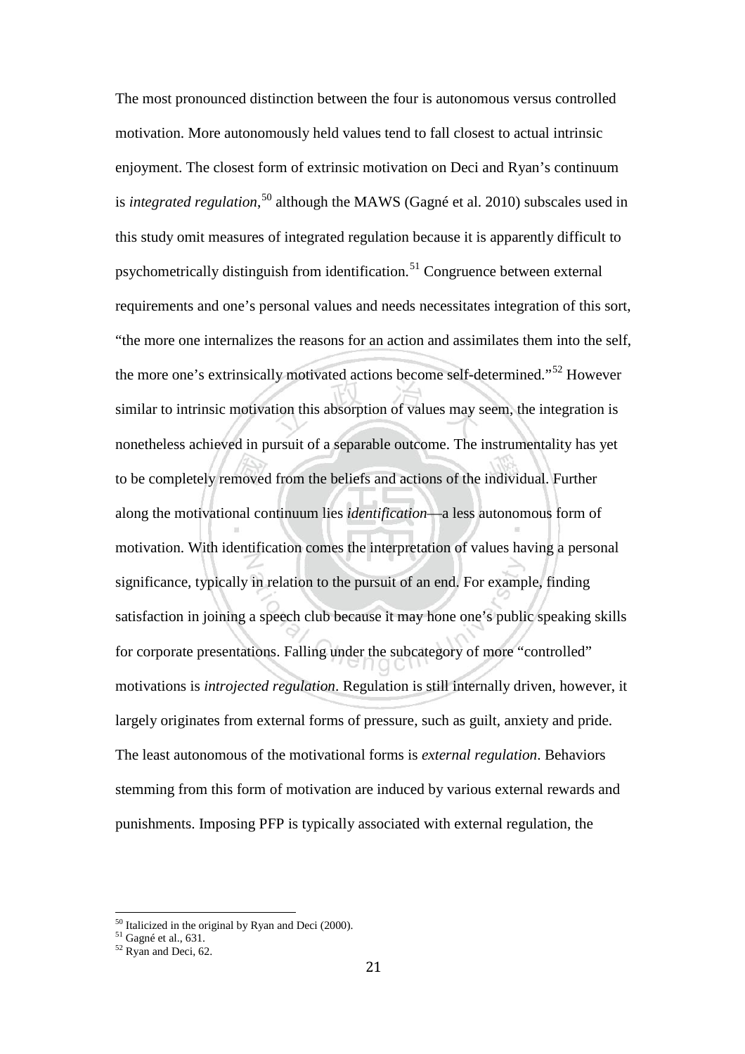The most pronounced distinction between the four is autonomous versus controlled motivation. More autonomously held values tend to fall closest to actual intrinsic enjoyment. The closest form of extrinsic motivation on Deci and Ryan's continuum is *integrated regulation*,[50] although the MAWS (Gagné et al. 2010) subscales used in this study omit measures of integrated regulation because it is apparently difficult to psychometrically distinguish from identification.[51] Congruence between external requirements and one's personal values and needs necessitates integration of this sort, "the more one internalizes the reasons for an action and assimilates them into the self, the more one's extrinsically motivated actions become self-determined."[52] However similar to intrinsic motivation this absorption of values may seem, the integration is nonetheless achieved in pursuit of a separable outcome. The instrumentality has yet to be completely removed from the beliefs and actions of the individual. Further along the motivational continuum lies *identification*—a less autonomous form of motivation. With identification comes the interpretation of values having a personal significance, typically in relation to the pursuit of an end. For example, finding satisfaction in joining a speech club because it may hone one's public speaking skills for corporate presentations. Falling under the subcategory of more "controlled" motivations is *introjected regulation*. Regulation is still internally driven, however, it largely originates from external forms of pressure, such as guilt, anxiety and pride. The least autonomous of the motivational forms is *external regulation*. Behaviors stemming from this form of motivation are induced by various external rewards and punishments. Imposing PFP is typically associated with external regulation, the

---

[50] Italicized in the original by Ryan and Deci (2000).
[51] Gagné et al., 631.
[52] Ryan and Deci, 62.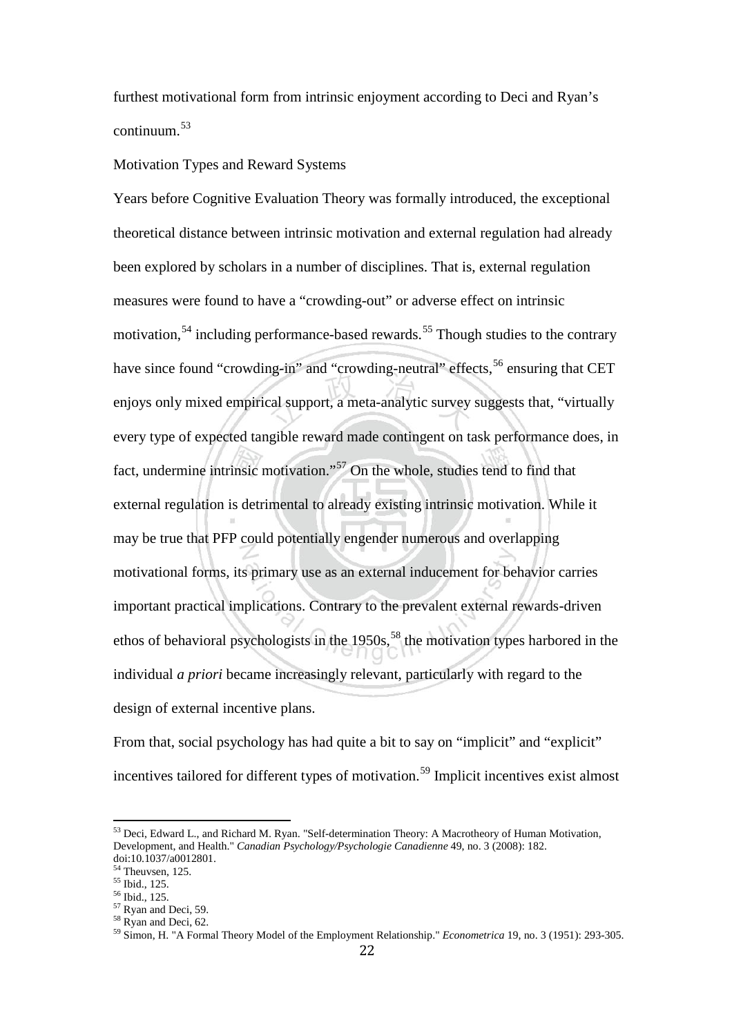furthest motivational form from intrinsic enjoyment according to Deci and Ryan's continuum.[53]

Motivation Types and Reward Systems

Years before Cognitive Evaluation Theory was formally introduced, the exceptional theoretical distance between intrinsic motivation and external regulation had already been explored by scholars in a number of disciplines. That is, external regulation measures were found to have a "crowding-out" or adverse effect on intrinsic motivation,[54] including performance-based rewards.[55] Though studies to the contrary have since found "crowding-in" and "crowding-neutral" effects,[56] ensuring that CET enjoys only mixed empirical support, a meta-analytic survey suggests that, "virtually every type of expected tangible reward made contingent on task performance does, in fact, undermine intrinsic motivation."[57] On the whole, studies tend to find that external regulation is detrimental to already existing intrinsic motivation. While it may be true that PFP could potentially engender numerous and overlapping motivational forms, its primary use as an external inducement for behavior carries important practical implications. Contrary to the prevalent external rewards-driven ethos of behavioral psychologists in the 1950s,[58] the motivation types harbored in the individual *a priori* became increasingly relevant, particularly with regard to the design of external incentive plans.

From that, social psychology has had quite a bit to say on "implicit" and "explicit" incentives tailored for different types of motivation.[59] Implicit incentives exist almost

---

[53] Deci, Edward L., and Richard M. Ryan. "Self-determination Theory: A Macrotheory of Human Motivation, Development, and Health." *Canadian Psychology/Psychologie Canadienne* 49, no. 3 (2008): 182. doi:10.1037/a0012801.

[54] Theuvsen, 125.

[55] Ibid., 125.

[56] Ibid., 125.

[57] Ryan and Deci, 59.

[58] Ryan and Deci, 62.

[59] Simon, H. "A Formal Theory Model of the Employment Relationship." *Econometrica* 19, no. 3 (1951): 293-305.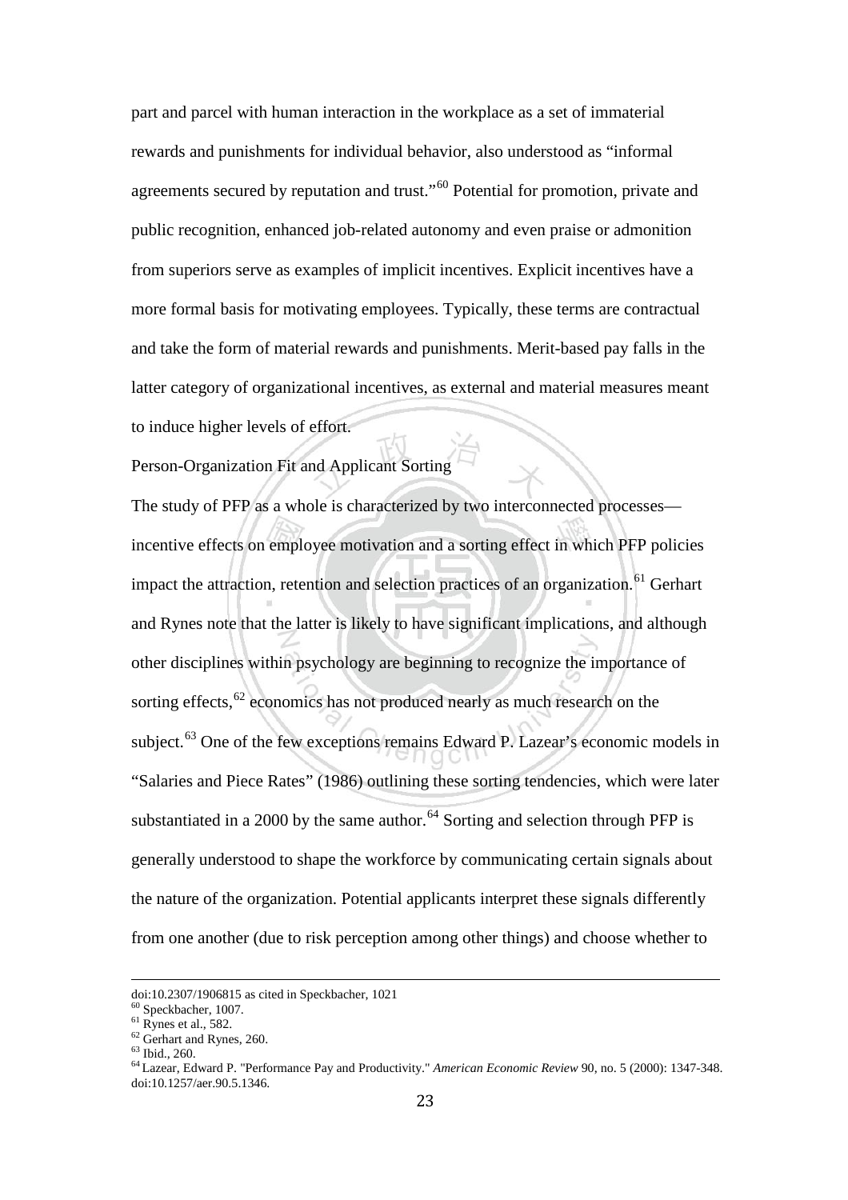part and parcel with human interaction in the workplace as a set of immaterial rewards and punishments for individual behavior, also understood as "informal agreements secured by reputation and trust."[60] Potential for promotion, private and public recognition, enhanced job-related autonomy and even praise or admonition from superiors serve as examples of implicit incentives. Explicit incentives have a more formal basis for motivating employees. Typically, these terms are contractual and take the form of material rewards and punishments. Merit-based pay falls in the latter category of organizational incentives, as external and material measures meant to induce higher levels of effort.

### Person-Organization Fit and Applicant Sorting

The study of PFP as a whole is characterized by two interconnected processes—incentive effects on employee motivation and a sorting effect in which PFP policies impact the attraction, retention and selection practices of an organization.[61] Gerhart and Rynes note that the latter is likely to have significant implications, and although other disciplines within psychology are beginning to recognize the importance of sorting effects,[62] economics has not produced nearly as much research on the subject.[63] One of the few exceptions remains Edward P. Lazear's economic models in "Salaries and Piece Rates" (1986) outlining these sorting tendencies, which were later substantiated in a 2000 by the same author.[64] Sorting and selection through PFP is generally understood to shape the workforce by communicating certain signals about the nature of the organization. Potential applicants interpret these signals differently from one another (due to risk perception among other things) and choose whether to

---

doi:10.2307/1906815 as cited in Speckbacher, 1021

[60] Speckbacher, 1007.

[61] Rynes et al., 582.

[62] Gerhart and Rynes, 260.

[63] Ibid., 260.

[64] Lazear, Edward P. "Performance Pay and Productivity." *American Economic Review* 90, no. 5 (2000): 1347-348. doi:10.1257/aer.90.5.1346.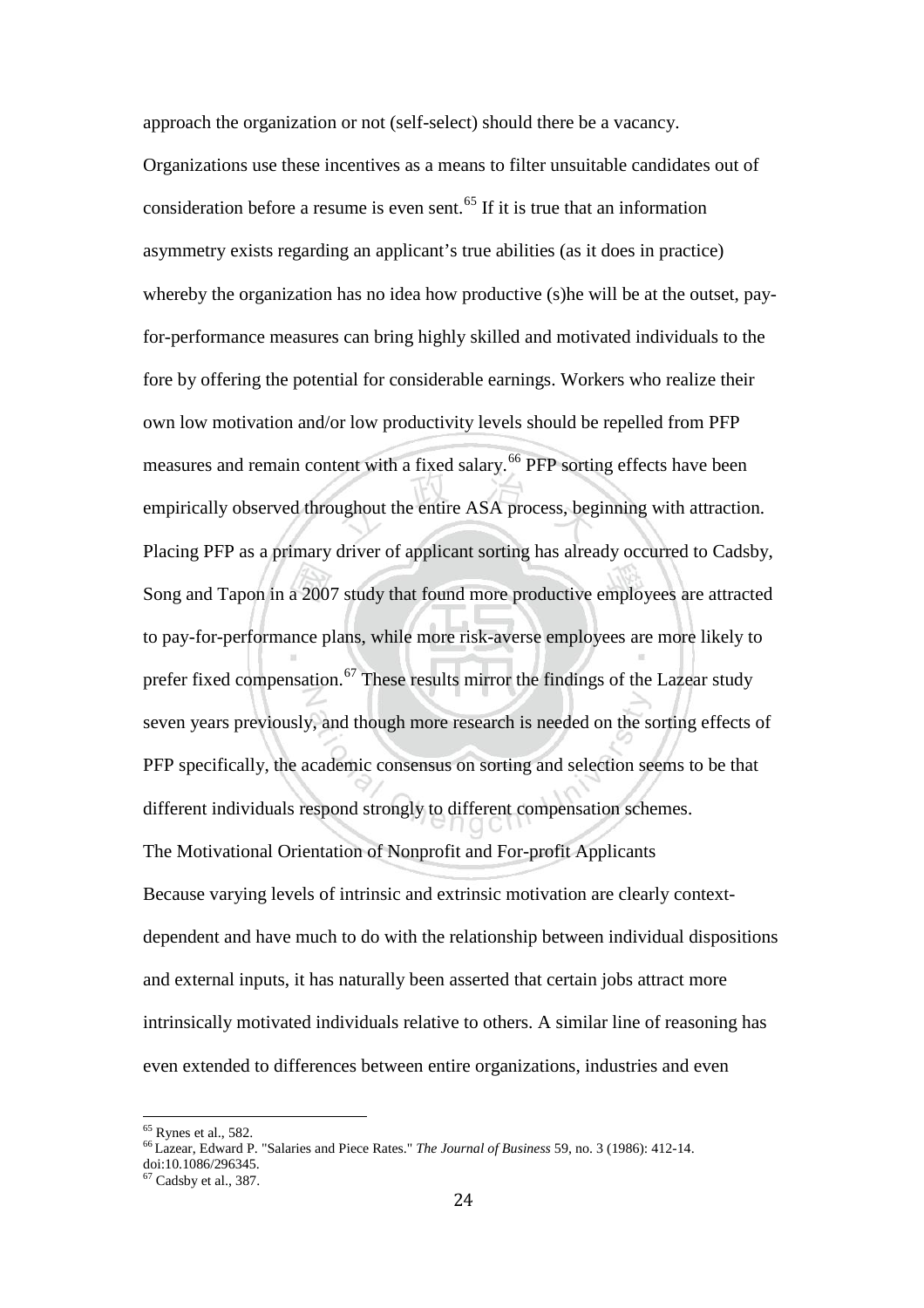approach the organization or not (self-select) should there be a vacancy. Organizations use these incentives as a means to filter unsuitable candidates out of consideration before a resume is even sent.[65] If it is true that an information asymmetry exists regarding an applicant's true abilities (as it does in practice) whereby the organization has no idea how productive (s)he will be at the outset, pay-for-performance measures can bring highly skilled and motivated individuals to the fore by offering the potential for considerable earnings. Workers who realize their own low motivation and/or low productivity levels should be repelled from PFP measures and remain content with a fixed salary.[66] PFP sorting effects have been empirically observed throughout the entire ASA process, beginning with attraction. Placing PFP as a primary driver of applicant sorting has already occurred to Cadsby, Song and Tapon in a 2007 study that found more productive employees are attracted to pay-for-performance plans, while more risk-averse employees are more likely to prefer fixed compensation.[67] These results mirror the findings of the Lazear study seven years previously, and though more research is needed on the sorting effects of PFP specifically, the academic consensus on sorting and selection seems to be that different individuals respond strongly to different compensation schemes.

### The Motivational Orientation of Nonprofit and For-profit Applicants

Because varying levels of intrinsic and extrinsic motivation are clearly context-dependent and have much to do with the relationship between individual dispositions and external inputs, it has naturally been asserted that certain jobs attract more intrinsically motivated individuals relative to others. A similar line of reasoning has even extended to differences between entire organizations, industries and even

---

[65] Rynes et al., 582.

[66] Lazear, Edward P. "Salaries and Piece Rates." *The Journal of Business* 59, no. 3 (1986): 412-14. doi:10.1086/296345.

[67] Cadsby et al., 387.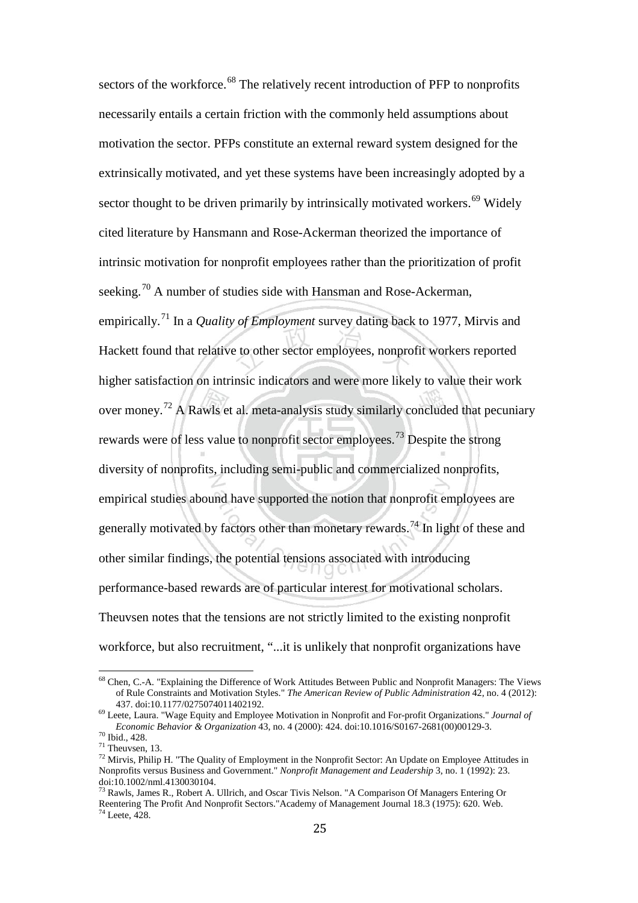sectors of the workforce.[68] The relatively recent introduction of PFP to nonprofits necessarily entails a certain friction with the commonly held assumptions about motivation the sector. PFPs constitute an external reward system designed for the extrinsically motivated, and yet these systems have been increasingly adopted by a sector thought to be driven primarily by intrinsically motivated workers.[69] Widely cited literature by Hansmann and Rose-Ackerman theorized the importance of intrinsic motivation for nonprofit employees rather than the prioritization of profit seeking.[70] A number of studies side with Hansman and Rose-Ackerman, empirically.[71] In a *Quality of Employment* survey dating back to 1977, Mirvis and Hackett found that relative to other sector employees, nonprofit workers reported higher satisfaction on intrinsic indicators and were more likely to value their work over money.[72] A Rawls et al. meta-analysis study similarly concluded that pecuniary rewards were of less value to nonprofit sector employees.[73] Despite the strong diversity of nonprofits, including semi-public and commercialized nonprofits, empirical studies abound have supported the notion that nonprofit employees are generally motivated by factors other than monetary rewards.[74] In light of these and other similar findings, the potential tensions associated with introducing performance-based rewards are of particular interest for motivational scholars. Theuvsen notes that the tensions are not strictly limited to the existing nonprofit workforce, but also recruitment, "...it is unlikely that nonprofit organizations have

---

[68] Chen, C.-A. "Explaining the Difference of Work Attitudes Between Public and Nonprofit Managers: The Views of Rule Constraints and Motivation Styles." *The American Review of Public Administration* 42, no. 4 (2012): 437. doi:10.1177/0275074011402192.

[69] Leete, Laura. "Wage Equity and Employee Motivation in Nonprofit and For-profit Organizations." *Journal of Economic Behavior & Organization* 43, no. 4 (2000): 424. doi:10.1016/S0167-2681(00)00129-3.

[70] Ibid., 428.

[71] Theuvsen, 13.

[72] Mirvis, Philip H. "The Quality of Employment in the Nonprofit Sector: An Update on Employee Attitudes in Nonprofits versus Business and Government." *Nonprofit Management and Leadership* 3, no. 1 (1992): 23. doi:10.1002/nml.4130030104.

[73] Rawls, James R., Robert A. Ullrich, and Oscar Tivis Nelson. "A Comparison Of Managers Entering Or Reentering The Profit And Nonprofit Sectors."Academy of Management Journal 18.3 (1975): 620. Web.

[74] Leete, 428.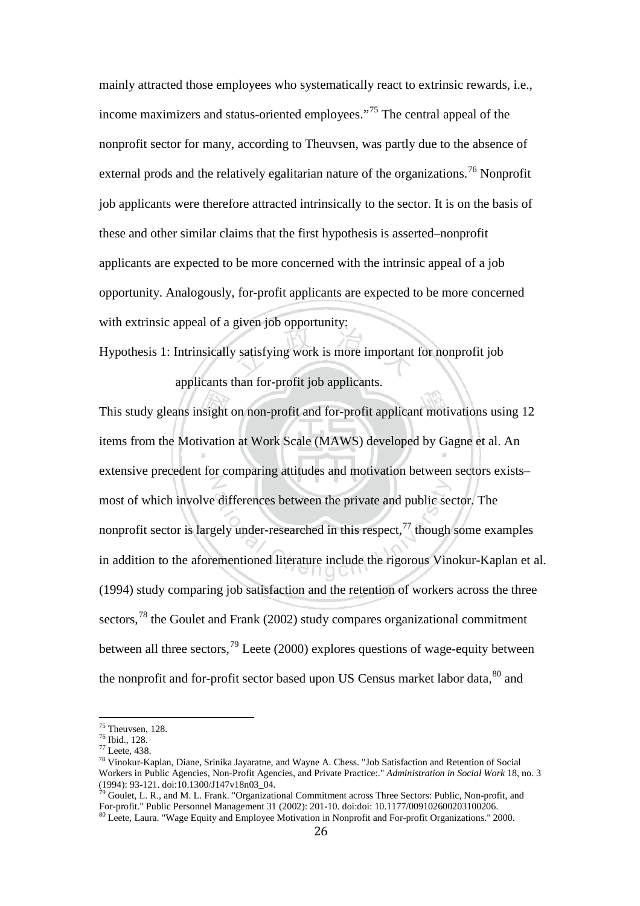mainly attracted those employees who systematically react to extrinsic rewards, i.e., income maximizers and status-oriented employees."[75] The central appeal of the nonprofit sector for many, according to Theuvsen, was partly due to the absence of external prods and the relatively egalitarian nature of the organizations.[76] Nonprofit job applicants were therefore attracted intrinsically to the sector. It is on the basis of these and other similar claims that the first hypothesis is asserted–nonprofit applicants are expected to be more concerned with the intrinsic appeal of a job opportunity. Analogously, for-profit applicants are expected to be more concerned with extrinsic appeal of a given job opportunity:

Hypothesis 1: Intrinsically satisfying work is more important for nonprofit job applicants than for-profit job applicants.

This study gleans insight on non-profit and for-profit applicant motivations using 12 items from the Motivation at Work Scale (MAWS) developed by Gagne et al. An extensive precedent for comparing attitudes and motivation between sectors exists– most of which involve differences between the private and public sector. The nonprofit sector is largely under-researched in this respect,[77] though some examples in addition to the aforementioned literature include the rigorous Vinokur-Kaplan et al. (1994) study comparing job satisfaction and the retention of workers across the three sectors,[78] the Goulet and Frank (2002) study compares organizational commitment between all three sectors,[79] Leete (2000) explores questions of wage-equity between the nonprofit and for-profit sector based upon US Census market labor data,[80] and

---

[75] Theuvsen, 128.

[76] Ibid., 128.

[77] Leete, 438.

[78] Vinokur-Kaplan, Diane, Srinika Jayaratne, and Wayne A. Chess. "Job Satisfaction and Retention of Social Workers in Public Agencies, Non-Profit Agencies, and Private Practice:." *Administration in Social Work* 18, no. 3 (1994): 93-121. doi:10.1300/J147v18n03_04.

[79] Goulet, L. R., and M. L. Frank. "Organizational Commitment across Three Sectors: Public, Non-profit, and For-profit." Public Personnel Management 31 (2002): 201-10. doi:doi: 10.1177/009102600203100206.

[80] Leete, Laura. "Wage Equity and Employee Motivation in Nonprofit and For-profit Organizations." 2000.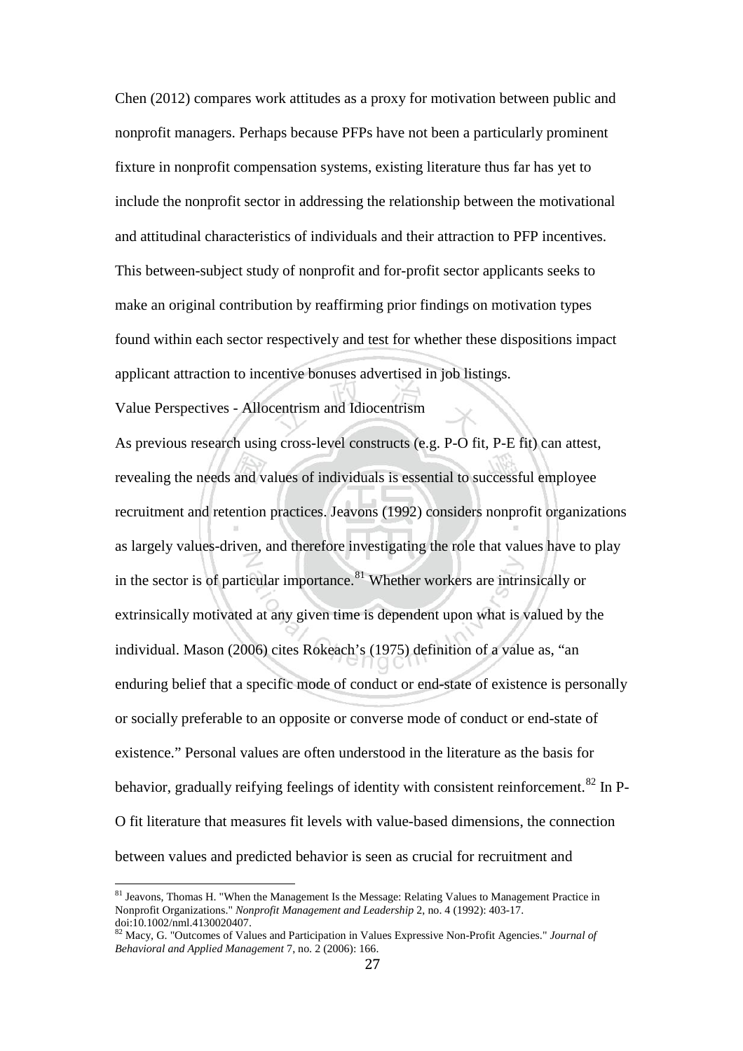Chen (2012) compares work attitudes as a proxy for motivation between public and nonprofit managers. Perhaps because PFPs have not been a particularly prominent fixture in nonprofit compensation systems, existing literature thus far has yet to include the nonprofit sector in addressing the relationship between the motivational and attitudinal characteristics of individuals and their attraction to PFP incentives. This between-subject study of nonprofit and for-profit sector applicants seeks to make an original contribution by reaffirming prior findings on motivation types found within each sector respectively and test for whether these dispositions impact applicant attraction to incentive bonuses advertised in job listings.

## Value Perspectives - Allocentrism and Idiocentrism

As previous research using cross-level constructs (e.g. P-O fit, P-E fit) can attest, revealing the needs and values of individuals is essential to successful employee recruitment and retention practices. Jeavons (1992) considers nonprofit organizations as largely values-driven, and therefore investigating the role that values have to play in the sector is of particular importance.[81] Whether workers are intrinsically or extrinsically motivated at any given time is dependent upon what is valued by the individual. Mason (2006) cites Rokeach's (1975) definition of a value as, "an enduring belief that a specific mode of conduct or end-state of existence is personally or socially preferable to an opposite or converse mode of conduct or end-state of existence." Personal values are often understood in the literature as the basis for behavior, gradually reifying feelings of identity with consistent reinforcement.[82] In P-O fit literature that measures fit levels with value-based dimensions, the connection between values and predicted behavior is seen as crucial for recruitment and

---

[81] Jeavons, Thomas H. "When the Management Is the Message: Relating Values to Management Practice in Nonprofit Organizations." *Nonprofit Management and Leadership* 2, no. 4 (1992): 403-17. doi:10.1002/nml.4130020407.

[82] Macy, G. "Outcomes of Values and Participation in Values Expressive Non-Profit Agencies." *Journal of Behavioral and Applied Management* 7, no. 2 (2006): 166.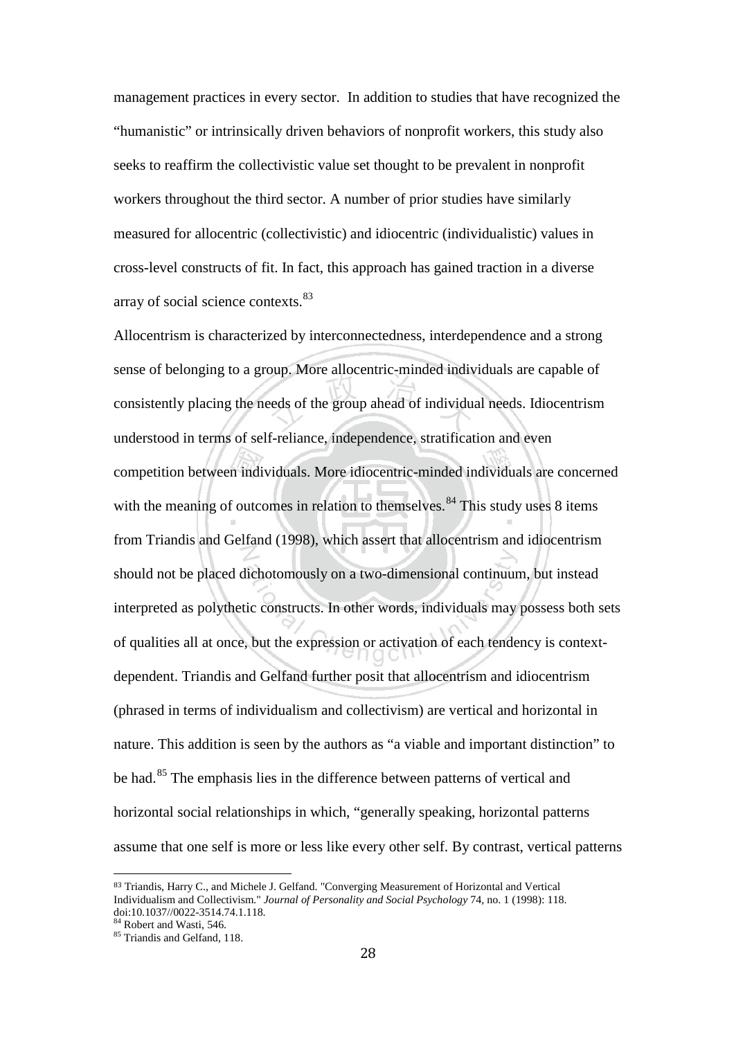management practices in every sector. In addition to studies that have recognized the "humanistic" or intrinsically driven behaviors of nonprofit workers, this study also seeks to reaffirm the collectivistic value set thought to be prevalent in nonprofit workers throughout the third sector. A number of prior studies have similarly measured for allocentric (collectivistic) and idiocentric (individualistic) values in cross-level constructs of fit. In fact, this approach has gained traction in a diverse array of social science contexts.[83]

Allocentrism is characterized by interconnectedness, interdependence and a strong sense of belonging to a group. More allocentric-minded individuals are capable of consistently placing the needs of the group ahead of individual needs. Idiocentrism understood in terms of self-reliance, independence, stratification and even competition between individuals. More idiocentric-minded individuals are concerned with the meaning of outcomes in relation to themselves.[84] This study uses 8 items from Triandis and Gelfand (1998), which assert that allocentrism and idiocentrism should not be placed dichotomously on a two-dimensional continuum, but instead interpreted as polythetic constructs. In other words, individuals may possess both sets of qualities all at once, but the expression or activation of each tendency is context-dependent. Triandis and Gelfand further posit that allocentrism and idiocentrism (phrased in terms of individualism and collectivism) are vertical and horizontal in nature. This addition is seen by the authors as "a viable and important distinction" to be had.[85] The emphasis lies in the difference between patterns of vertical and horizontal social relationships in which, "generally speaking, horizontal patterns assume that one self is more or less like every other self. By contrast, vertical patterns

---

[83] Triandis, Harry C., and Michele J. Gelfand. "Converging Measurement of Horizontal and Vertical Individualism and Collectivism." *Journal of Personality and Social Psychology* 74, no. 1 (1998): 118. doi:10.1037//0022-3514.74.1.118.

[84] Robert and Wasti, 546.

[85] Triandis and Gelfand, 118.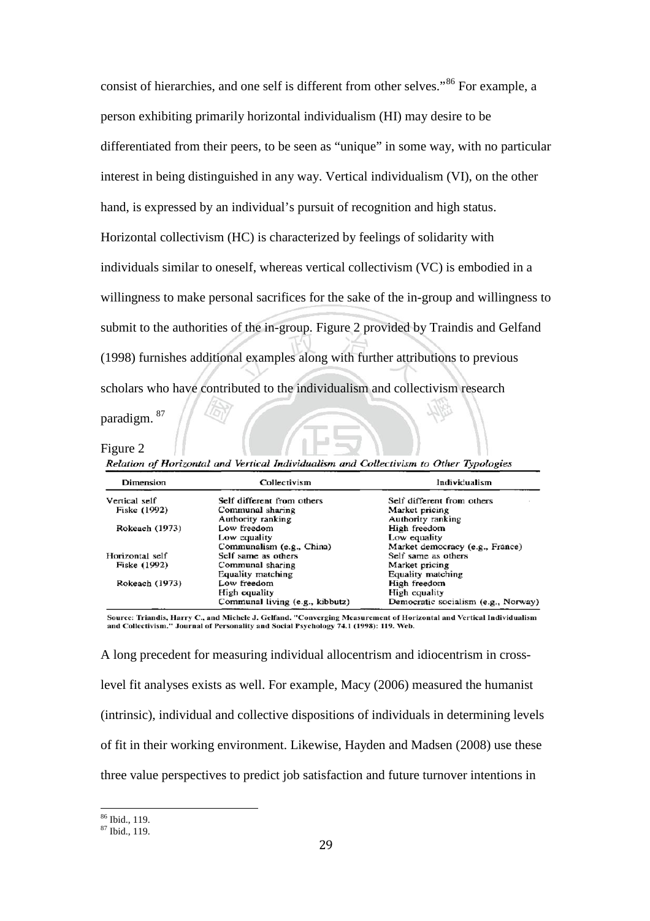consist of hierarchies, and one self is different from other selves."[86] For example, a person exhibiting primarily horizontal individualism (HI) may desire to be differentiated from their peers, to be seen as "unique" in some way, with no particular interest in being distinguished in any way. Vertical individualism (VI), on the other hand, is expressed by an individual's pursuit of recognition and high status. Horizontal collectivism (HC) is characterized by feelings of solidarity with individuals similar to oneself, whereas vertical collectivism (VC) is embodied in a willingness to make personal sacrifices for the sake of the in-group and willingness to submit to the authorities of the in-group. Figure 2 provided by Traindis and Gelfand (1998) furnishes additional examples along with further attributions to previous scholars who have contributed to the individualism and collectivism research paradigm. [87]

Figure 2

*Relation of Horizontal and Vertical Individualism and Collectivism to Other Typologies*

| Dimension | Collectivism | Individualism |
|---|---|---|
| Vertical self | Self different from others | Self different from others |
| Fiske (1992) | Communal sharing | Market pricing |
| | Authority ranking | Authority ranking |
| Rokeach (1973) | Low freedom | High freedom |
| | Low equality | Low equality |
| | Communalism (e.g., China) | Market democracy (e.g., France) |
| Horizontal self | Self same as others | Self same as others |
| Fiske (1992) | Communal sharing | Market pricing |
| | Equality matching | Equality matching |
| Rokeach (1973) | Low freedom | High freedom |
| | High equality | High equality |
| | Communal living (e.g., kibbutz) | Democratic socialism (e.g., Norway) |

**Source: Triandis, Harry C., and Michele J. Gelfand. "Converging Measurement of Horizontal and Vertical Individualism and Collectivism." Journal of Personality and Social Psychology 74.1 (1998): 119. Web.**

A long precedent for measuring individual allocentrism and idiocentrism in cross-level fit analyses exists as well. For example, Macy (2006) measured the humanist (intrinsic), individual and collective dispositions of individuals in determining levels of fit in their working environment. Likewise, Hayden and Madsen (2008) use these three value perspectives to predict job satisfaction and future turnover intentions in

[86] Ibid., 119.
[87] Ibid., 119.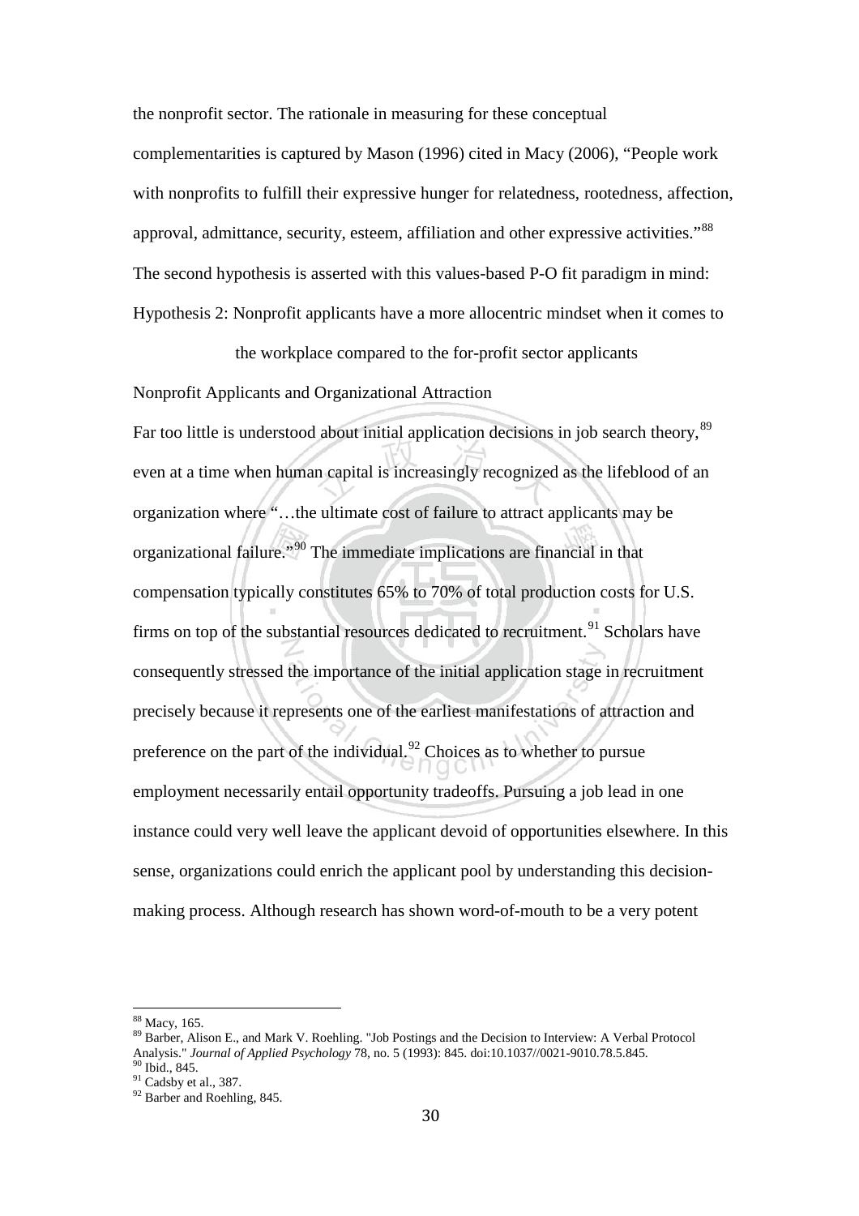the nonprofit sector. The rationale in measuring for these conceptual complementarities is captured by Mason (1996) cited in Macy (2006), "People work with nonprofits to fulfill their expressive hunger for relatedness, rootedness, affection, approval, admittance, security, esteem, affiliation and other expressive activities."[88] The second hypothesis is asserted with this values-based P-O fit paradigm in mind:

Hypothesis 2: Nonprofit applicants have a more allocentric mindset when it comes to the workplace compared to the for-profit sector applicants

Nonprofit Applicants and Organizational Attraction

Far too little is understood about initial application decisions in job search theory,[89] even at a time when human capital is increasingly recognized as the lifeblood of an organization where "…the ultimate cost of failure to attract applicants may be organizational failure."[90] The immediate implications are financial in that compensation typically constitutes 65% to 70% of total production costs for U.S. firms on top of the substantial resources dedicated to recruitment.[91] Scholars have consequently stressed the importance of the initial application stage in recruitment precisely because it represents one of the earliest manifestations of attraction and preference on the part of the individual.[92] Choices as to whether to pursue employment necessarily entail opportunity tradeoffs. Pursuing a job lead in one instance could very well leave the applicant devoid of opportunities elsewhere. In this sense, organizations could enrich the applicant pool by understanding this decision-making process. Although research has shown word-of-mouth to be a very potent

---

[88] Macy, 165.

[89] Barber, Alison E., and Mark V. Roehling. "Job Postings and the Decision to Interview: A Verbal Protocol Analysis." *Journal of Applied Psychology* 78, no. 5 (1993): 845. doi:10.1037//0021-9010.78.5.845.

[90] Ibid., 845.

[91] Cadsby et al., 387.

[92] Barber and Roehling, 845.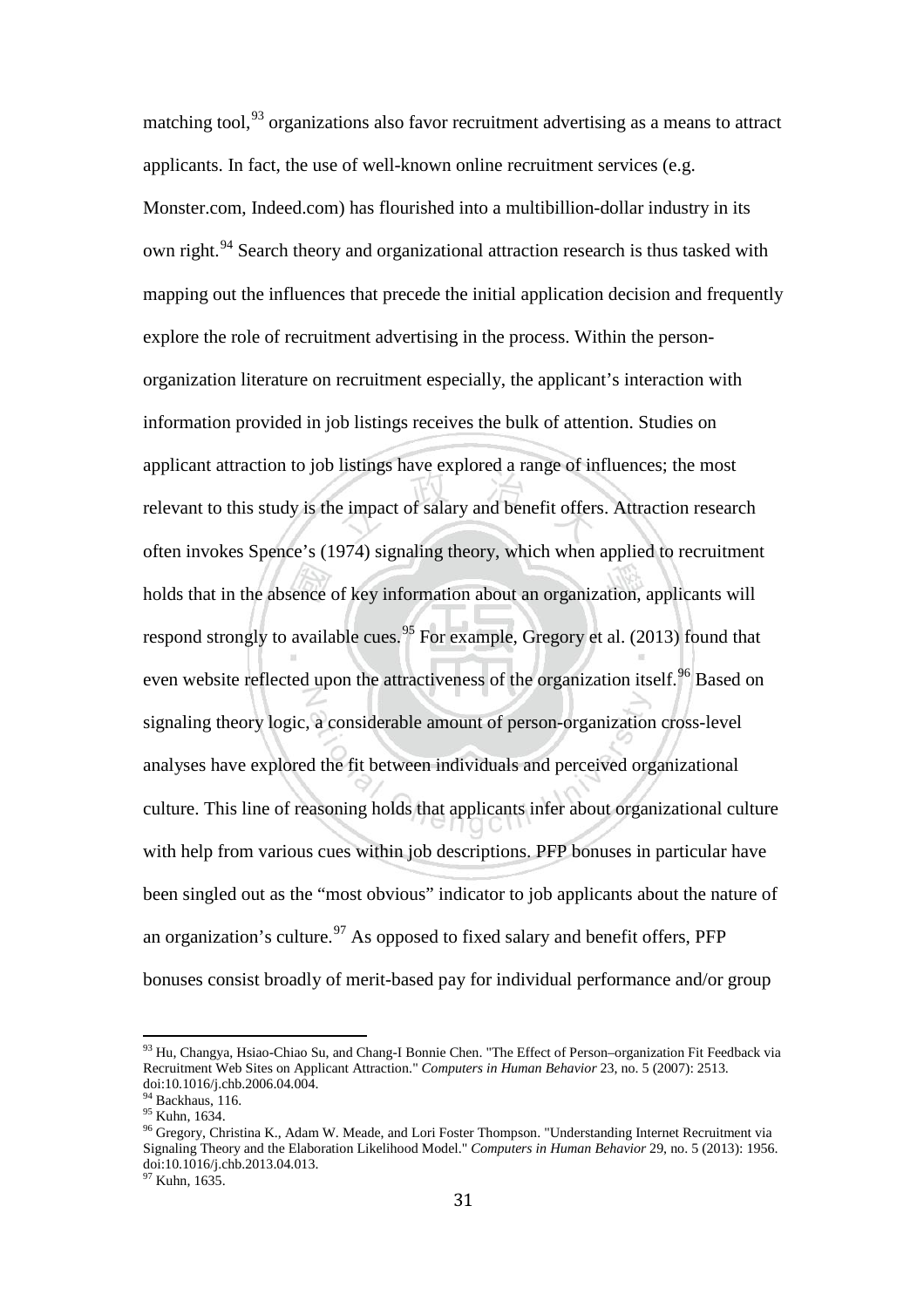matching tool,[93] organizations also favor recruitment advertising as a means to attract applicants. In fact, the use of well-known online recruitment services (e.g. Monster.com, Indeed.com) has flourished into a multibillion-dollar industry in its own right.[94] Search theory and organizational attraction research is thus tasked with mapping out the influences that precede the initial application decision and frequently explore the role of recruitment advertising in the process. Within the person-organization literature on recruitment especially, the applicant's interaction with information provided in job listings receives the bulk of attention. Studies on applicant attraction to job listings have explored a range of influences; the most relevant to this study is the impact of salary and benefit offers. Attraction research often invokes Spence's (1974) signaling theory, which when applied to recruitment holds that in the absence of key information about an organization, applicants will respond strongly to available cues.[95] For example, Gregory et al. (2013) found that even website reflected upon the attractiveness of the organization itself.[96] Based on signaling theory logic, a considerable amount of person-organization cross-level analyses have explored the fit between individuals and perceived organizational culture. This line of reasoning holds that applicants infer about organizational culture with help from various cues within job descriptions. PFP bonuses in particular have been singled out as the "most obvious" indicator to job applicants about the nature of an organization's culture.[97] As opposed to fixed salary and benefit offers, PFP bonuses consist broadly of merit-based pay for individual performance and/or group

---

[93] Hu, Changya, Hsiao-Chiao Su, and Chang-I Bonnie Chen. "The Effect of Person–organization Fit Feedback via Recruitment Web Sites on Applicant Attraction." *Computers in Human Behavior* 23, no. 5 (2007): 2513. doi:10.1016/j.chb.2006.04.004.

[94] Backhaus, 116.

[95] Kuhn, 1634.

[96] Gregory, Christina K., Adam W. Meade, and Lori Foster Thompson. "Understanding Internet Recruitment via Signaling Theory and the Elaboration Likelihood Model." *Computers in Human Behavior* 29, no. 5 (2013): 1956. doi:10.1016/j.chb.2013.04.013.

[97] Kuhn, 1635.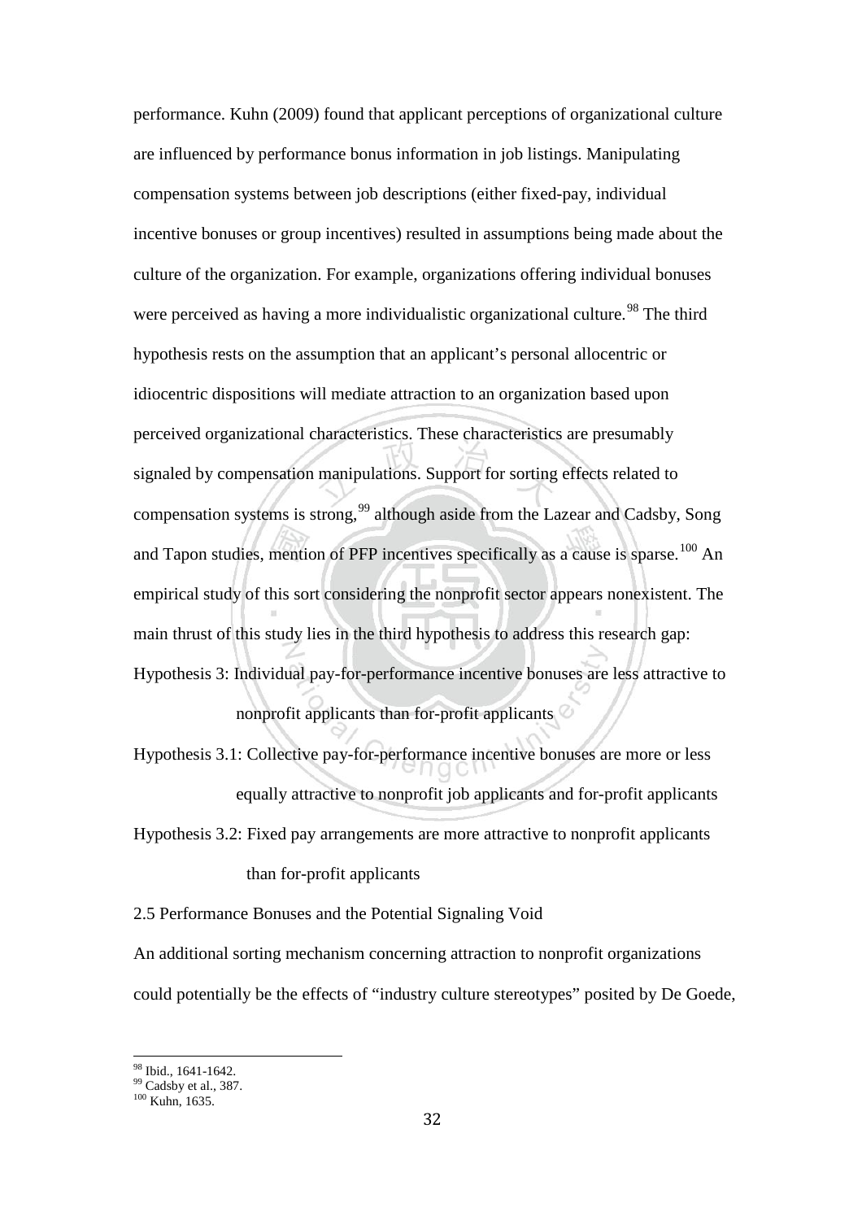performance. Kuhn (2009) found that applicant perceptions of organizational culture are influenced by performance bonus information in job listings. Manipulating compensation systems between job descriptions (either fixed-pay, individual incentive bonuses or group incentives) resulted in assumptions being made about the culture of the organization. For example, organizations offering individual bonuses were perceived as having a more individualistic organizational culture.[98] The third hypothesis rests on the assumption that an applicant's personal allocentric or idiocentric dispositions will mediate attraction to an organization based upon perceived organizational characteristics. These characteristics are presumably signaled by compensation manipulations. Support for sorting effects related to compensation systems is strong,[99] although aside from the Lazear and Cadsby, Song and Tapon studies, mention of PFP incentives specifically as a cause is sparse.[100] An empirical study of this sort considering the nonprofit sector appears nonexistent. The main thrust of this study lies in the third hypothesis to address this research gap:

Hypothesis 3: Individual pay-for-performance incentive bonuses are less attractive to nonprofit applicants than for-profit applicants

Hypothesis 3.1: Collective pay-for-performance incentive bonuses are more or less equally attractive to nonprofit job applicants and for-profit applicants

Hypothesis 3.2: Fixed pay arrangements are more attractive to nonprofit applicants than for-profit applicants

## 2.5 Performance Bonuses and the Potential Signaling Void

An additional sorting mechanism concerning attraction to nonprofit organizations could potentially be the effects of "industry culture stereotypes" posited by De Goede,

---

[98] Ibid., 1641-1642.

[99] Cadsby et al., 387.

[100] Kuhn, 1635.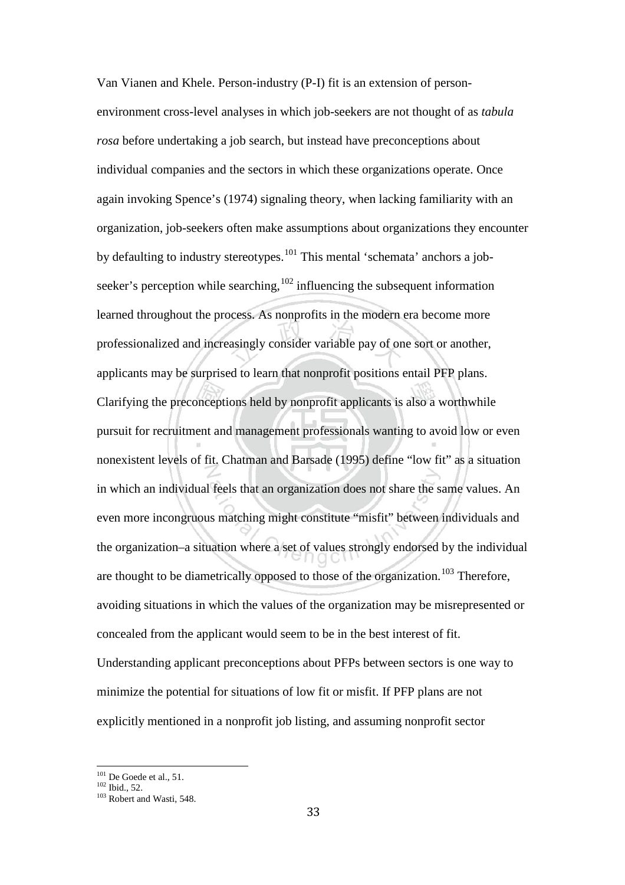Van Vianen and Khele. Person-industry (P-I) fit is an extension of person-environment cross-level analyses in which job-seekers are not thought of as *tabula rosa* before undertaking a job search, but instead have preconceptions about individual companies and the sectors in which these organizations operate. Once again invoking Spence's (1974) signaling theory, when lacking familiarity with an organization, job-seekers often make assumptions about organizations they encounter by defaulting to industry stereotypes.[101] This mental 'schemata' anchors a job-seeker's perception while searching,[102] influencing the subsequent information learned throughout the process. As nonprofits in the modern era become more professionalized and increasingly consider variable pay of one sort or another, applicants may be surprised to learn that nonprofit positions entail PFP plans. Clarifying the preconceptions held by nonprofit applicants is also a worthwhile pursuit for recruitment and management professionals wanting to avoid low or even nonexistent levels of fit. Chatman and Barsade (1995) define "low fit" as a situation in which an individual feels that an organization does not share the same values. An even more incongruous matching might constitute "misfit" between individuals and the organization–a situation where a set of values strongly endorsed by the individual are thought to be diametrically opposed to those of the organization.[103] Therefore, avoiding situations in which the values of the organization may be misrepresented or concealed from the applicant would seem to be in the best interest of fit. Understanding applicant preconceptions about PFPs between sectors is one way to minimize the potential for situations of low fit or misfit. If PFP plans are not explicitly mentioned in a nonprofit job listing, and assuming nonprofit sector

[101] De Goede et al., 51.
[102] Ibid., 52.
[103] Robert and Wasti, 548.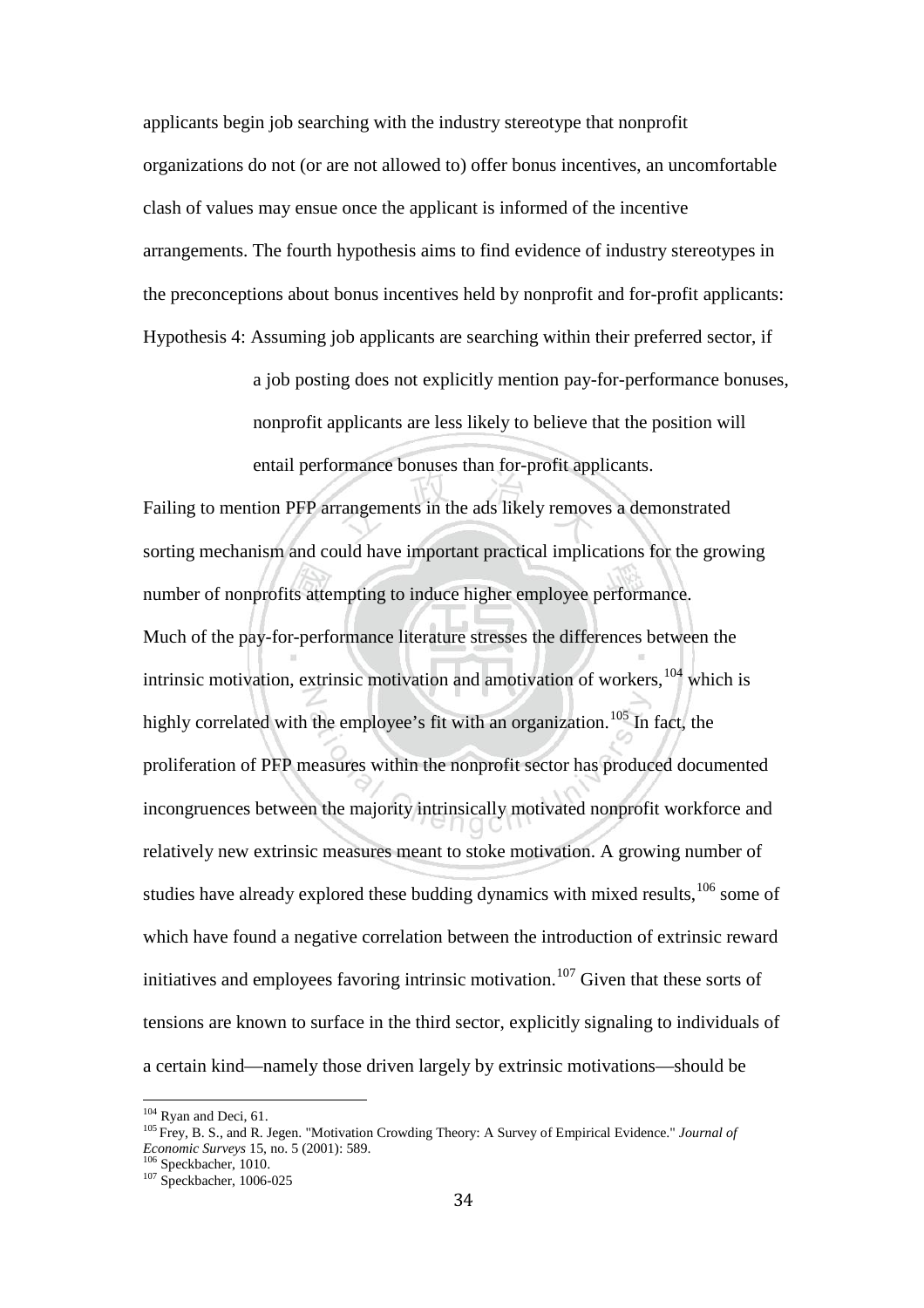applicants begin job searching with the industry stereotype that nonprofit organizations do not (or are not allowed to) offer bonus incentives, an uncomfortable clash of values may ensue once the applicant is informed of the incentive arrangements. The fourth hypothesis aims to find evidence of industry stereotypes in the preconceptions about bonus incentives held by nonprofit and for-profit applicants:

Hypothesis 4: Assuming job applicants are searching within their preferred sector, if a job posting does not explicitly mention pay-for-performance bonuses, nonprofit applicants are less likely to believe that the position will entail performance bonuses than for-profit applicants.

Failing to mention PFP arrangements in the ads likely removes a demonstrated sorting mechanism and could have important practical implications for the growing number of nonprofits attempting to induce higher employee performance.

Much of the pay-for-performance literature stresses the differences between the intrinsic motivation, extrinsic motivation and amotivation of workers,[104] which is highly correlated with the employee's fit with an organization.[105] In fact, the proliferation of PFP measures within the nonprofit sector has produced documented incongruences between the majority intrinsically motivated nonprofit workforce and relatively new extrinsic measures meant to stoke motivation. A growing number of studies have already explored these budding dynamics with mixed results,[106] some of which have found a negative correlation between the introduction of extrinsic reward initiatives and employees favoring intrinsic motivation.[107] Given that these sorts of tensions are known to surface in the third sector, explicitly signaling to individuals of a certain kind—namely those driven largely by extrinsic motivations—should be

---

[104] Ryan and Deci, 61.

[105] Frey, B. S., and R. Jegen. "Motivation Crowding Theory: A Survey of Empirical Evidence." *Journal of Economic Surveys* 15, no. 5 (2001): 589.

[106] Speckbacher, 1010.

[107] Speckbacher, 1006-025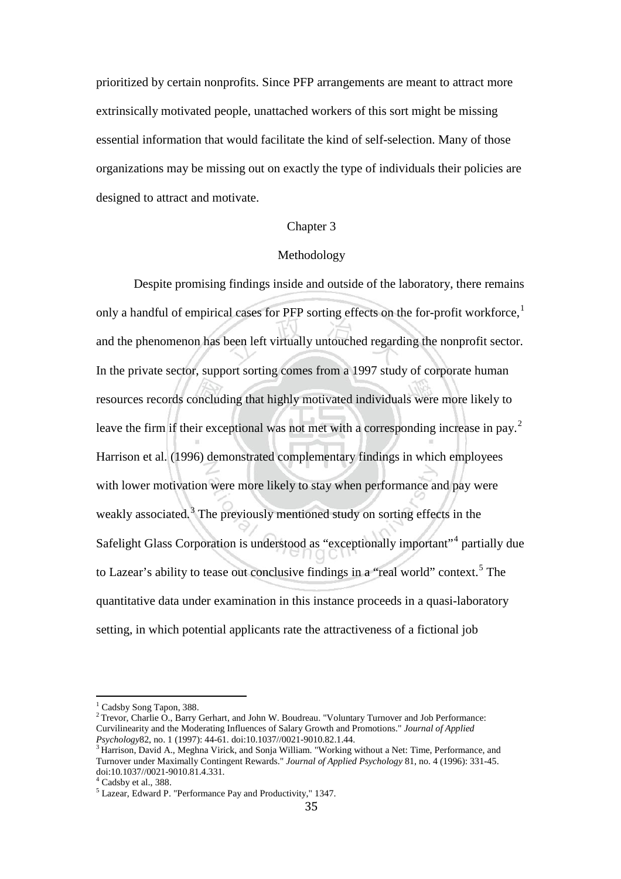prioritized by certain nonprofits. Since PFP arrangements are meant to attract more extrinsically motivated people, unattached workers of this sort might be missing essential information that would facilitate the kind of self-selection. Many of those organizations may be missing out on exactly the type of individuals their policies are designed to attract and motivate.

# Chapter 3

# Methodology

Despite promising findings inside and outside of the laboratory, there remains only a handful of empirical cases for PFP sorting effects on the for-profit workforce,[1] and the phenomenon has been left virtually untouched regarding the nonprofit sector. In the private sector, support sorting comes from a 1997 study of corporate human resources records concluding that highly motivated individuals were more likely to leave the firm if their exceptional was not met with a corresponding increase in pay.[2] Harrison et al. (1996) demonstrated complementary findings in which employees with lower motivation were more likely to stay when performance and pay were weakly associated.[3] The previously mentioned study on sorting effects in the Safelight Glass Corporation is understood as "exceptionally important"[4] partially due to Lazear's ability to tease out conclusive findings in a "real world" context.[5] The quantitative data under examination in this instance proceeds in a quasi-laboratory setting, in which potential applicants rate the attractiveness of a fictional job

---

[1] Cadsby Song Tapon, 388.

[2] Trevor, Charlie O., Barry Gerhart, and John W. Boudreau. "Voluntary Turnover and Job Performance: Curvilinearity and the Moderating Influences of Salary Growth and Promotions." *Journal of Applied Psychology*82, no. 1 (1997): 44-61. doi:10.1037//0021-9010.82.1.44.

[3] Harrison, David A., Meghna Virick, and Sonja William. "Working without a Net: Time, Performance, and Turnover under Maximally Contingent Rewards." *Journal of Applied Psychology* 81, no. 4 (1996): 331-45. doi:10.1037//0021-9010.81.4.331.

[4] Cadsby et al., 388.

[5] Lazear, Edward P. "Performance Pay and Productivity," 1347.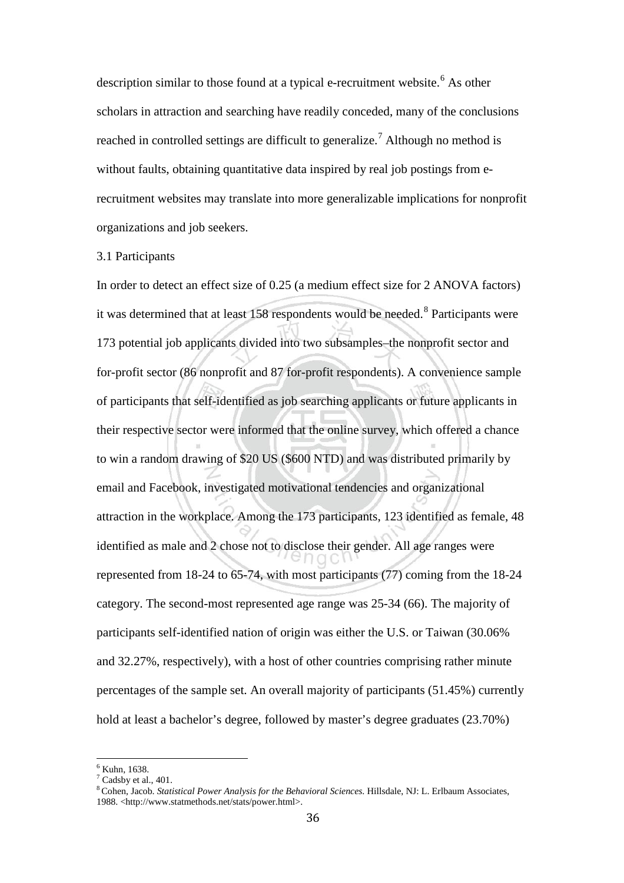description similar to those found at a typical e-recruitment website.[6] As other scholars in attraction and searching have readily conceded, many of the conclusions reached in controlled settings are difficult to generalize.[7] Although no method is without faults, obtaining quantitative data inspired by real job postings from e-recruitment websites may translate into more generalizable implications for nonprofit organizations and job seekers.

3.1 Participants

In order to detect an effect size of 0.25 (a medium effect size for 2 ANOVA factors) it was determined that at least 158 respondents would be needed.[8] Participants were 173 potential job applicants divided into two subsamples–the nonprofit sector and for-profit sector (86 nonprofit and 87 for-profit respondents). A convenience sample of participants that self-identified as job searching applicants or future applicants in their respective sector were informed that the online survey, which offered a chance to win a random drawing of $20 US ($600 NTD) and was distributed primarily by email and Facebook, investigated motivational tendencies and organizational attraction in the workplace. Among the 173 participants, 123 identified as female, 48 identified as male and 2 chose not to disclose their gender. All age ranges were represented from 18-24 to 65-74, with most participants (77) coming from the 18-24 category. The second-most represented age range was 25-34 (66). The majority of participants self-identified nation of origin was either the U.S. or Taiwan (30.06% and 32.27%, respectively), with a host of other countries comprising rather minute percentages of the sample set. An overall majority of participants (51.45%) currently hold at least a bachelor's degree, followed by master's degree graduates (23.70%)

---

[6] Kuhn, 1638.

[7] Cadsby et al., 401.

[8] Cohen, Jacob. *Statistical Power Analysis for the Behavioral Sciences*. Hillsdale, NJ: L. Erlbaum Associates, 1988. <http://www.statmethods.net/stats/power.html>.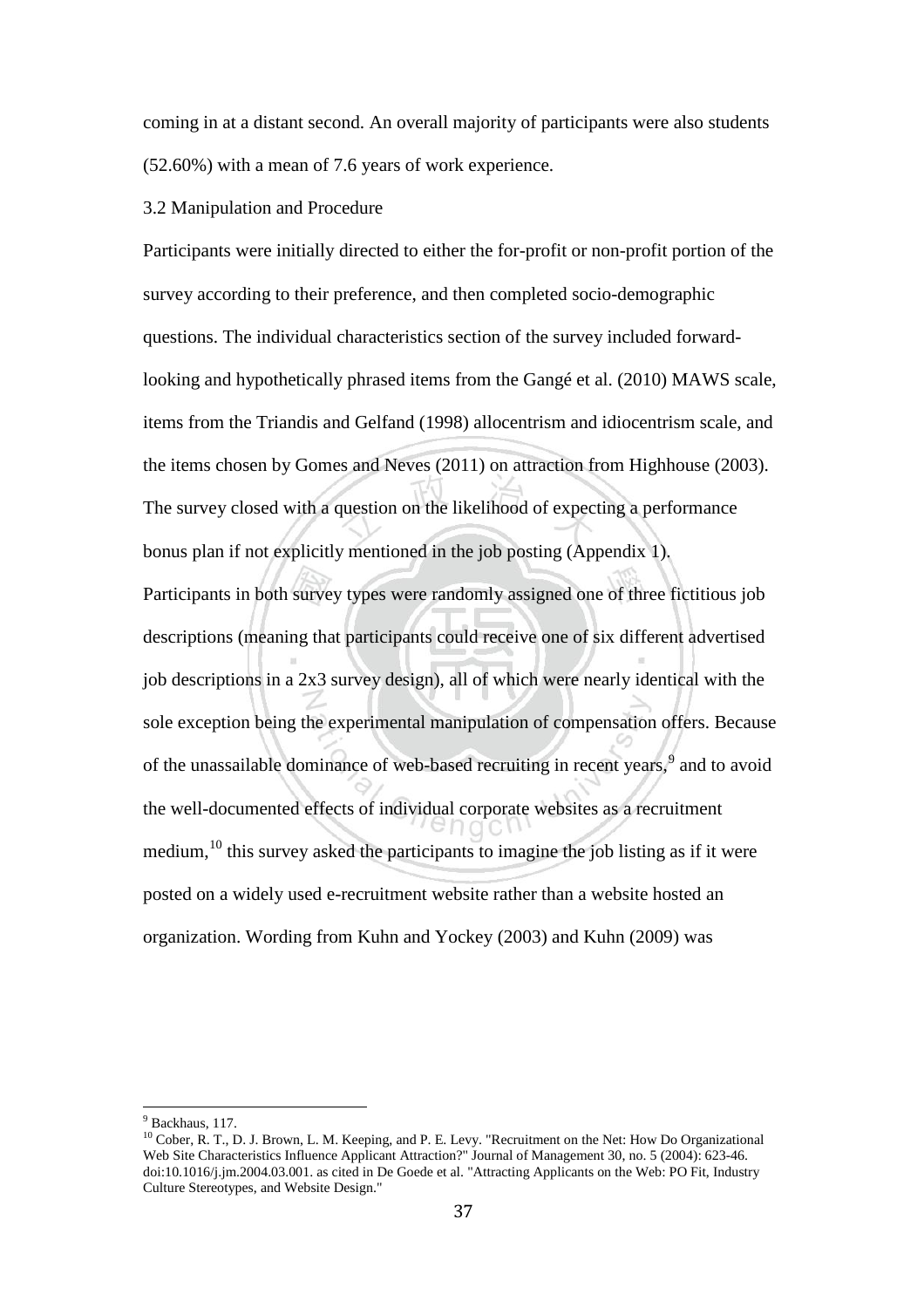coming in at a distant second. An overall majority of participants were also students (52.60%) with a mean of 7.6 years of work experience.

3.2 Manipulation and Procedure

Participants were initially directed to either the for-profit or non-profit portion of the survey according to their preference, and then completed socio-demographic questions. The individual characteristics section of the survey included forward-looking and hypothetically phrased items from the Gangé et al. (2010) MAWS scale, items from the Triandis and Gelfand (1998) allocentrism and idiocentrism scale, and the items chosen by Gomes and Neves (2011) on attraction from Highhouse (2003). The survey closed with a question on the likelihood of expecting a performance bonus plan if not explicitly mentioned in the job posting (Appendix 1).

Participants in both survey types were randomly assigned one of three fictitious job descriptions (meaning that participants could receive one of six different advertised job descriptions in a 2x3 survey design), all of which were nearly identical with the sole exception being the experimental manipulation of compensation offers. Because of the unassailable dominance of web-based recruiting in recent years,[9] and to avoid the well-documented effects of individual corporate websites as a recruitment medium,[10] this survey asked the participants to imagine the job listing as if it were posted on a widely used e-recruitment website rather than a website hosted an organization. Wording from Kuhn and Yockey (2003) and Kuhn (2009) was

---

[9] Backhaus, 117.

[10] Cober, R. T., D. J. Brown, L. M. Keeping, and P. E. Levy. "Recruitment on the Net: How Do Organizational Web Site Characteristics Influence Applicant Attraction?" Journal of Management 30, no. 5 (2004): 623-46. doi:10.1016/j.jm.2004.03.001. as cited in De Goede et al. "Attracting Applicants on the Web: PO Fit, Industry Culture Stereotypes, and Website Design."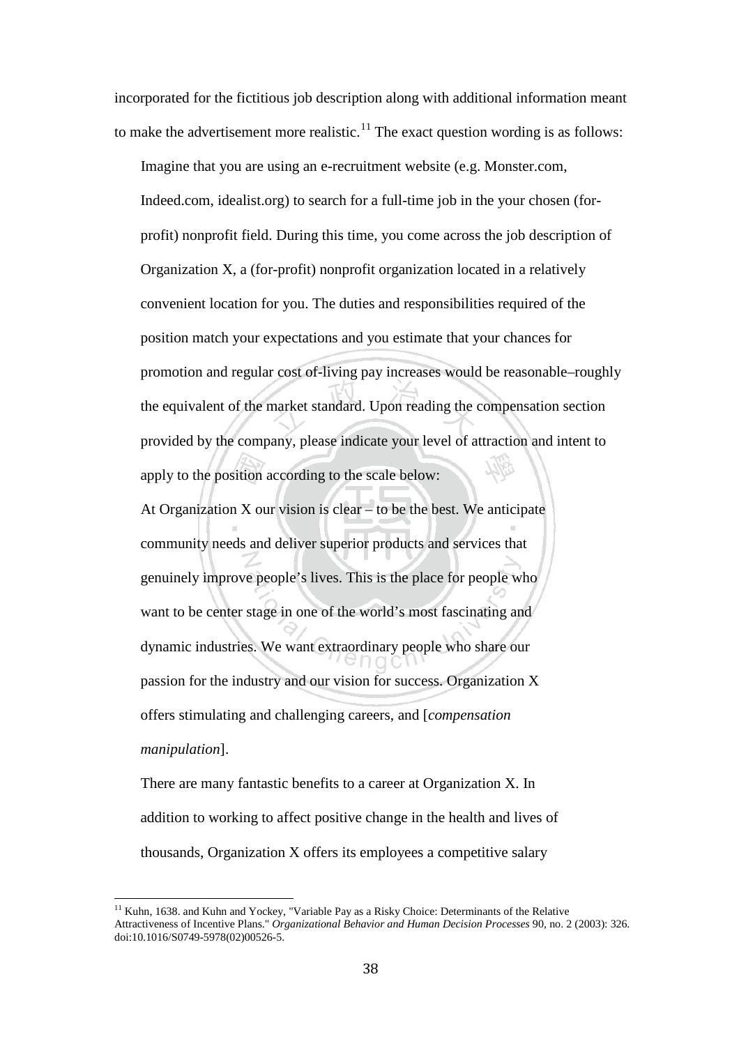incorporated for the fictitious job description along with additional information meant to make the advertisement more realistic.[11] The exact question wording is as follows:

> Imagine that you are using an e-recruitment website (e.g. Monster.com, Indeed.com, idealist.org) to search for a full-time job in the your chosen (for-profit) nonprofit field. During this time, you come across the job description of Organization X, a (for-profit) nonprofit organization located in a relatively convenient location for you. The duties and responsibilities required of the position match your expectations and you estimate that your chances for promotion and regular cost of-living pay increases would be reasonable–roughly the equivalent of the market standard. Upon reading the compensation section provided by the company, please indicate your level of attraction and intent to apply to the position according to the scale below:
>
> At Organization X our vision is clear – to be the best. We anticipate community needs and deliver superior products and services that genuinely improve people's lives. This is the place for people who want to be center stage in one of the world's most fascinating and dynamic industries. We want extraordinary people who share our passion for the industry and our vision for success. Organization X offers stimulating and challenging careers, and [*compensation manipulation*].
>
> There are many fantastic benefits to a career at Organization X. In addition to working to affect positive change in the health and lives of thousands, Organization X offers its employees a competitive salary

[11] Kuhn, 1638. and Kuhn and Yockey, "Variable Pay as a Risky Choice: Determinants of the Relative Attractiveness of Incentive Plans." *Organizational Behavior and Human Decision Processes* 90, no. 2 (2003): 326. doi:10.1016/S0749-5978(02)00526-5.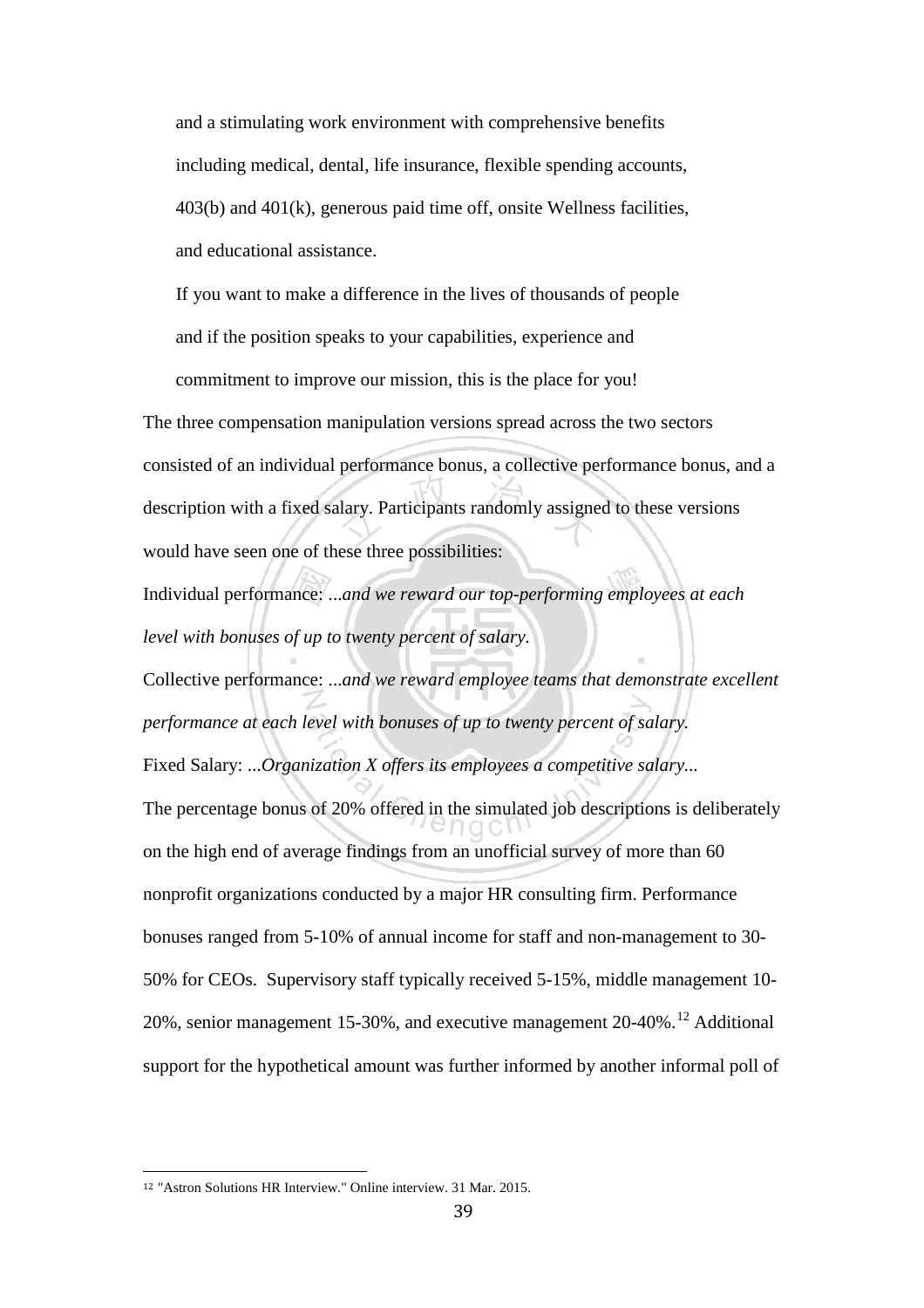> and a stimulating work environment with comprehensive benefits including medical, dental, life insurance, flexible spending accounts, 403(b) and 401(k), generous paid time off, onsite Wellness facilities, and educational assistance.
>
> If you want to make a difference in the lives of thousands of people and if the position speaks to your capabilities, experience and commitment to improve our mission, this is the place for you!

The three compensation manipulation versions spread across the two sectors consisted of an individual performance bonus, a collective performance bonus, and a description with a fixed salary. Participants randomly assigned to these versions would have seen one of these three possibilities:

Individual performance: *...and we reward our top-performing employees at each level with bonuses of up to twenty percent of salary.*

Collective performance: *...and we reward employee teams that demonstrate excellent performance at each level with bonuses of up to twenty percent of salary.*

Fixed Salary: *...Organization X offers its employees a competitive salary...*

The percentage bonus of 20% offered in the simulated job descriptions is deliberately on the high end of average findings from an unofficial survey of more than 60 nonprofit organizations conducted by a major HR consulting firm. Performance bonuses ranged from 5-10% of annual income for staff and non-management to 30-50% for CEOs. Supervisory staff typically received 5-15%, middle management 10-20%, senior management 15-30%, and executive management 20-40%.[12] Additional support for the hypothetical amount was further informed by another informal poll of

[12] "Astron Solutions HR Interview." Online interview. 31 Mar. 2015.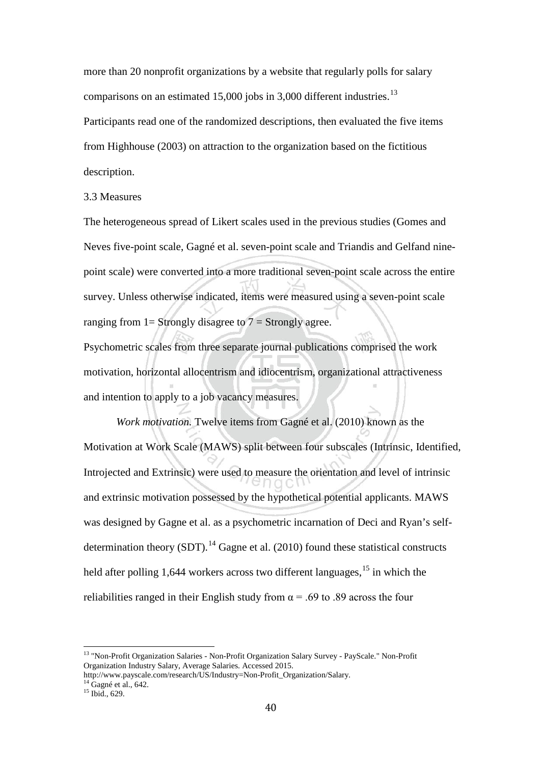more than 20 nonprofit organizations by a website that regularly polls for salary comparisons on an estimated 15,000 jobs in 3,000 different industries.[13] Participants read one of the randomized descriptions, then evaluated the five items from Highhouse (2003) on attraction to the organization based on the fictitious description.

### 3.3 Measures

The heterogeneous spread of Likert scales used in the previous studies (Gomes and Neves five-point scale, Gagné et al. seven-point scale and Triandis and Gelfand nine-point scale) were converted into a more traditional seven-point scale across the entire survey. Unless otherwise indicated, items were measured using a seven-point scale ranging from 1= Strongly disagree to 7 = Strongly agree.

Psychometric scales from three separate journal publications comprised the work motivation, horizontal allocentrism and idiocentrism, organizational attractiveness and intention to apply to a job vacancy measures.

*Work motivation.* Twelve items from Gagné et al. (2010) known as the Motivation at Work Scale (MAWS) split between four subscales (Intrinsic, Identified, Introjected and Extrinsic) were used to measure the orientation and level of intrinsic and extrinsic motivation possessed by the hypothetical potential applicants. MAWS was designed by Gagne et al. as a psychometric incarnation of Deci and Ryan's self-determination theory (SDT).[14] Gagne et al. (2010) found these statistical constructs held after polling 1,644 workers across two different languages,[15] in which the reliabilities ranged in their English study from $\alpha = .69$ to .89 across the four

---

[13] "Non-Profit Organization Salaries - Non-Profit Organization Salary Survey - PayScale." Non-Profit Organization Industry Salary, Average Salaries. Accessed 2015. http://www.payscale.com/research/US/Industry=Non-Profit_Organization/Salary.

[14] Gagné et al., 642.

[15] Ibid., 629.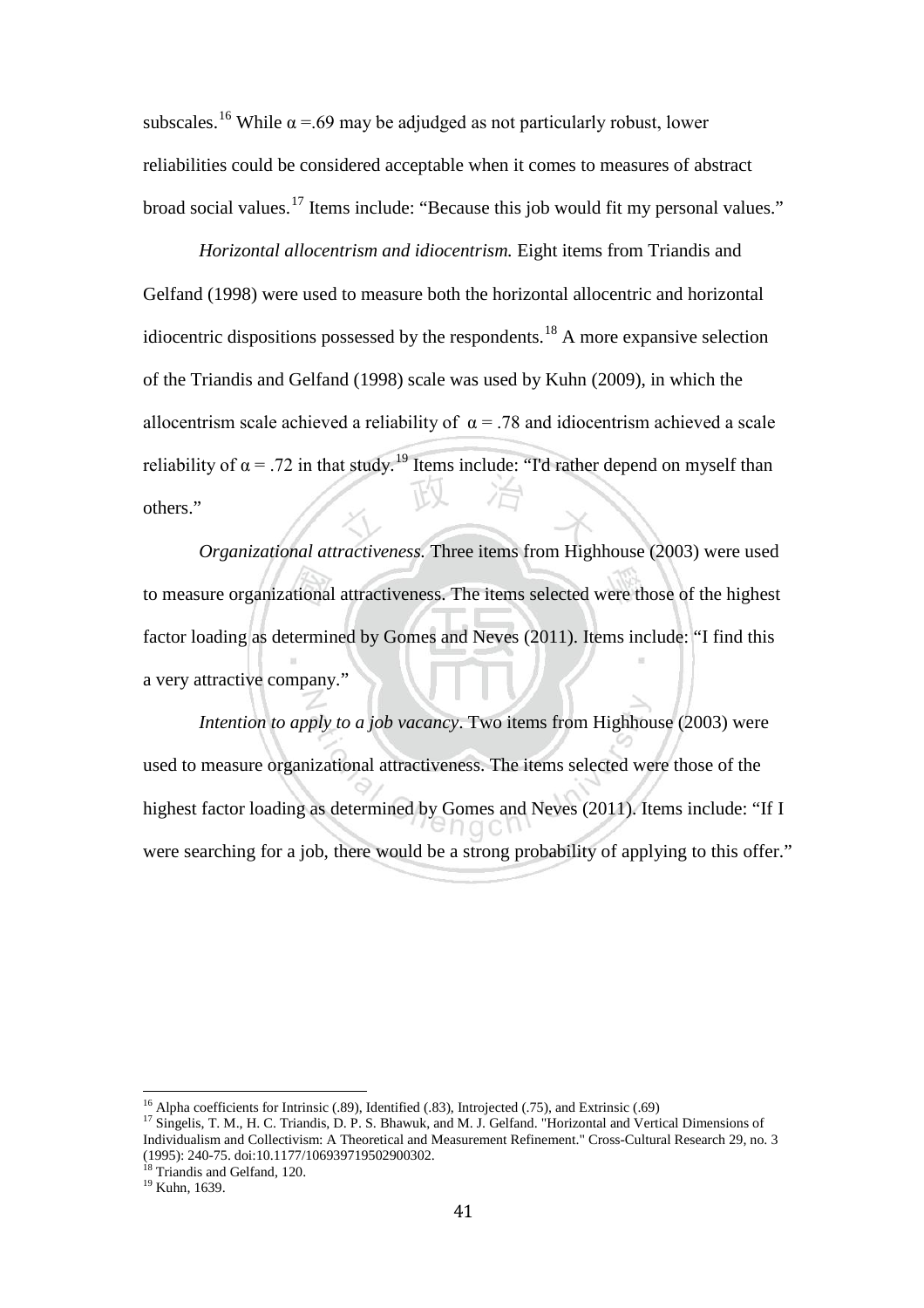subscales.[16] While $\alpha$ =.69 may be adjudged as not particularly robust, lower reliabilities could be considered acceptable when it comes to measures of abstract broad social values.[17] Items include: "Because this job would fit my personal values."

*Horizontal allocentrism and idiocentrism.* Eight items from Triandis and Gelfand (1998) were used to measure both the horizontal allocentric and horizontal idiocentric dispositions possessed by the respondents.[18] A more expansive selection of the Triandis and Gelfand (1998) scale was used by Kuhn (2009), in which the allocentrism scale achieved a reliability of $\alpha$ = .78 and idiocentrism achieved a scale reliability of $\alpha$ = .72 in that study.[19] Items include: "I'd rather depend on myself than others."

*Organizational attractiveness.* Three items from Highhouse (2003) were used to measure organizational attractiveness. The items selected were those of the highest factor loading as determined by Gomes and Neves (2011). Items include: "I find this a very attractive company."

*Intention to apply to a job vacancy*. Two items from Highhouse (2003) were used to measure organizational attractiveness. The items selected were those of the highest factor loading as determined by Gomes and Neves (2011). Items include: "If I were searching for a job, there would be a strong probability of applying to this offer."

---

[16] Alpha coefficients for Intrinsic (.89), Identified (.83), Introjected (.75), and Extrinsic (.69)

[17] Singelis, T. M., H. C. Triandis, D. P. S. Bhawuk, and M. J. Gelfand. "Horizontal and Vertical Dimensions of Individualism and Collectivism: A Theoretical and Measurement Refinement." Cross-Cultural Research 29, no. 3 (1995): 240-75. doi:10.1177/106939719502900302.

[18] Triandis and Gelfand, 120.

[19] Kuhn, 1639.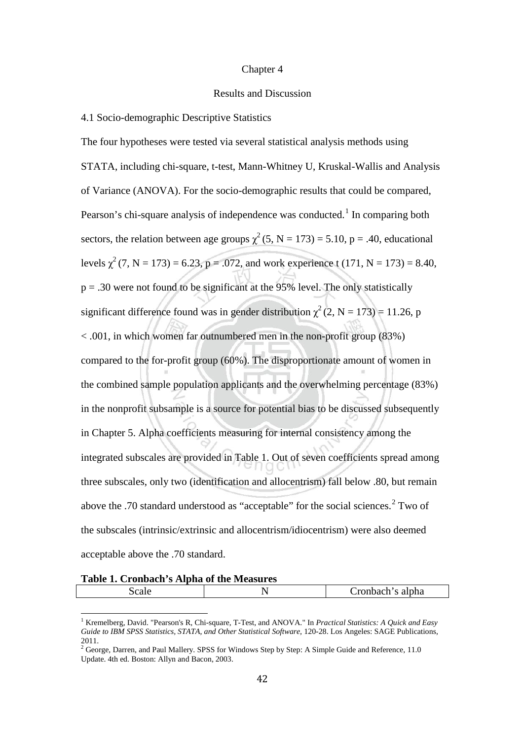# Chapter 4

## Results and Discussion

### 4.1 Socio-demographic Descriptive Statistics

The four hypotheses were tested via several statistical analysis methods using STATA, including chi-square, t-test, Mann-Whitney U, Kruskal-Wallis and Analysis of Variance (ANOVA). For the socio-demographic results that could be compared, Pearson's chi-square analysis of independence was conducted.[1] In comparing both sectors, the relation between age groups $\chi^2$ (5, N = 173) = 5.10, p = .40, educational levels $\chi^2$ (7, N = 173) = 6.23, p = .072, and work experience t (171, N = 173) = 8.40, p = .30 were not found to be significant at the 95% level. The only statistically significant difference found was in gender distribution $\chi^2$ (2, N = 173) = 11.26, p < .001, in which women far outnumbered men in the non-profit group (83%) compared to the for-profit group (60%). The disproportionate amount of women in the combined sample population applicants and the overwhelming percentage (83%) in the nonprofit subsample is a source for potential bias to be discussed subsequently in Chapter 5. Alpha coefficients measuring for internal consistency among the integrated subscales are provided in Table 1. Out of seven coefficients spread among three subscales, only two (identification and allocentrism) fall below .80, but remain above the .70 standard understood as "acceptable" for the social sciences.[2] Two of the subscales (intrinsic/extrinsic and allocentrism/idiocentrism) were also deemed acceptable above the .70 standard.

**Table 1. Cronbach's Alpha of the Measures**

| Scale | N | Cronbach's alpha |
|---|---|---|

[1] Kremelberg, David. "Pearson's R, Chi-square, T-Test, and ANOVA." In *Practical Statistics: A Quick and Easy Guide to IBM SPSS Statistics, STATA, and Other Statistical Software*, 120-28. Los Angeles: SAGE Publications, 2011.

[2] George, Darren, and Paul Mallery. SPSS for Windows Step by Step: A Simple Guide and Reference, 11.0 Update. 4th ed. Boston: Allyn and Bacon, 2003.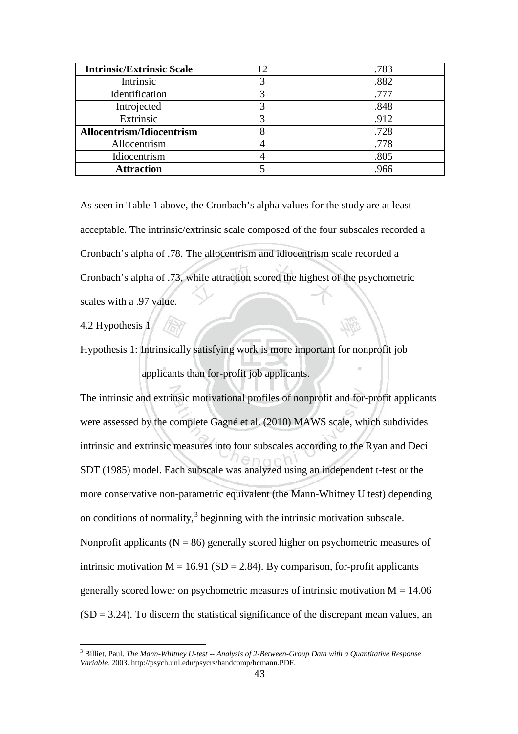| Intrinsic/Extrinsic Scale | 12 | .783 |
|---|---|---|
| Intrinsic | 3 | .882 |
| Identification | 3 | .777 |
| Introjected | 3 | .848 |
| Extrinsic | 3 | .912 |
| **Allocentrism/Idiocentrism** | 8 | .728 |
| Allocentrism | 4 | .778 |
| Idiocentrism | 4 | .805 |
| **Attraction** | 5 | .966 |

As seen in Table 1 above, the Cronbach's alpha values for the study are at least acceptable. The intrinsic/extrinsic scale composed of the four subscales recorded a Cronbach's alpha of .78. The allocentrism and idiocentrism scale recorded a Cronbach's alpha of .73, while attraction scored the highest of the psychometric scales with a .97 value.

4.2 Hypothesis 1

Hypothesis 1: Intrinsically satisfying work is more important for nonprofit job applicants than for-profit job applicants.

The intrinsic and extrinsic motivational profiles of nonprofit and for-profit applicants were assessed by the complete Gagné et al. (2010) MAWS scale, which subdivides intrinsic and extrinsic measures into four subscales according to the Ryan and Deci SDT (1985) model. Each subscale was analyzed using an independent t-test or the more conservative non-parametric equivalent (the Mann-Whitney U test) depending on conditions of normality,[3] beginning with the intrinsic motivation subscale. Nonprofit applicants ($N = 86$) generally scored higher on psychometric measures of intrinsic motivation $M = 16.91$ ($SD = 2.84$). By comparison, for-profit applicants generally scored lower on psychometric measures of intrinsic motivation $M = 14.06$ ($SD = 3.24$). To discern the statistical significance of the discrepant mean values, an

[3] Billiet, Paul. *The Mann-Whitney U-test -- Analysis of 2-Between-Group Data with a Quantitative Response Variable.* 2003. http://psych.unl.edu/psycrs/handcomp/hcmann.PDF.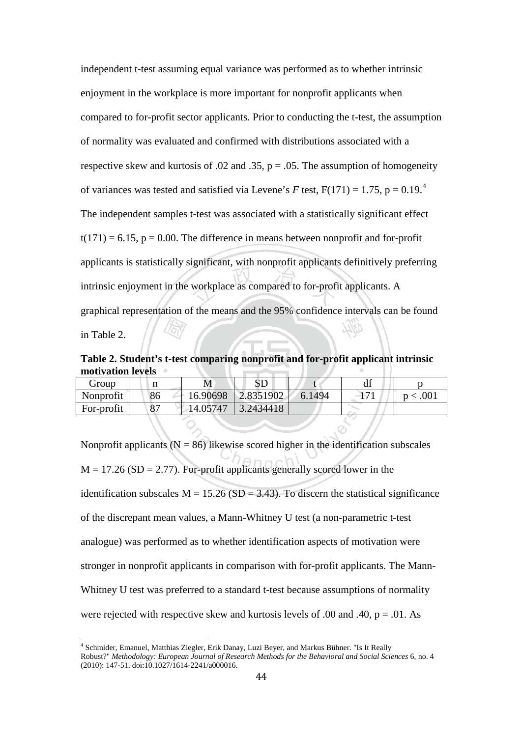independent t-test assuming equal variance was performed as to whether intrinsic enjoyment in the workplace is more important for nonprofit applicants when compared to for-profit sector applicants. Prior to conducting the t-test, the assumption of normality was evaluated and confirmed with distributions associated with a respective skew and kurtosis of .02 and .35, $p = .05$. The assumption of homogeneity of variances was tested and satisfied via Levene's *F* test, $F(171) = 1.75$, $p = 0.19$.[4] The independent samples t-test was associated with a statistically significant effect $t(171) = 6.15$, $p = 0.00$. The difference in means between nonprofit and for-profit applicants is statistically significant, with nonprofit applicants definitively preferring intrinsic enjoyment in the workplace as compared to for-profit applicants. A graphical representation of the means and the 95% confidence intervals can be found in Table 2.

**Table 2. Student's t-test comparing nonprofit and for-profit applicant intrinsic motivation levels**

| Group | n | M | SD | t | df | p |
|---|---|---|---|---|---|---|
| Nonprofit | 86 | 16.90698 | 2.8351902 | 6.1494 | 171 | p < .001 |
| For-profit | 87 | 14.05747 | 3.2434418 | | | |

Nonprofit applicants ($N = 86$) likewise scored higher in the identification subscales $M = 17.26$ ($SD = 2.77$). For-profit applicants generally scored lower in the identification subscales $M = 15.26$ ($SD = 3.43$). To discern the statistical significance of the discrepant mean values, a Mann-Whitney U test (a non-parametric t-test analogue) was performed as to whether identification aspects of motivation were stronger in nonprofit applicants in comparison with for-profit applicants. The Mann-Whitney U test was preferred to a standard t-test because assumptions of normality were rejected with respective skew and kurtosis levels of .00 and .40, $p = .01$. As

---

[4] Schmider, Emanuel, Matthias Ziegler, Erik Danay, Luzi Beyer, and Markus Bühner. "Is It Really Robust?" *Methodology: European Journal of Research Methods for the Behavioral and Social Sciences* 6, no. 4 (2010): 147-51. doi:10.1027/1614-2241/a000016.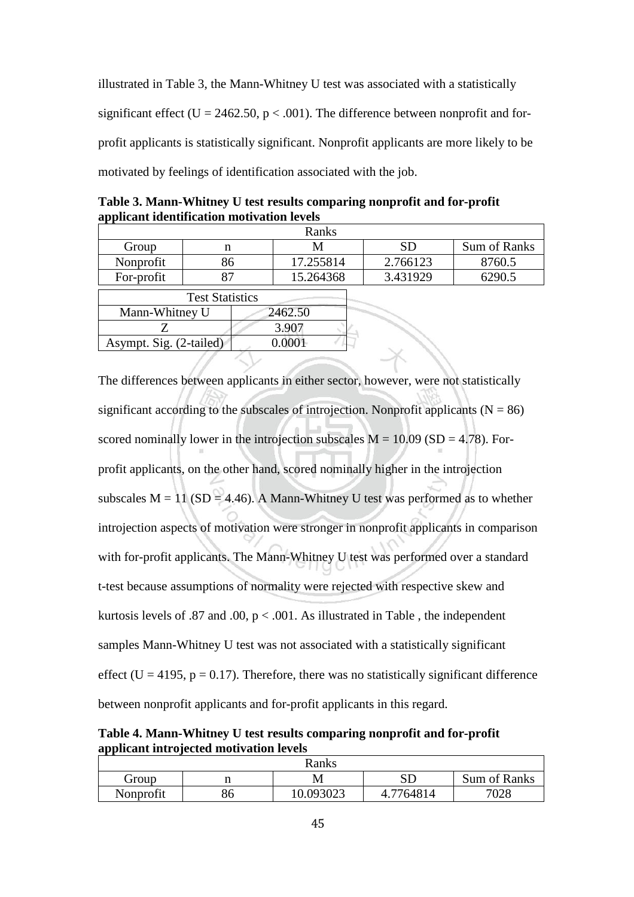illustrated in Table 3, the Mann-Whitney U test was associated with a statistically significant effect ($U = 2462.50$, $p < .001$). The difference between nonprofit and for-profit applicants is statistically significant. Nonprofit applicants are more likely to be motivated by feelings of identification associated with the job.

**Table 3. Mann-Whitney U test results comparing nonprofit and for-profit applicant identification motivation levels**

| Ranks | | | | |
|---|---|---|---|---|
| Group | n | M | SD | Sum of Ranks |
| Nonprofit | 86 | 17.255814 | 2.766123 | 8760.5 |
| For-profit | 87 | 15.264368 | 3.431929 | 6290.5 |

| Test Statistics | |
|---|---|
| Mann-Whitney U | 2462.50 |
| Z | 3.907 |
| Asympt. Sig. (2-tailed) | 0.0001 |

The differences between applicants in either sector, however, were not statistically significant according to the subscales of introjection. Nonprofit applicants ($N = 86$) scored nominally lower in the introjection subscales $M = 10.09$ ($SD = 4.78$). For-profit applicants, on the other hand, scored nominally higher in the introjection subscales $M = 11$ ($SD = 4.46$). A Mann-Whitney U test was performed as to whether introjection aspects of motivation were stronger in nonprofit applicants in comparison with for-profit applicants. The Mann-Whitney U test was performed over a standard t-test because assumptions of normality were rejected with respective skew and kurtosis levels of .87 and .00, $p < .001$. As illustrated in Table , the independent samples Mann-Whitney U test was not associated with a statistically significant effect ($U = 4195$, $p = 0.17$). Therefore, there was no statistically significant difference between nonprofit applicants and for-profit applicants in this regard.

**Table 4. Mann-Whitney U test results comparing nonprofit and for-profit applicant introjected motivation levels**

| Ranks | | | | |
|---|---|---|---|---|
| Group | n | M | SD | Sum of Ranks |
| Nonprofit | 86 | 10.093023 | 4.7764814 | 7028 |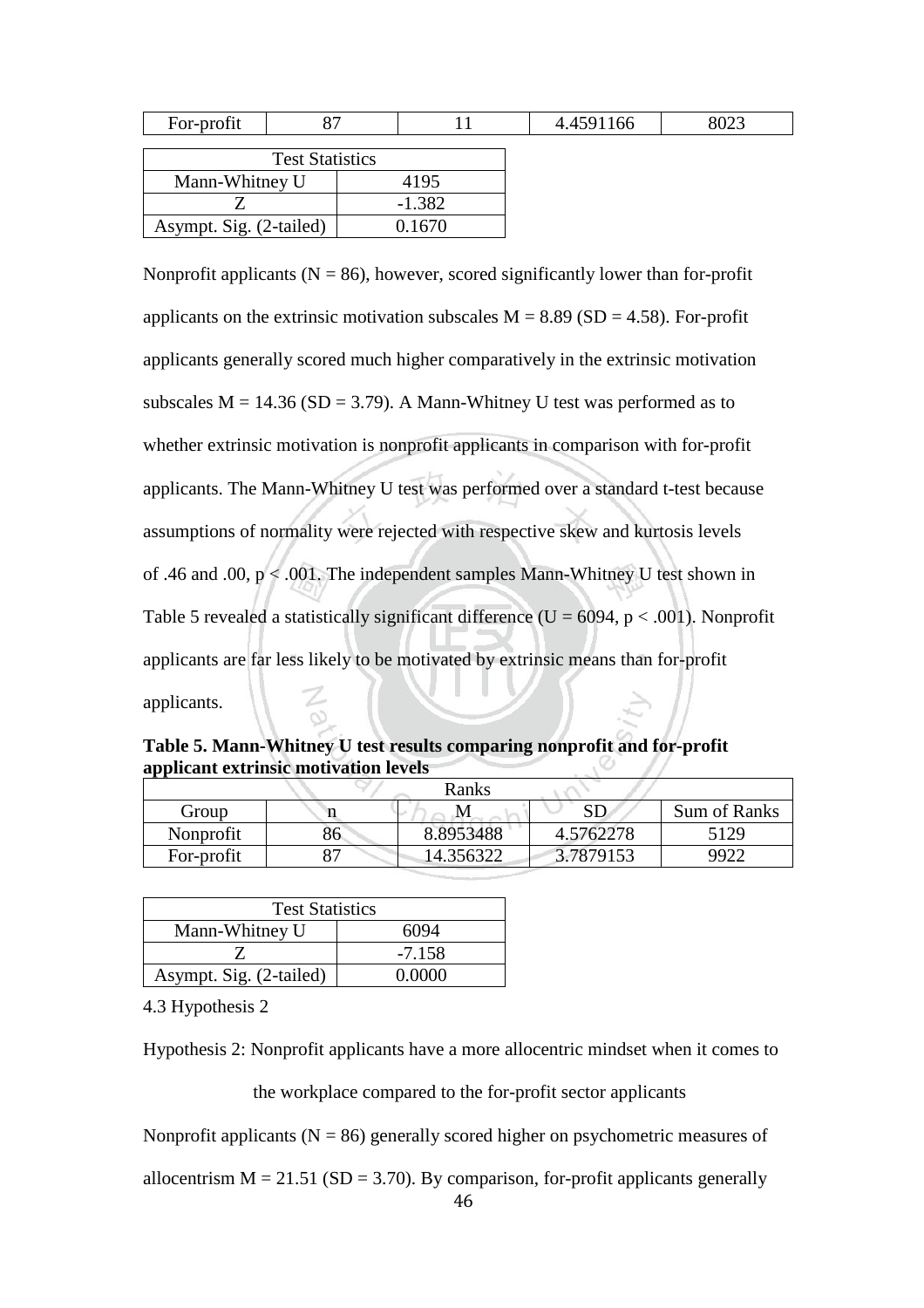| For-profit | 87 | 11 | 4.4591166 | 8023 |
|---|---|---|---|---|

| Test Statistics | |
|---|---|
| Mann-Whitney U | 4195 |
| Z | -1.382 |
| Asympt. Sig. (2-tailed) | 0.1670 |

Nonprofit applicants ($N = 86$), however, scored significantly lower than for-profit applicants on the extrinsic motivation subscales $M = 8.89$ ($SD = 4.58$). For-profit applicants generally scored much higher comparatively in the extrinsic motivation subscales $M = 14.36$ ($SD = 3.79$). A Mann-Whitney U test was performed as to whether extrinsic motivation is nonprofit applicants in comparison with for-profit applicants. The Mann-Whitney U test was performed over a standard t-test because assumptions of normality were rejected with respective skew and kurtosis levels of .46 and .00, $p < .001$. The independent samples Mann-Whitney U test shown in Table 5 revealed a statistically significant difference ($U = 6094$, $p < .001$). Nonprofit applicants are far less likely to be motivated by extrinsic means than for-profit applicants.

**Table 5. Mann-Whitney U test results comparing nonprofit and for-profit applicant extrinsic motivation levels**

| Ranks | | | | |
|---|---|---|---|---|
| Group | n | M | SD | Sum of Ranks |
| Nonprofit | 86 | 8.8953488 | 4.5762278 | 5129 |
| For-profit | 87 | 14.356322 | 3.7879153 | 9922 |

| Test Statistics | |
|---|---|
| Mann-Whitney U | 6094 |
| Z | -7.158 |
| Asympt. Sig. (2-tailed) | 0.0000 |

4.3 Hypothesis 2

Hypothesis 2: Nonprofit applicants have a more allocentric mindset when it comes to the workplace compared to the for-profit sector applicants

Nonprofit applicants ($N = 86$) generally scored higher on psychometric measures of allocentrism $M = 21.51$ ($SD = 3.70$). By comparison, for-profit applicants generally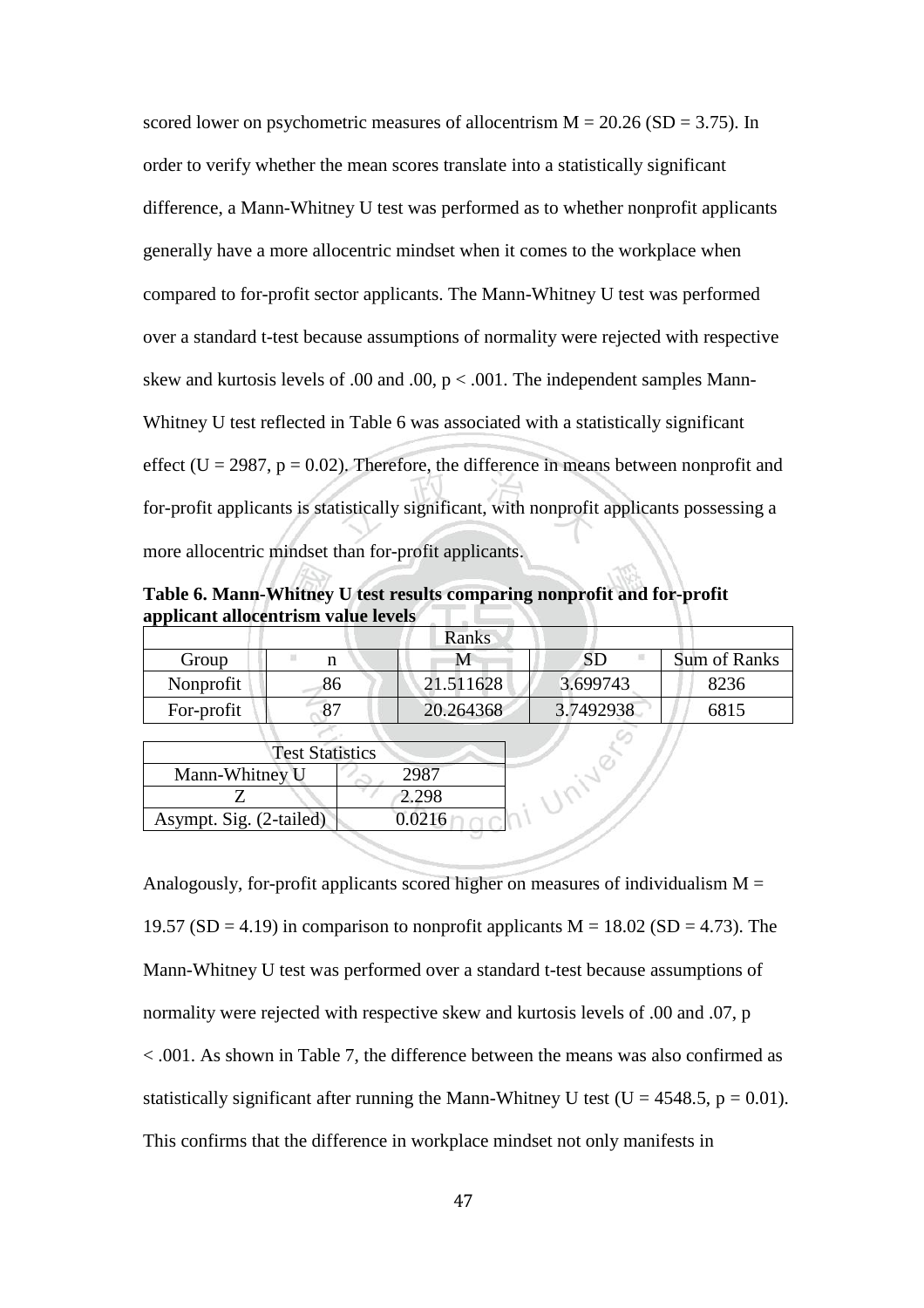scored lower on psychometric measures of allocentrism $M = 20.26$ ($SD = 3.75$). In order to verify whether the mean scores translate into a statistically significant difference, a Mann-Whitney U test was performed as to whether nonprofit applicants generally have a more allocentric mindset when it comes to the workplace when compared to for-profit sector applicants. The Mann-Whitney U test was performed over a standard t-test because assumptions of normality were rejected with respective skew and kurtosis levels of .00 and .00, $p < .001$. The independent samples Mann-Whitney U test reflected in Table 6 was associated with a statistically significant effect ($U = 2987$, $p = 0.02$). Therefore, the difference in means between nonprofit and for-profit applicants is statistically significant, with nonprofit applicants possessing a more allocentric mindset than for-profit applicants.

**Table 6. Mann-Whitney U test results comparing nonprofit and for-profit applicant allocentrism value levels**

| Ranks | | | | |
|---|---|---|---|---|
| Group | n | M | SD | Sum of Ranks |
| Nonprofit | 86 | 21.511628 | 3.699743 | 8236 |
| For-profit | 87 | 20.264368 | 3.7492938 | 6815 |

| Test Statistics | |
|---|---|
| Mann-Whitney U | 2987 |
| Z | 2.298 |
| Asympt. Sig. (2-tailed) | 0.0216 |

Analogously, for-profit applicants scored higher on measures of individualism $M = 19.57$ ($SD = 4.19$) in comparison to nonprofit applicants $M = 18.02$ ($SD = 4.73$). The Mann-Whitney U test was performed over a standard t-test because assumptions of normality were rejected with respective skew and kurtosis levels of .00 and .07, $p < .001$. As shown in Table 7, the difference between the means was also confirmed as statistically significant after running the Mann-Whitney U test ($U = 4548.5$, $p = 0.01$). This confirms that the difference in workplace mindset not only manifests in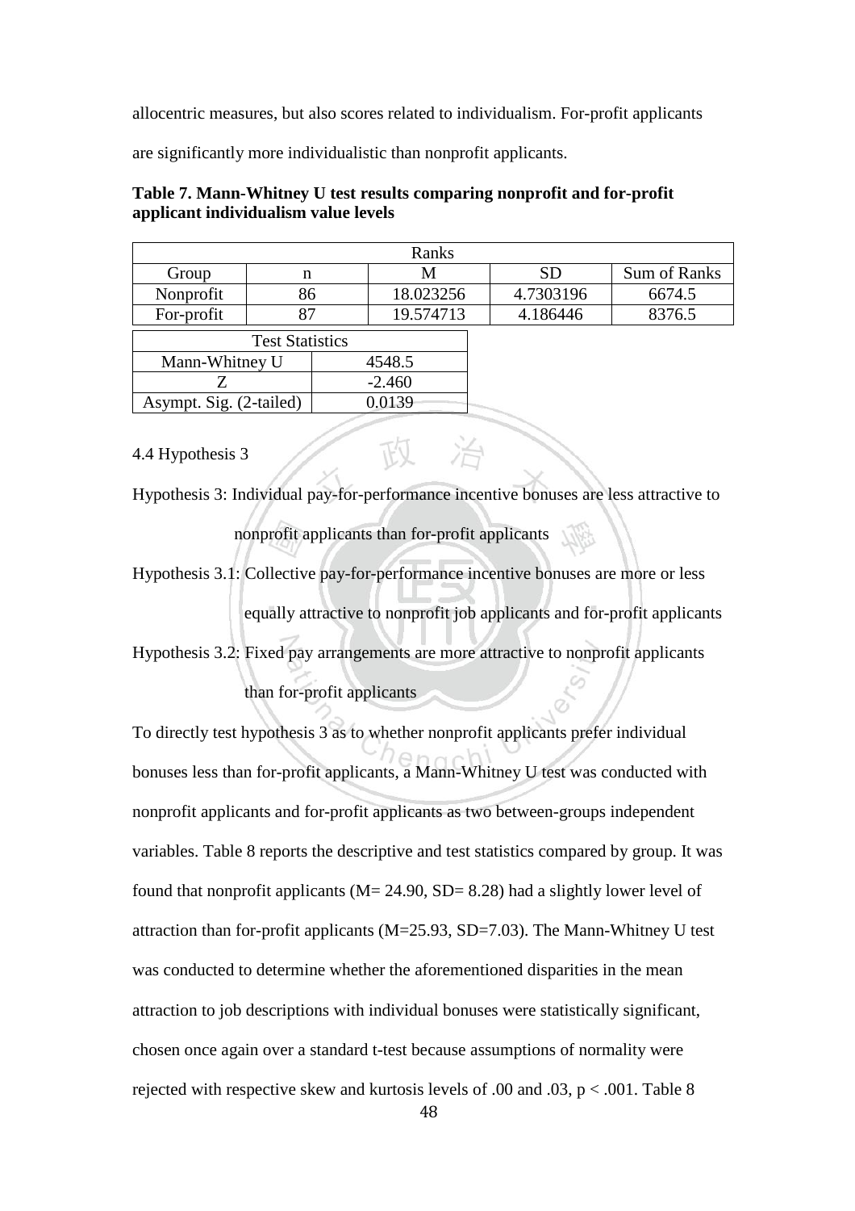allocentric measures, but also scores related to individualism. For-profit applicants are significantly more individualistic than nonprofit applicants.

**Table 7. Mann-Whitney U test results comparing nonprofit and for-profit applicant individualism value levels**

| Ranks | | | | |
|---|---|---|---|---|
| Group | n | M | SD | Sum of Ranks |
| Nonprofit | 86 | 18.023256 | 4.7303196 | 6674.5 |
| For-profit | 87 | 19.574713 | 4.186446 | 8376.5 |

| Test Statistics | |
|---|---|
| Mann-Whitney U | 4548.5 |
| Z | -2.460 |
| Asympt. Sig. (2-tailed) | 0.0139 |

4.4 Hypothesis 3

Hypothesis 3: Individual pay-for-performance incentive bonuses are less attractive to nonprofit applicants than for-profit applicants

Hypothesis 3.1: Collective pay-for-performance incentive bonuses are more or less equally attractive to nonprofit job applicants and for-profit applicants

Hypothesis 3.2: Fixed pay arrangements are more attractive to nonprofit applicants than for-profit applicants

To directly test hypothesis 3 as to whether nonprofit applicants prefer individual bonuses less than for-profit applicants, a Mann-Whitney U test was conducted with nonprofit applicants and for-profit applicants as two between-groups independent variables. Table 8 reports the descriptive and test statistics compared by group. It was found that nonprofit applicants (M= 24.90, SD= 8.28) had a slightly lower level of attraction than for-profit applicants (M=25.93, SD=7.03). The Mann-Whitney U test was conducted to determine whether the aforementioned disparities in the mean attraction to job descriptions with individual bonuses were statistically significant, chosen once again over a standard t-test because assumptions of normality were rejected with respective skew and kurtosis levels of .00 and .03, $p < .001$. Table 8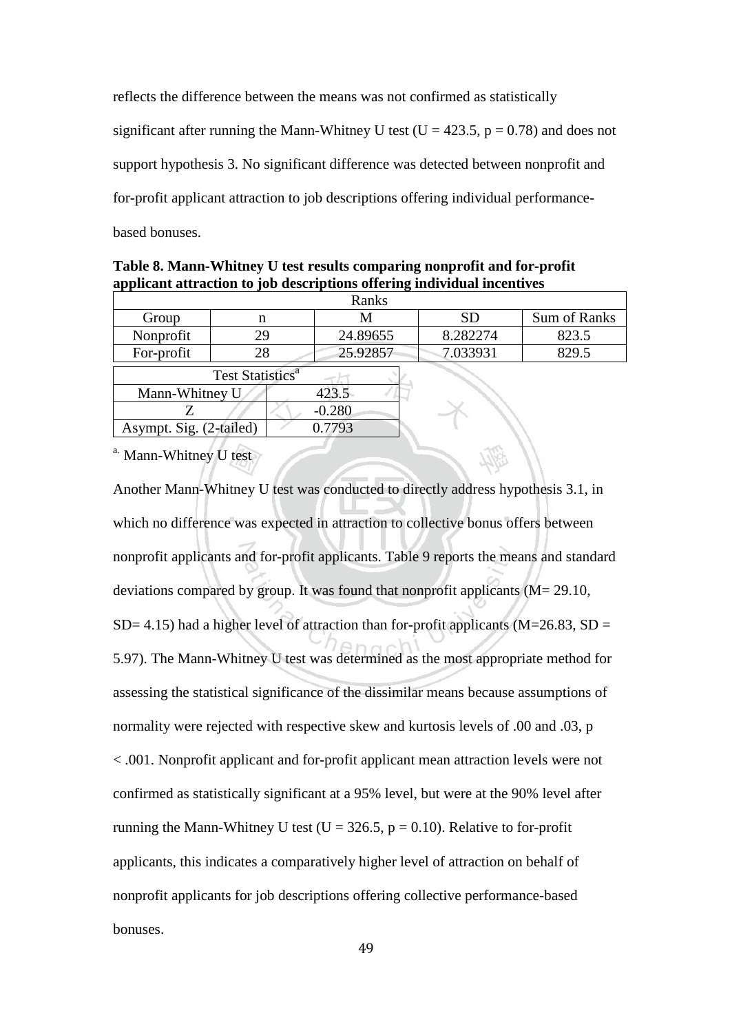reflects the difference between the means was not confirmed as statistically significant after running the Mann-Whitney U test ($U = 423.5$, $p = 0.78$) and does not support hypothesis 3. No significant difference was detected between nonprofit and for-profit applicant attraction to job descriptions offering individual performance-based bonuses.

**Table 8. Mann-Whitney U test results comparing nonprofit and for-profit applicant attraction to job descriptions offering individual incentives**

| Ranks | | | | |
|---|---|---|---|---|
| Group | n | M | SD | Sum of Ranks |
| Nonprofit | 29 | 24.89655 | 8.282274 | 823.5 |
| For-profit | 28 | 25.92857 | 7.033931 | 829.5 |

| Test Statistics[a] | |
|---|---|
| Mann-Whitney U | 423.5 |
| Z | -0.280 |
| Asympt. Sig. (2-tailed) | 0.7793 |

[a] Mann-Whitney U test

Another Mann-Whitney U test was conducted to directly address hypothesis 3.1, in which no difference was expected in attraction to collective bonus offers between nonprofit applicants and for-profit applicants. Table 9 reports the means and standard deviations compared by group. It was found that nonprofit applicants ($M= 29.10$, $SD= 4.15$) had a higher level of attraction than for-profit applicants ($M=26.83$, $SD = 5.97$). The Mann-Whitney U test was determined as the most appropriate method for assessing the statistical significance of the dissimilar means because assumptions of normality were rejected with respective skew and kurtosis levels of .00 and .03, $p < .001$. Nonprofit applicant and for-profit applicant mean attraction levels were not confirmed as statistically significant at a 95% level, but were at the 90% level after running the Mann-Whitney U test ($U = 326.5$, $p = 0.10$). Relative to for-profit applicants, this indicates a comparatively higher level of attraction on behalf of nonprofit applicants for job descriptions offering collective performance-based bonuses.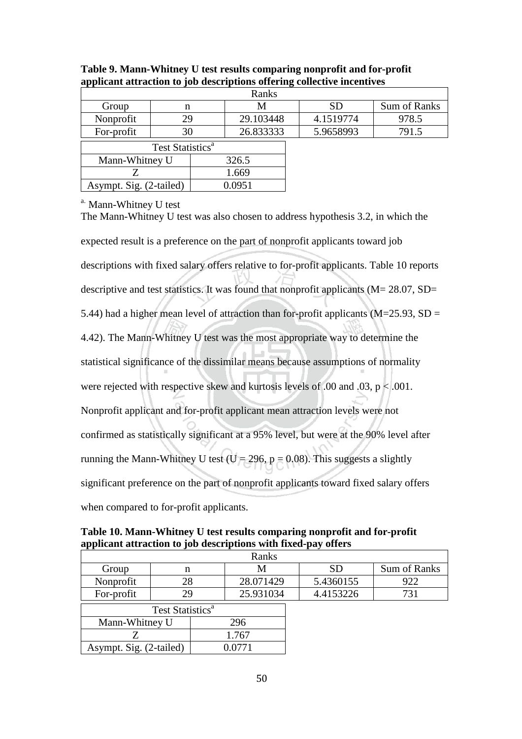**Table 9. Mann-Whitney U test results comparing nonprofit and for-profit applicant attraction to job descriptions offering collective incentives**

| Ranks | | | | |
|---|---|---|---|---|
| Group | n | M | SD | Sum of Ranks |
| Nonprofit | 29 | 29.103448 | 4.1519774 | 978.5 |
| For-profit | 30 | 26.833333 | 5.9658993 | 791.5 |

| Test Statistics[a] | |
|---|---|
| Mann-Whitney U | 326.5 |
| Z | 1.669 |
| Asympt. Sig. (2-tailed) | 0.0951 |

[a.] Mann-Whitney U test

The Mann-Whitney U test was also chosen to address hypothesis 3.2, in which the expected result is a preference on the part of nonprofit applicants toward job descriptions with fixed salary offers relative to for-profit applicants. Table 10 reports descriptive and test statistics. It was found that nonprofit applicants (M= 28.07, SD= 5.44) had a higher mean level of attraction than for-profit applicants (M=25.93, SD = 4.42). The Mann-Whitney U test was the most appropriate way to determine the statistical significance of the dissimilar means because assumptions of normality were rejected with respective skew and kurtosis levels of .00 and .03, $p < .001$. Nonprofit applicant and for-profit applicant mean attraction levels were not confirmed as statistically significant at a 95% level, but were at the 90% level after running the Mann-Whitney U test ($U = 296$, $p = 0.08$). This suggests a slightly significant preference on the part of nonprofit applicants toward fixed salary offers when compared to for-profit applicants.

**Table 10. Mann-Whitney U test results comparing nonprofit and for-profit applicant attraction to job descriptions with fixed-pay offers**

| Ranks | | | | |
|---|---|---|---|---|
| Group | n | M | SD | Sum of Ranks |
| Nonprofit | 28 | 28.071429 | 5.4360155 | 922 |
| For-profit | 29 | 25.931034 | 4.4153226 | 731 |

| Test Statistics[a] | |
|---|---|
| Mann-Whitney U | 296 |
| Z | 1.767 |
| Asympt. Sig. (2-tailed) | 0.0771 |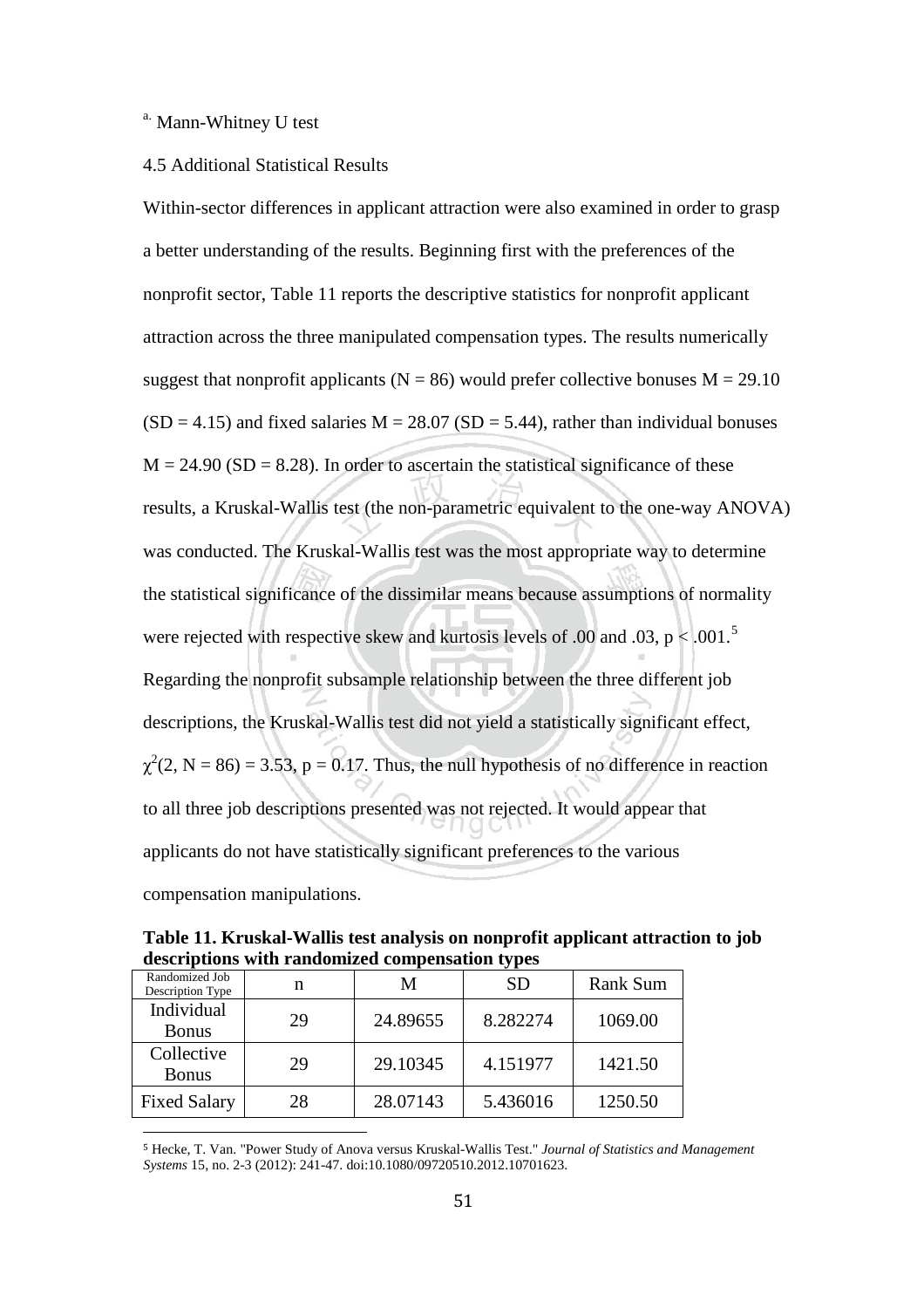[a] Mann-Whitney U test

4.5 Additional Statistical Results

Within-sector differences in applicant attraction were also examined in order to grasp a better understanding of the results. Beginning first with the preferences of the nonprofit sector, Table 11 reports the descriptive statistics for nonprofit applicant attraction across the three manipulated compensation types. The results numerically suggest that nonprofit applicants ($N = 86$) would prefer collective bonuses $M = 29.10$ ($SD = 4.15$) and fixed salaries $M = 28.07$ ($SD = 5.44$), rather than individual bonuses $M = 24.90$ ($SD = 8.28$). In order to ascertain the statistical significance of these results, a Kruskal-Wallis test (the non-parametric equivalent to the one-way ANOVA) was conducted. The Kruskal-Wallis test was the most appropriate way to determine the statistical significance of the dissimilar means because assumptions of normality were rejected with respective skew and kurtosis levels of .00 and .03, $p < .001$.[5] Regarding the nonprofit subsample relationship between the three different job descriptions, the Kruskal-Wallis test did not yield a statistically significant effect, $\chi^2(2, N = 86) = 3.53$, $p = 0.17$. Thus, the null hypothesis of no difference in reaction to all three job descriptions presented was not rejected. It would appear that applicants do not have statistically significant preferences to the various compensation manipulations.

**Table 11. Kruskal-Wallis test analysis on nonprofit applicant attraction to job descriptions with randomized compensation types**

| Randomized Job Description Type | n | M | SD | Rank Sum |
|---|---|---|---|---|
| Individual Bonus | 29 | 24.89655 | 8.282274 | 1069.00 |
| Collective Bonus | 29 | 29.10345 | 4.151977 | 1421.50 |
| Fixed Salary | 28 | 28.07143 | 5.436016 | 1250.50 |

[5] Hecke, T. Van. "Power Study of Anova versus Kruskal-Wallis Test." *Journal of Statistics and Management Systems* 15, no. 2-3 (2012): 241-47. doi:10.1080/09720510.2012.10701623.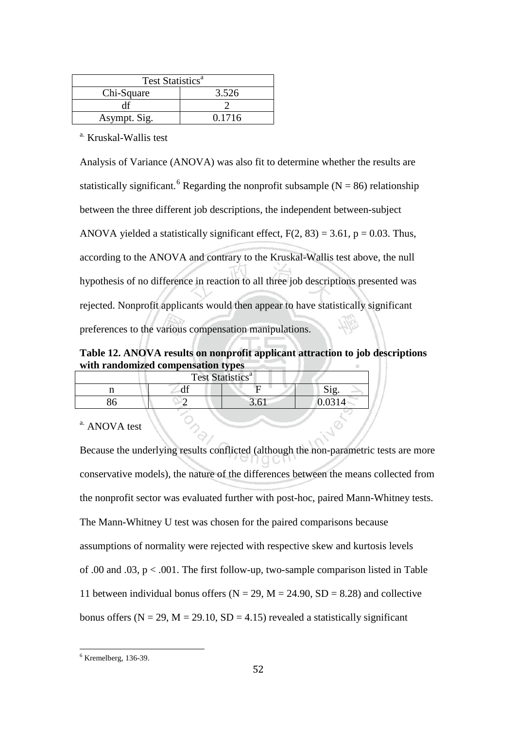| Test Statistics[a] | |
|---|---|
| Chi-Square | 3.526 |
| df | 2 |
| Asympt. Sig. | 0.1716 |

[a] Kruskal-Wallis test

Analysis of Variance (ANOVA) was also fit to determine whether the results are statistically significant.[6] Regarding the nonprofit subsample (N = 86) relationship between the three different job descriptions, the independent between-subject ANOVA yielded a statistically significant effect, $F(2, 83) = 3.61$, $p = 0.03$. Thus, according to the ANOVA and contrary to the Kruskal-Wallis test above, the null hypothesis of no difference in reaction to all three job descriptions presented was rejected. Nonprofit applicants would then appear to have statistically significant preferences to the various compensation manipulations.

**Table 12. ANOVA results on nonprofit applicant attraction to job descriptions with randomized compensation types**

| Test Statistics[a] | | | |
|---|---|---|---|
| n | df | F | Sig. |
| 86 | 2 | 3.61 | 0.0314 |

[a] ANOVA test

Because the underlying results conflicted (although the non-parametric tests are more conservative models), the nature of the differences between the means collected from the nonprofit sector was evaluated further with post-hoc, paired Mann-Whitney tests. The Mann-Whitney U test was chosen for the paired comparisons because assumptions of normality were rejected with respective skew and kurtosis levels of .00 and .03, $p < .001$. The first follow-up, two-sample comparison listed in Table 11 between individual bonus offers (N = 29, M = 24.90, SD = 8.28) and collective bonus offers (N = 29, M = 29.10, SD = 4.15) revealed a statistically significant

[6] Kremelberg, 136-39.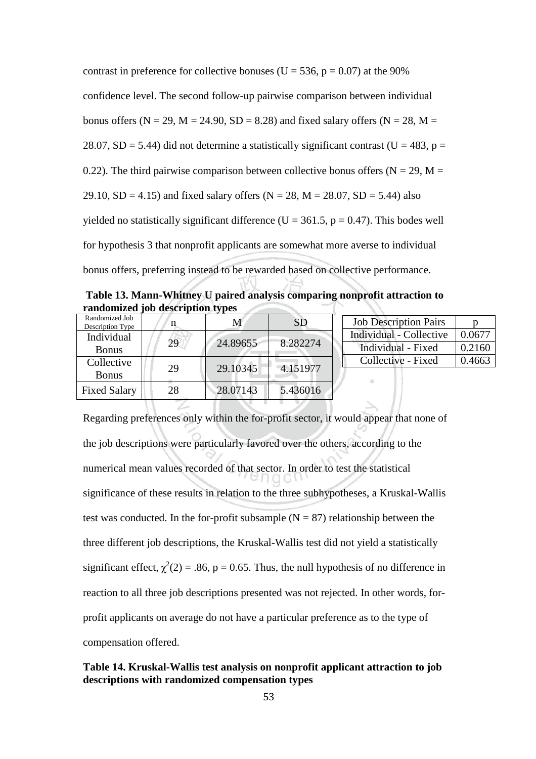contrast in preference for collective bonuses (U = 536, p = 0.07) at the 90% confidence level. The second follow-up pairwise comparison between individual bonus offers (N = 29, M = 24.90, SD = 8.28) and fixed salary offers (N = 28, M = 28.07, SD = 5.44) did not determine a statistically significant contrast (U = 483, p = 0.22). The third pairwise comparison between collective bonus offers (N = 29, M = 29.10, SD = 4.15) and fixed salary offers (N = 28, M = 28.07, SD = 5.44) also yielded no statistically significant difference (U = 361.5, p = 0.47). This bodes well for hypothesis 3 that nonprofit applicants are somewhat more averse to individual bonus offers, preferring instead to be rewarded based on collective performance.

**Table 13. Mann-Whitney U paired analysis comparing nonprofit attraction to randomized job description types**

| Randomized Job Description Type | n | M | SD |
|---|---|---|---|
| Individual Bonus | 29 | 24.89655 | 8.282274 |
| Collective Bonus | 29 | 29.10345 | 4.151977 |
| Fixed Salary | 28 | 28.07143 | 5.436016 |

| Job Description Pairs | p |
|---|---|
| Individual - Collective | 0.0677 |
| Individual - Fixed | 0.2160 |
| Collective - Fixed | 0.4663 |

Regarding preferences only within the for-profit sector, it would appear that none of the job descriptions were particularly favored over the others, according to the numerical mean values recorded of that sector. In order to test the statistical significance of these results in relation to the three subhypotheses, a Kruskal-Wallis test was conducted. In the for-profit subsample (N = 87) relationship between the three different job descriptions, the Kruskal-Wallis test did not yield a statistically significant effect, $\chi^2(2) = .86$, p = 0.65. Thus, the null hypothesis of no difference in reaction to all three job descriptions presented was not rejected. In other words, for-profit applicants on average do not have a particular preference as to the type of compensation offered.

**Table 14. Kruskal-Wallis test analysis on nonprofit applicant attraction to job descriptions with randomized compensation types**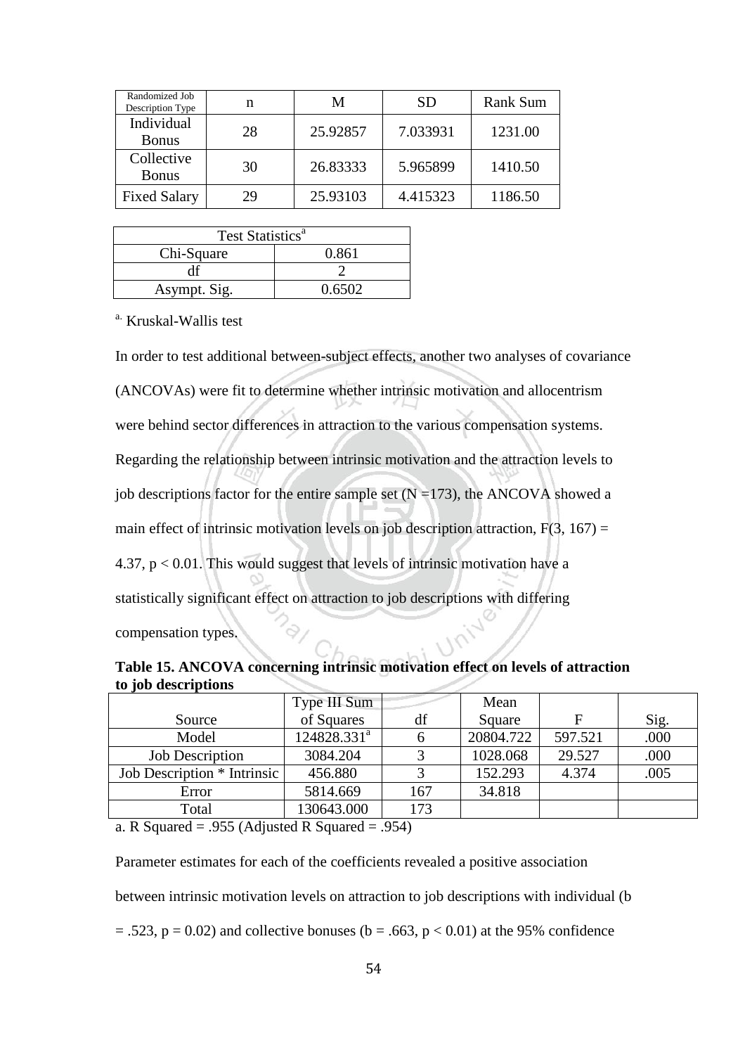| Randomized Job Description Type | n | M | SD | Rank Sum |
|---|---|---|---|---|
| Individual Bonus | 28 | 25.92857 | 7.033931 | 1231.00 |
| Collective Bonus | 30 | 26.83333 | 5.965899 | 1410.50 |
| Fixed Salary | 29 | 25.93103 | 4.415323 | 1186.50 |

| Test Statistics[a] | |
|---|---|
| Chi-Square | 0.861 |
| df | 2 |
| Asympt. Sig. | 0.6502 |

[a.] Kruskal-Wallis test

In order to test additional between-subject effects, another two analyses of covariance (ANCOVAs) were fit to determine whether intrinsic motivation and allocentrism were behind sector differences in attraction to the various compensation systems. Regarding the relationship between intrinsic motivation and the attraction levels to job descriptions factor for the entire sample set (N =173), the ANCOVA showed a main effect of intrinsic motivation levels on job description attraction, $F(3, 167) = 4.37$, $p < 0.01$. This would suggest that levels of intrinsic motivation have a statistically significant effect on attraction to job descriptions with differing compensation types.

**Table 15. ANCOVA concerning intrinsic motivation effect on levels of attraction to job descriptions**

| Source | Type III Sum of Squares | df | Mean Square | F | Sig. |
|---|---|---|---|---|---|
| Model | 124828.331[a] | 6 | 20804.722 | 597.521 | .000 |
| Job Description | 3084.204 | 3 | 1028.068 | 29.527 | .000 |
| Job Description * Intrinsic | 456.880 | 3 | 152.293 | 4.374 | .005 |
| Error | 5814.669 | 167 | 34.818 | | |
| Total | 130643.000 | 173 | | | |

a. R Squared = .955 (Adjusted R Squared = .954)

Parameter estimates for each of the coefficients revealed a positive association between intrinsic motivation levels on attraction to job descriptions with individual ($b = .523$, $p = 0.02$) and collective bonuses ($b = .663$, $p < 0.01$) at the 95% confidence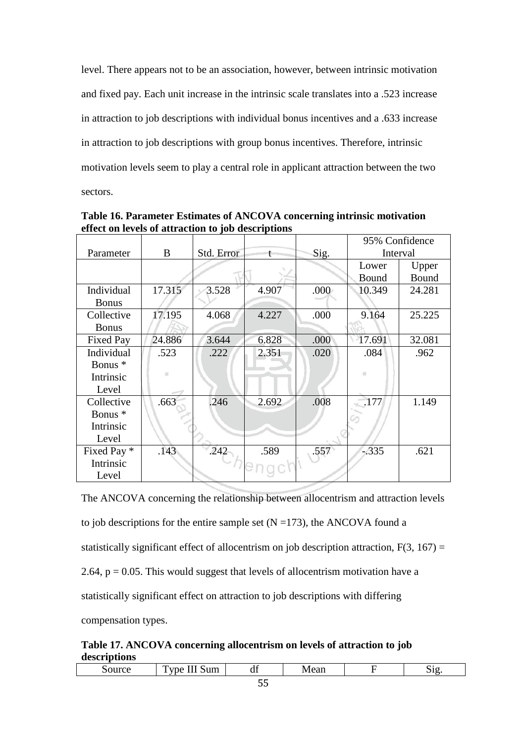level. There appears not to be an association, however, between intrinsic motivation and fixed pay. Each unit increase in the intrinsic scale translates into a .523 increase in attraction to job descriptions with individual bonus incentives and a .633 increase in attraction to job descriptions with group bonus incentives. Therefore, intrinsic motivation levels seem to play a central role in applicant attraction between the two sectors.

**Table 16. Parameter Estimates of ANCOVA concerning intrinsic motivation effect on levels of attraction to job descriptions**

| Parameter | B | Std. Error | t | Sig. | 95% Confidence Interval | |
|---|---|---|---|---|---|---|
| | | | | | Lower Bound | Upper Bound |
| Individual Bonus | 17.315 | 3.528 | 4.907 | .000 | 10.349 | 24.281 |
| Collective Bonus | 17.195 | 4.068 | 4.227 | .000 | 9.164 | 25.225 |
| Fixed Pay | 24.886 | 3.644 | 6.828 | .000 | 17.691 | 32.081 |
| Individual Bonus * Intrinsic Level | .523 | .222 | 2.351 | .020 | .084 | .962 |
| Collective Bonus * Intrinsic Level | .663 | .246 | 2.692 | .008 | .177 | 1.149 |
| Fixed Pay * Intrinsic Level | .143 | .242 | .589 | .557 | -.335 | .621 |

The ANCOVA concerning the relationship between allocentrism and attraction levels to job descriptions for the entire sample set (N =173), the ANCOVA found a statistically significant effect of allocentrism on job description attraction, $F(3, 167) = 2.64$, $p = 0.05$. This would suggest that levels of allocentrism motivation have a statistically significant effect on attraction to job descriptions with differing compensation types.

**Table 17. ANCOVA concerning allocentrism on levels of attraction to job descriptions**

| Source | Type III Sum | df | Mean | F | Sig. |
|---|---|---|---|---|---|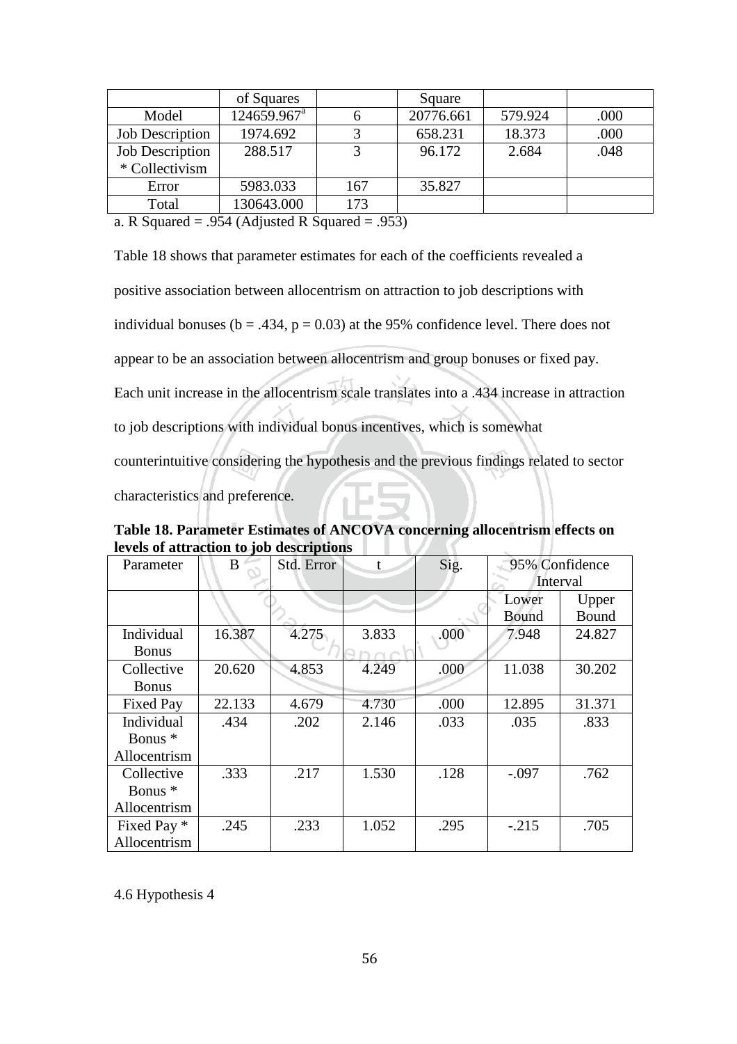| | of Squares | | Square | | |
|---|---|---|---|---|---|
| Model | 124659.967[a] | 6 | 20776.661 | 579.924 | .000 |
| Job Description | 1974.692 | 3 | 658.231 | 18.373 | .000 |
| Job Description * Collectivism | 288.517 | 3 | 96.172 | 2.684 | .048 |
| Error | 5983.033 | 167 | 35.827 | | |
| Total | 130643.000 | 173 | | | |

a. R Squared = .954 (Adjusted R Squared = .953)

Table 18 shows that parameter estimates for each of the coefficients revealed a positive association between allocentrism on attraction to job descriptions with individual bonuses ($b = .434$, $p = 0.03$) at the 95% confidence level. There does not appear to be an association between allocentrism and group bonuses or fixed pay. Each unit increase in the allocentrism scale translates into a .434 increase in attraction to job descriptions with individual bonus incentives, which is somewhat counterintuitive considering the hypothesis and the previous findings related to sector characteristics and preference.

**Table 18. Parameter Estimates of ANCOVA concerning allocentrism effects on levels of attraction to job descriptions**

| Parameter | B | Std. Error | t | Sig. | 95% Confidence Interval | |
|---|---|---|---|---|---|---|
| | | | | | Lower Bound | Upper Bound |
| Individual Bonus | 16.387 | 4.275 | 3.833 | .000 | 7.948 | 24.827 |
| Collective Bonus | 20.620 | 4.853 | 4.249 | .000 | 11.038 | 30.202 |
| Fixed Pay | 22.133 | 4.679 | 4.730 | .000 | 12.895 | 31.371 |
| Individual Bonus * Allocentrism | .434 | .202 | 2.146 | .033 | .035 | .833 |
| Collective Bonus * Allocentrism | .333 | .217 | 1.530 | .128 | -.097 | .762 |
| Fixed Pay * Allocentrism | .245 | .233 | 1.052 | .295 | -.215 | .705 |

4.6 Hypothesis 4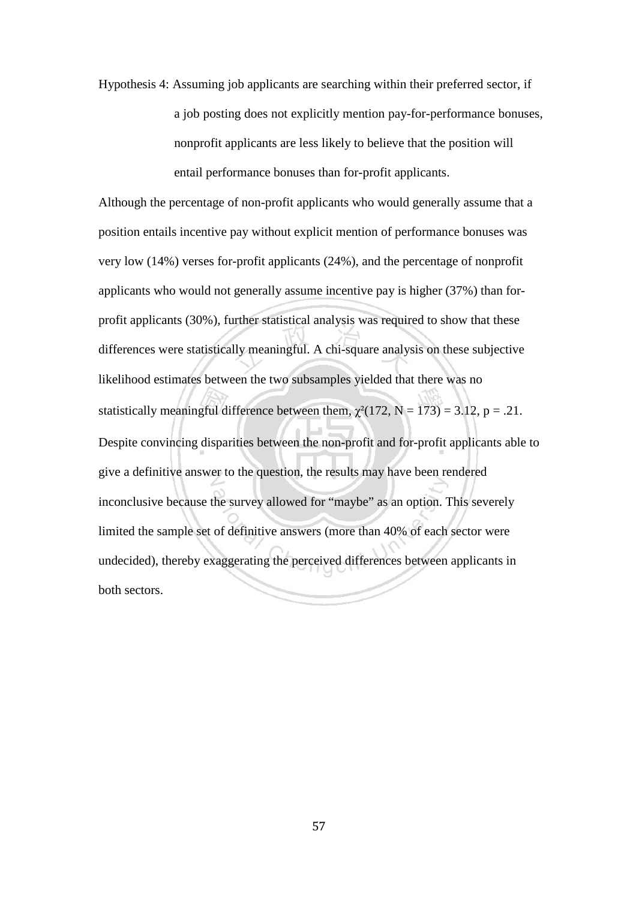Hypothesis 4: Assuming job applicants are searching within their preferred sector, if a job posting does not explicitly mention pay-for-performance bonuses, nonprofit applicants are less likely to believe that the position will entail performance bonuses than for-profit applicants.

Although the percentage of non-profit applicants who would generally assume that a position entails incentive pay without explicit mention of performance bonuses was very low (14%) verses for-profit applicants (24%), and the percentage of nonprofit applicants who would not generally assume incentive pay is higher (37%) than for-profit applicants (30%), further statistical analysis was required to show that these differences were statistically meaningful. A chi-square analysis on these subjective likelihood estimates between the two subsamples yielded that there was no statistically meaningful difference between them, $\chi^2(172, N = 173) = 3.12$, $p = .21$. Despite convincing disparities between the non-profit and for-profit applicants able to give a definitive answer to the question, the results may have been rendered inconclusive because the survey allowed for "maybe" as an option. This severely limited the sample set of definitive answers (more than 40% of each sector were undecided), thereby exaggerating the perceived differences between applicants in both sectors.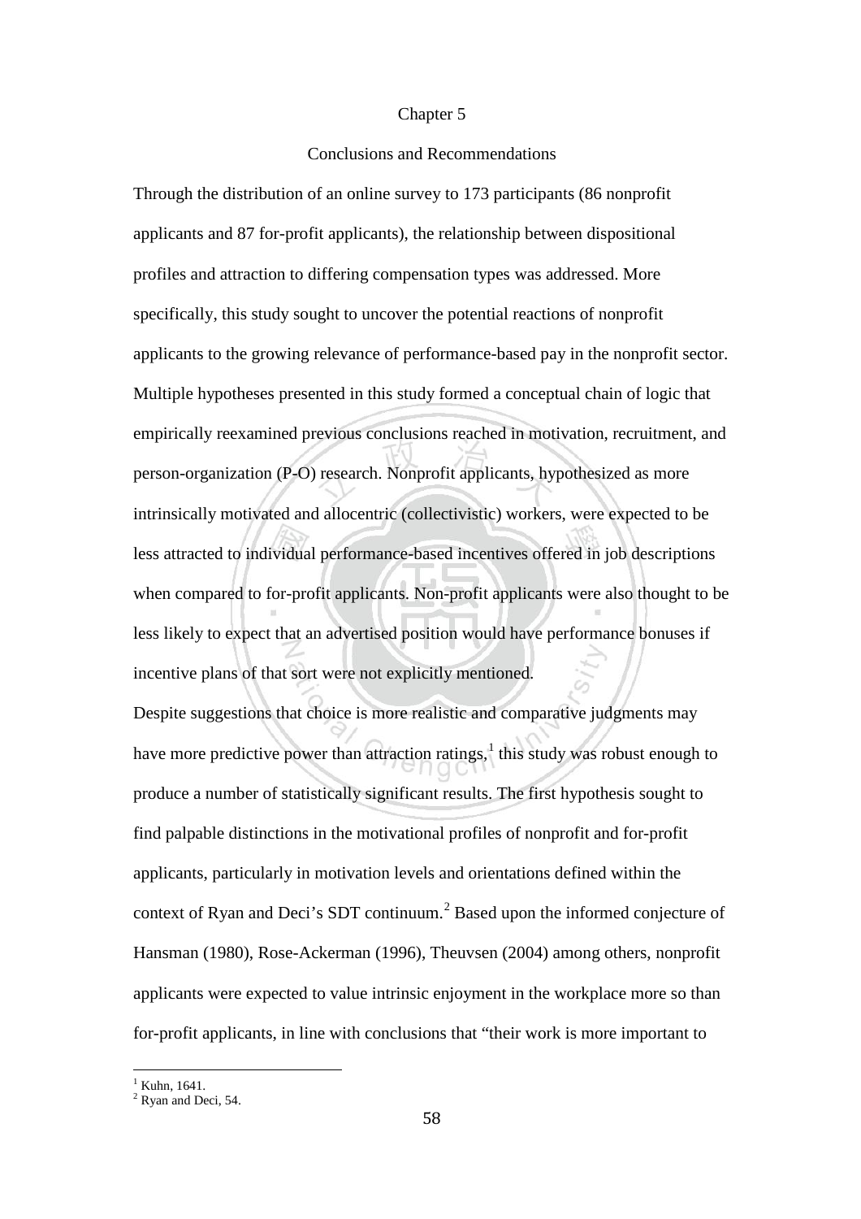# Chapter 5

## Conclusions and Recommendations

Through the distribution of an online survey to 173 participants (86 nonprofit applicants and 87 for-profit applicants), the relationship between dispositional profiles and attraction to differing compensation types was addressed. More specifically, this study sought to uncover the potential reactions of nonprofit applicants to the growing relevance of performance-based pay in the nonprofit sector. Multiple hypotheses presented in this study formed a conceptual chain of logic that empirically reexamined previous conclusions reached in motivation, recruitment, and person-organization (P-O) research. Nonprofit applicants, hypothesized as more intrinsically motivated and allocentric (collectivistic) workers, were expected to be less attracted to individual performance-based incentives offered in job descriptions when compared to for-profit applicants. Non-profit applicants were also thought to be less likely to expect that an advertised position would have performance bonuses if incentive plans of that sort were not explicitly mentioned.

Despite suggestions that choice is more realistic and comparative judgments may have more predictive power than attraction ratings,[1] this study was robust enough to produce a number of statistically significant results. The first hypothesis sought to find palpable distinctions in the motivational profiles of nonprofit and for-profit applicants, particularly in motivation levels and orientations defined within the context of Ryan and Deci's SDT continuum.[2] Based upon the informed conjecture of Hansman (1980), Rose-Ackerman (1996), Theuvsen (2004) among others, nonprofit applicants were expected to value intrinsic enjoyment in the workplace more so than for-profit applicants, in line with conclusions that "their work is more important to

---

[1] Kuhn, 1641.

[2] Ryan and Deci, 54.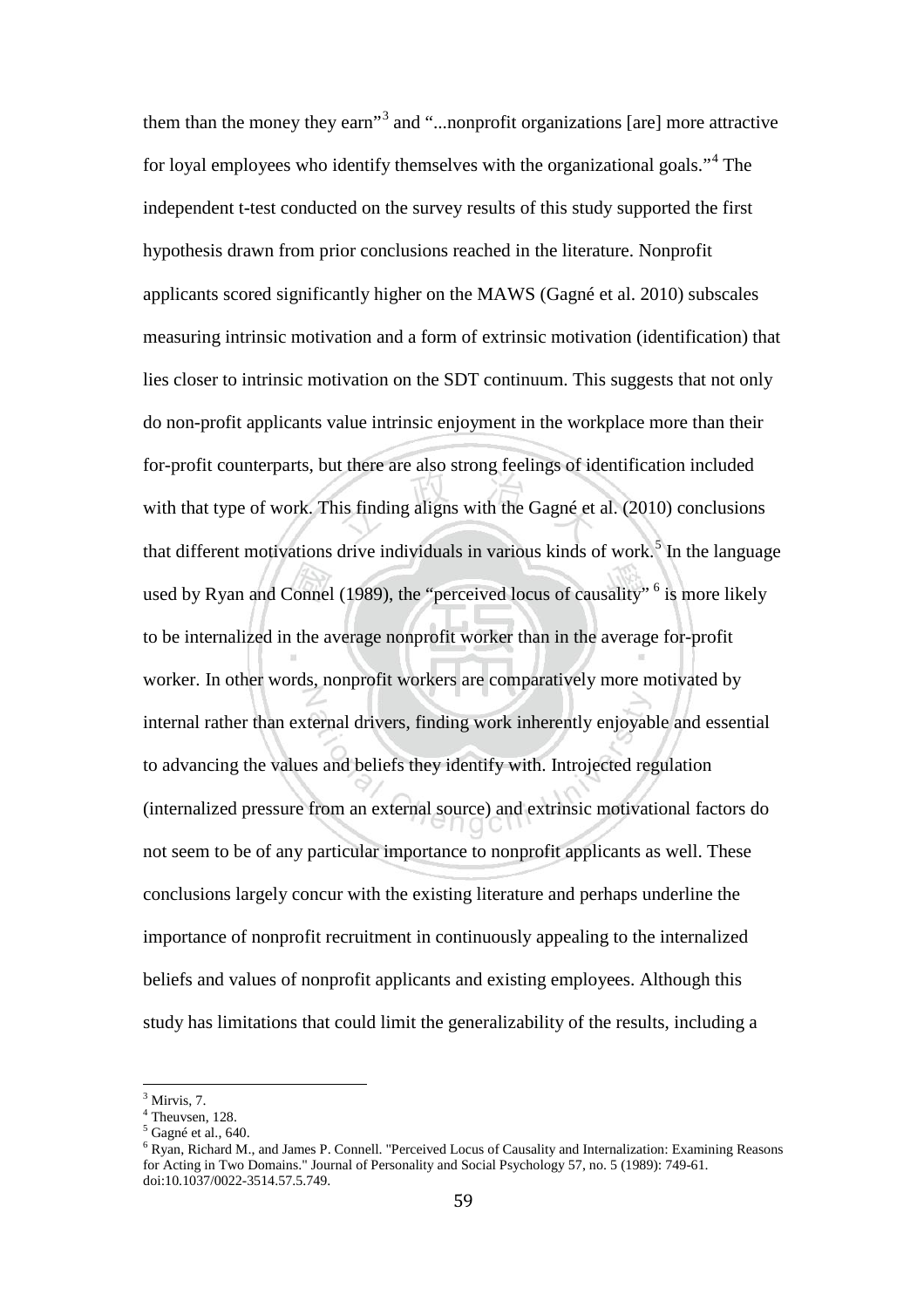them than the money they earn"[3] and "...nonprofit organizations [are] more attractive for loyal employees who identify themselves with the organizational goals."[4] The independent t-test conducted on the survey results of this study supported the first hypothesis drawn from prior conclusions reached in the literature. Nonprofit applicants scored significantly higher on the MAWS (Gagné et al. 2010) subscales measuring intrinsic motivation and a form of extrinsic motivation (identification) that lies closer to intrinsic motivation on the SDT continuum. This suggests that not only do non-profit applicants value intrinsic enjoyment in the workplace more than their for-profit counterparts, but there are also strong feelings of identification included with that type of work. This finding aligns with the Gagné et al. (2010) conclusions that different motivations drive individuals in various kinds of work.[5] In the language used by Ryan and Connel (1989), the "perceived locus of causality" [6] is more likely to be internalized in the average nonprofit worker than in the average for-profit worker. In other words, nonprofit workers are comparatively more motivated by internal rather than external drivers, finding work inherently enjoyable and essential to advancing the values and beliefs they identify with. Introjected regulation (internalized pressure from an external source) and extrinsic motivational factors do not seem to be of any particular importance to nonprofit applicants as well. These conclusions largely concur with the existing literature and perhaps underline the importance of nonprofit recruitment in continuously appealing to the internalized beliefs and values of nonprofit applicants and existing employees. Although this study has limitations that could limit the generalizability of the results, including a

---

[3] Mirvis, 7.

[4] Theuvsen, 128.

[5] Gagné et al., 640.

[6] Ryan, Richard M., and James P. Connell. "Perceived Locus of Causality and Internalization: Examining Reasons for Acting in Two Domains." Journal of Personality and Social Psychology 57, no. 5 (1989): 749-61. doi:10.1037/0022-3514.57.5.749.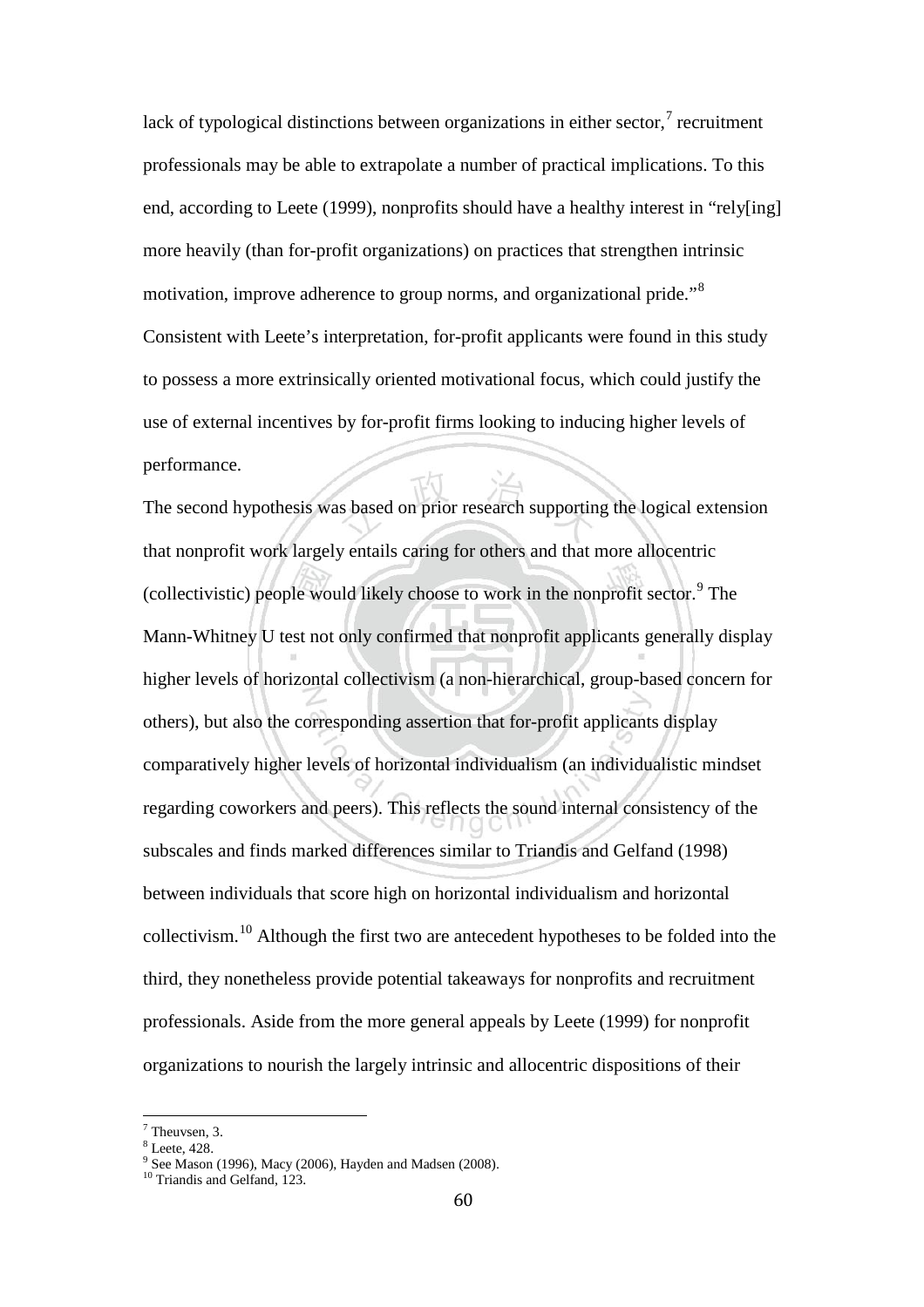lack of typological distinctions between organizations in either sector,[7] recruitment professionals may be able to extrapolate a number of practical implications. To this end, according to Leete (1999), nonprofits should have a healthy interest in "rely[ing] more heavily (than for-profit organizations) on practices that strengthen intrinsic motivation, improve adherence to group norms, and organizational pride."[8] Consistent with Leete's interpretation, for-profit applicants were found in this study to possess a more extrinsically oriented motivational focus, which could justify the use of external incentives by for-profit firms looking to inducing higher levels of performance.

The second hypothesis was based on prior research supporting the logical extension that nonprofit work largely entails caring for others and that more allocentric (collectivistic) people would likely choose to work in the nonprofit sector.[9] The Mann-Whitney U test not only confirmed that nonprofit applicants generally display higher levels of horizontal collectivism (a non-hierarchical, group-based concern for others), but also the corresponding assertion that for-profit applicants display comparatively higher levels of horizontal individualism (an individualistic mindset regarding coworkers and peers). This reflects the sound internal consistency of the subscales and finds marked differences similar to Triandis and Gelfand (1998) between individuals that score high on horizontal individualism and horizontal collectivism.[10] Although the first two are antecedent hypotheses to be folded into the third, they nonetheless provide potential takeaways for nonprofits and recruitment professionals. Aside from the more general appeals by Leete (1999) for nonprofit organizations to nourish the largely intrinsic and allocentric dispositions of their

---

[7] Theuvsen, 3.
[8] Leete, 428.
[9] See Mason (1996), Macy (2006), Hayden and Madsen (2008).
[10] Triandis and Gelfand, 123.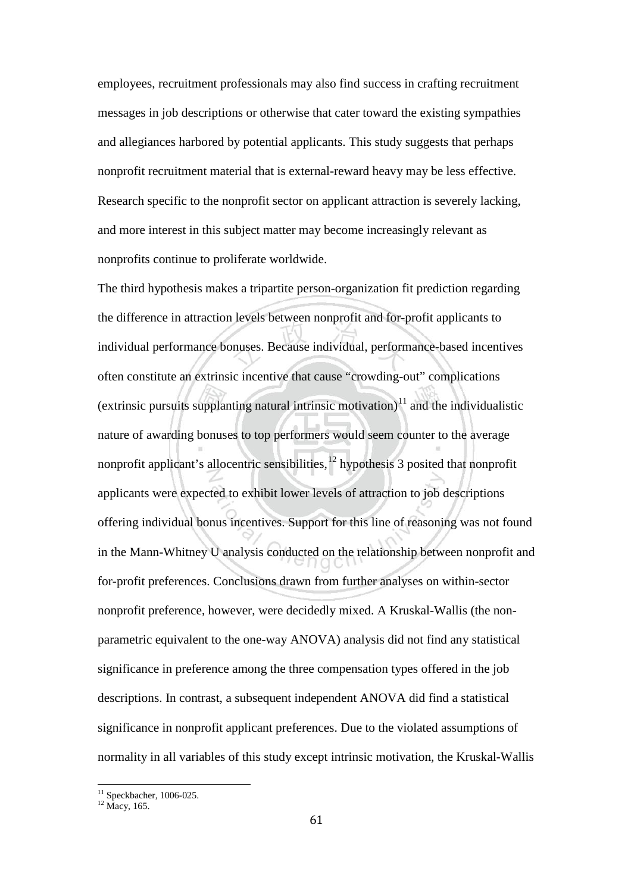employees, recruitment professionals may also find success in crafting recruitment messages in job descriptions or otherwise that cater toward the existing sympathies and allegiances harbored by potential applicants. This study suggests that perhaps nonprofit recruitment material that is external-reward heavy may be less effective. Research specific to the nonprofit sector on applicant attraction is severely lacking, and more interest in this subject matter may become increasingly relevant as nonprofits continue to proliferate worldwide.

The third hypothesis makes a tripartite person-organization fit prediction regarding the difference in attraction levels between nonprofit and for-profit applicants to individual performance bonuses. Because individual, performance-based incentives often constitute an extrinsic incentive that cause "crowding-out" complications (extrinsic pursuits supplanting natural intrinsic motivation)[11] and the individualistic nature of awarding bonuses to top performers would seem counter to the average nonprofit applicant's allocentric sensibilities,[12] hypothesis 3 posited that nonprofit applicants were expected to exhibit lower levels of attraction to job descriptions offering individual bonus incentives. Support for this line of reasoning was not found in the Mann-Whitney U analysis conducted on the relationship between nonprofit and for-profit preferences. Conclusions drawn from further analyses on within-sector nonprofit preference, however, were decidedly mixed. A Kruskal-Wallis (the non-parametric equivalent to the one-way ANOVA) analysis did not find any statistical significance in preference among the three compensation types offered in the job descriptions. In contrast, a subsequent independent ANOVA did find a statistical significance in nonprofit applicant preferences. Due to the violated assumptions of normality in all variables of this study except intrinsic motivation, the Kruskal-Wallis

[11] Speckbacher, 1006-025.
[12] Macy, 165.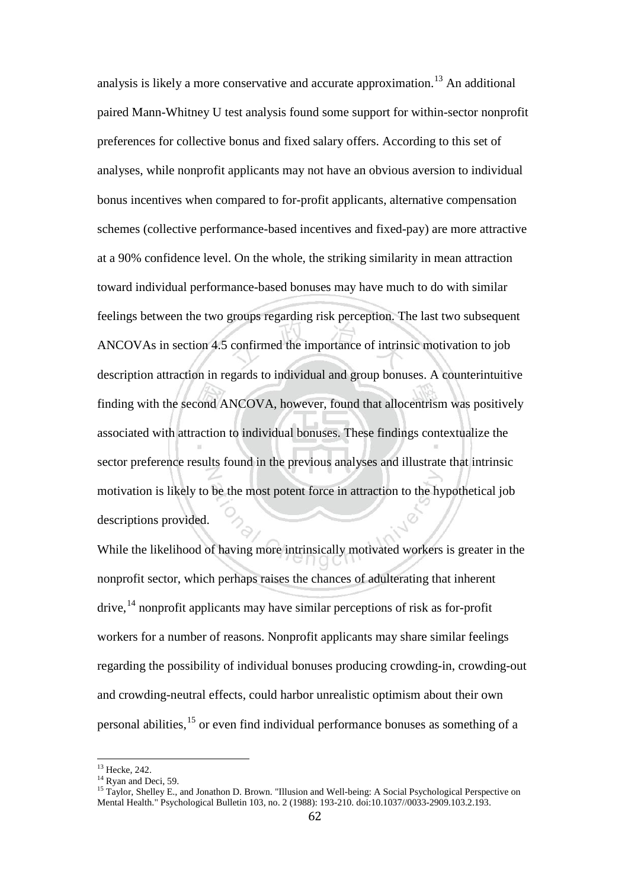analysis is likely a more conservative and accurate approximation.[13] An additional paired Mann-Whitney U test analysis found some support for within-sector nonprofit preferences for collective bonus and fixed salary offers. According to this set of analyses, while nonprofit applicants may not have an obvious aversion to individual bonus incentives when compared to for-profit applicants, alternative compensation schemes (collective performance-based incentives and fixed-pay) are more attractive at a 90% confidence level. On the whole, the striking similarity in mean attraction toward individual performance-based bonuses may have much to do with similar feelings between the two groups regarding risk perception. The last two subsequent ANCOVAs in section 4.5 confirmed the importance of intrinsic motivation to job description attraction in regards to individual and group bonuses. A counterintuitive finding with the second ANCOVA, however, found that allocentrism was positively associated with attraction to individual bonuses. These findings contextualize the sector preference results found in the previous analyses and illustrate that intrinsic motivation is likely to be the most potent force in attraction to the hypothetical job descriptions provided.

While the likelihood of having more intrinsically motivated workers is greater in the nonprofit sector, which perhaps raises the chances of adulterating that inherent drive,[14] nonprofit applicants may have similar perceptions of risk as for-profit workers for a number of reasons. Nonprofit applicants may share similar feelings regarding the possibility of individual bonuses producing crowding-in, crowding-out and crowding-neutral effects, could harbor unrealistic optimism about their own personal abilities,[15] or even find individual performance bonuses as something of a

---

[13] Hecke, 242.

[14] Ryan and Deci, 59.

[15] Taylor, Shelley E., and Jonathon D. Brown. "Illusion and Well-being: A Social Psychological Perspective on Mental Health." Psychological Bulletin 103, no. 2 (1988): 193-210. doi:10.1037//0033-2909.103.2.193.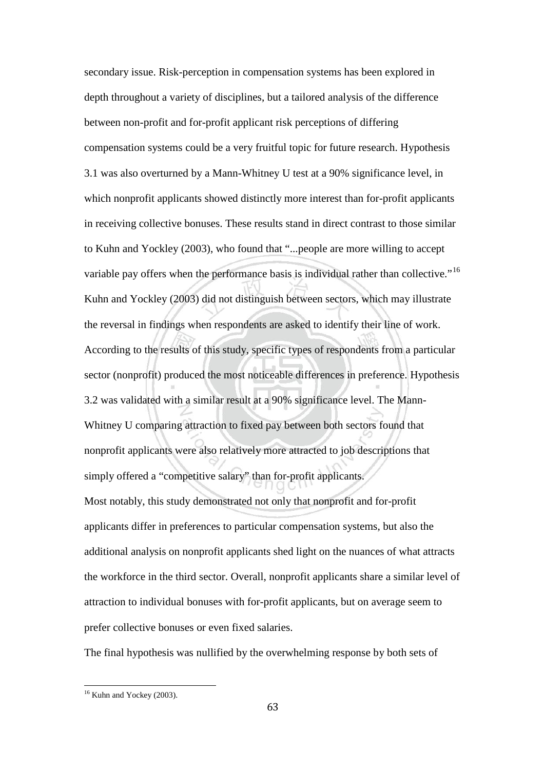secondary issue. Risk-perception in compensation systems has been explored in depth throughout a variety of disciplines, but a tailored analysis of the difference between non-profit and for-profit applicant risk perceptions of differing compensation systems could be a very fruitful topic for future research. Hypothesis 3.1 was also overturned by a Mann-Whitney U test at a 90% significance level, in which nonprofit applicants showed distinctly more interest than for-profit applicants in receiving collective bonuses. These results stand in direct contrast to those similar to Kuhn and Yockley (2003), who found that "...people are more willing to accept variable pay offers when the performance basis is individual rather than collective."[16] Kuhn and Yockley (2003) did not distinguish between sectors, which may illustrate the reversal in findings when respondents are asked to identify their line of work. According to the results of this study, specific types of respondents from a particular sector (nonprofit) produced the most noticeable differences in preference. Hypothesis 3.2 was validated with a similar result at a 90% significance level. The Mann-Whitney U comparing attraction to fixed pay between both sectors found that nonprofit applicants were also relatively more attracted to job descriptions that simply offered a "competitive salary" than for-profit applicants.

Most notably, this study demonstrated not only that nonprofit and for-profit applicants differ in preferences to particular compensation systems, but also the additional analysis on nonprofit applicants shed light on the nuances of what attracts the workforce in the third sector. Overall, nonprofit applicants share a similar level of attraction to individual bonuses with for-profit applicants, but on average seem to prefer collective bonuses or even fixed salaries.

The final hypothesis was nullified by the overwhelming response by both sets of

---

[16] Kuhn and Yockey (2003).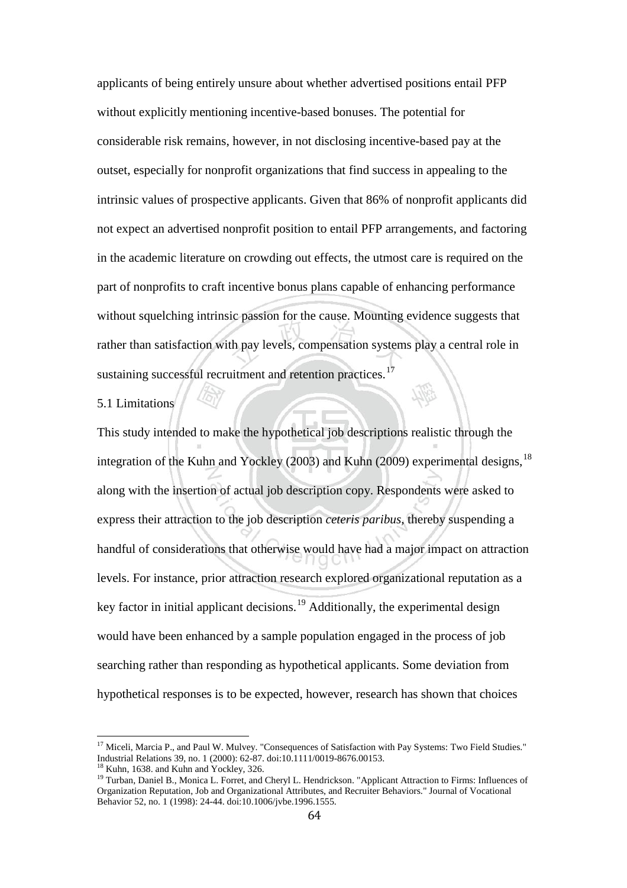applicants of being entirely unsure about whether advertised positions entail PFP without explicitly mentioning incentive-based bonuses. The potential for considerable risk remains, however, in not disclosing incentive-based pay at the outset, especially for nonprofit organizations that find success in appealing to the intrinsic values of prospective applicants. Given that 86% of nonprofit applicants did not expect an advertised nonprofit position to entail PFP arrangements, and factoring in the academic literature on crowding out effects, the utmost care is required on the part of nonprofits to craft incentive bonus plans capable of enhancing performance without squelching intrinsic passion for the cause. Mounting evidence suggests that rather than satisfaction with pay levels, compensation systems play a central role in sustaining successful recruitment and retention practices.[17]

## 5.1 Limitations

This study intended to make the hypothetical job descriptions realistic through the integration of the Kuhn and Yockley (2003) and Kuhn (2009) experimental designs,[18] along with the insertion of actual job description copy. Respondents were asked to express their attraction to the job description *ceteris paribus*, thereby suspending a handful of considerations that otherwise would have had a major impact on attraction levels. For instance, prior attraction research explored organizational reputation as a key factor in initial applicant decisions.[19] Additionally, the experimental design would have been enhanced by a sample population engaged in the process of job searching rather than responding as hypothetical applicants. Some deviation from hypothetical responses is to be expected, however, research has shown that choices

---

[17] Miceli, Marcia P., and Paul W. Mulvey. "Consequences of Satisfaction with Pay Systems: Two Field Studies." Industrial Relations 39, no. 1 (2000): 62-87. doi:10.1111/0019-8676.00153.

[18] Kuhn, 1638. and Kuhn and Yockley, 326.

[19] Turban, Daniel B., Monica L. Forret, and Cheryl L. Hendrickson. "Applicant Attraction to Firms: Influences of Organization Reputation, Job and Organizational Attributes, and Recruiter Behaviors." Journal of Vocational Behavior 52, no. 1 (1998): 24-44. doi:10.1006/jvbe.1996.1555.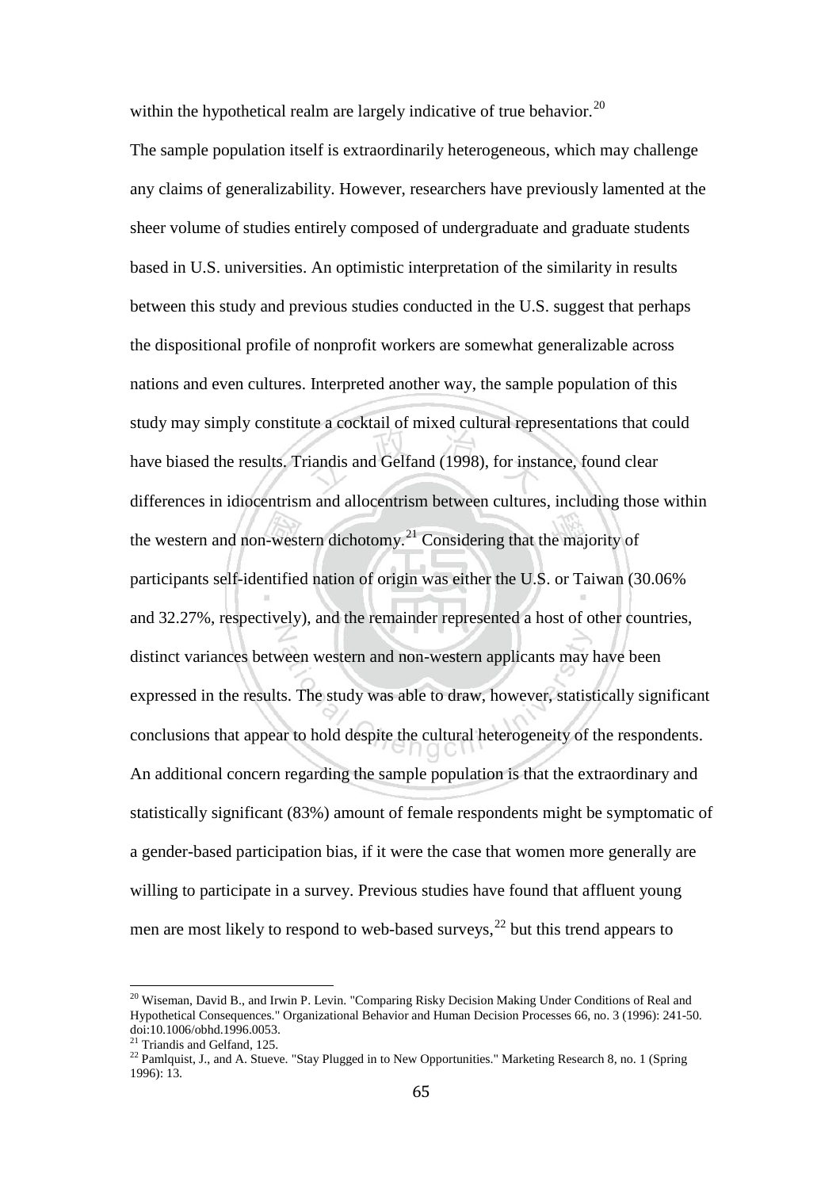within the hypothetical realm are largely indicative of true behavior.[20]

The sample population itself is extraordinarily heterogeneous, which may challenge any claims of generalizability. However, researchers have previously lamented at the sheer volume of studies entirely composed of undergraduate and graduate students based in U.S. universities. An optimistic interpretation of the similarity in results between this study and previous studies conducted in the U.S. suggest that perhaps the dispositional profile of nonprofit workers are somewhat generalizable across nations and even cultures. Interpreted another way, the sample population of this study may simply constitute a cocktail of mixed cultural representations that could have biased the results. Triandis and Gelfand (1998), for instance, found clear differences in idiocentrism and allocentrism between cultures, including those within the western and non-western dichotomy.[21] Considering that the majority of participants self-identified nation of origin was either the U.S. or Taiwan (30.06% and 32.27%, respectively), and the remainder represented a host of other countries, distinct variances between western and non-western applicants may have been expressed in the results. The study was able to draw, however, statistically significant conclusions that appear to hold despite the cultural heterogeneity of the respondents. An additional concern regarding the sample population is that the extraordinary and statistically significant (83%) amount of female respondents might be symptomatic of a gender-based participation bias, if it were the case that women more generally are willing to participate in a survey. Previous studies have found that affluent young men are most likely to respond to web-based surveys,[22] but this trend appears to

---

[20] Wiseman, David B., and Irwin P. Levin. "Comparing Risky Decision Making Under Conditions of Real and Hypothetical Consequences." Organizational Behavior and Human Decision Processes 66, no. 3 (1996): 241-50. doi:10.1006/obhd.1996.0053.

[21] Triandis and Gelfand, 125.

[22] Pamlquist, J., and A. Stueve. "Stay Plugged in to New Opportunities." Marketing Research 8, no. 1 (Spring 1996): 13.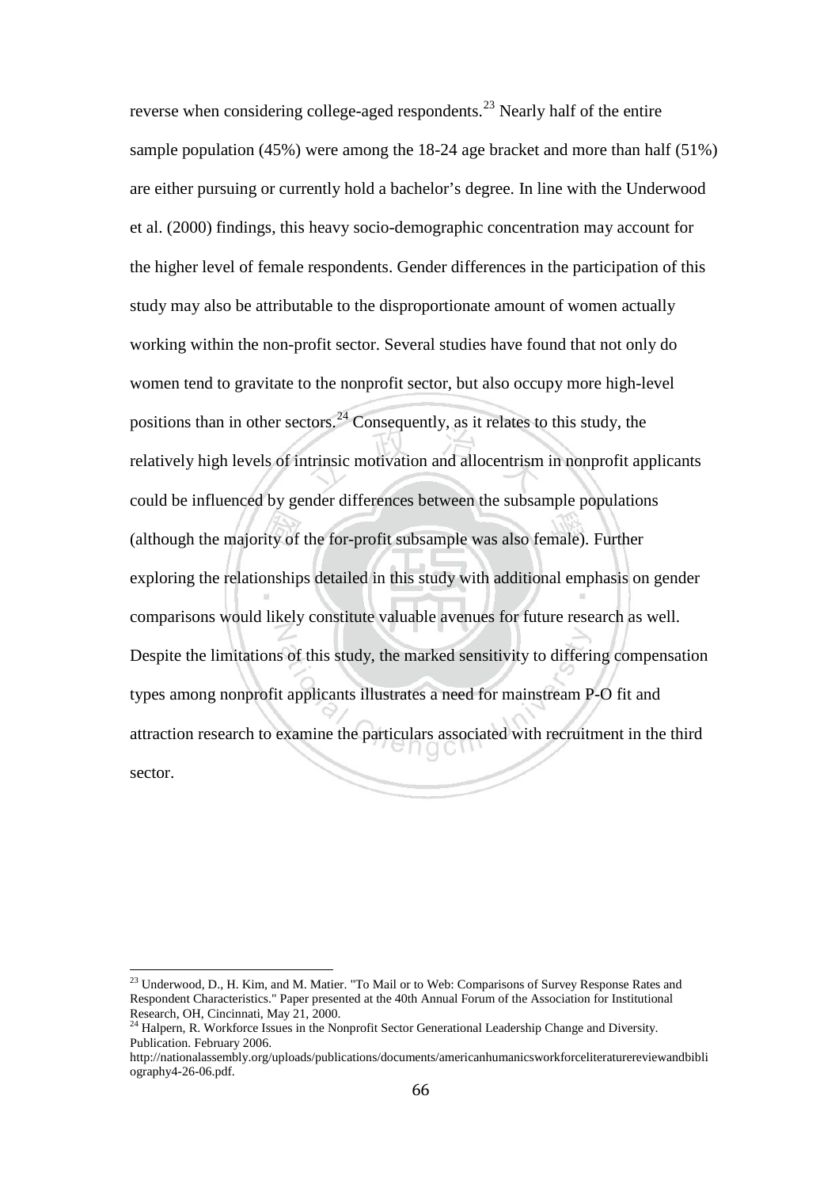reverse when considering college-aged respondents.[23] Nearly half of the entire sample population (45%) were among the 18-24 age bracket and more than half (51%) are either pursuing or currently hold a bachelor's degree. In line with the Underwood et al. (2000) findings, this heavy socio-demographic concentration may account for the higher level of female respondents. Gender differences in the participation of this study may also be attributable to the disproportionate amount of women actually working within the non-profit sector. Several studies have found that not only do women tend to gravitate to the nonprofit sector, but also occupy more high-level positions than in other sectors.[24] Consequently, as it relates to this study, the relatively high levels of intrinsic motivation and allocentrism in nonprofit applicants could be influenced by gender differences between the subsample populations (although the majority of the for-profit subsample was also female). Further exploring the relationships detailed in this study with additional emphasis on gender comparisons would likely constitute valuable avenues for future research as well. Despite the limitations of this study, the marked sensitivity to differing compensation types among nonprofit applicants illustrates a need for mainstream P-O fit and attraction research to examine the particulars associated with recruitment in the third sector.

---

[23] Underwood, D., H. Kim, and M. Matier. "To Mail or to Web: Comparisons of Survey Response Rates and Respondent Characteristics." Paper presented at the 40th Annual Forum of the Association for Institutional Research, OH, Cincinnati, May 21, 2000.

[24] Halpern, R. Workforce Issues in the Nonprofit Sector Generational Leadership Change and Diversity. Publication. February 2006. http://nationalassembly.org/uploads/publications/documents/americanhumanicsworkforceliteraturereviewandbibliography4-26-06.pdf.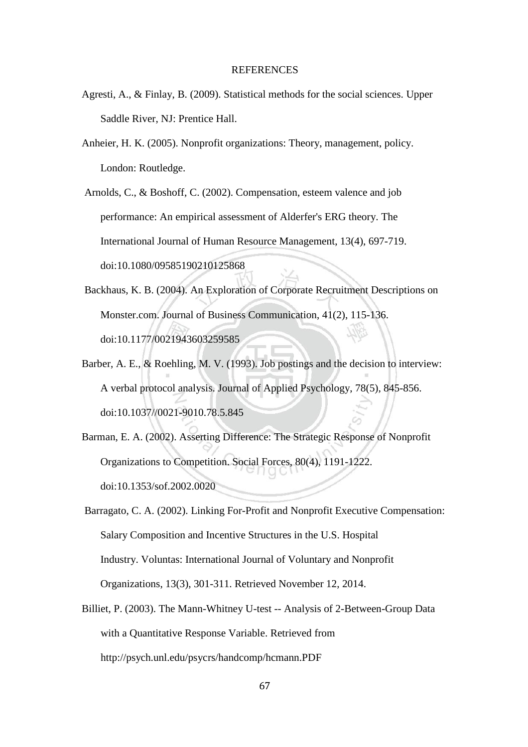# REFERENCES

Agresti, A., & Finlay, B. (2009). Statistical methods for the social sciences. Upper Saddle River, NJ: Prentice Hall.

Anheier, H. K. (2005). Nonprofit organizations: Theory, management, policy. London: Routledge.

Arnolds, C., & Boshoff, C. (2002). Compensation, esteem valence and job performance: An empirical assessment of Alderfer's ERG theory. The International Journal of Human Resource Management, 13(4), 697-719. doi:10.1080/09585190210125868

Backhaus, K. B. (2004). An Exploration of Corporate Recruitment Descriptions on Monster.com. Journal of Business Communication, 41(2), 115-136. doi:10.1177/0021943603259585

Barber, A. E., & Roehling, M. V. (1993). Job postings and the decision to interview: A verbal protocol analysis. Journal of Applied Psychology, 78(5), 845-856. doi:10.1037//0021-9010.78.5.845

Barman, E. A. (2002). Asserting Difference: The Strategic Response of Nonprofit Organizations to Competition. Social Forces, 80(4), 1191-1222. doi:10.1353/sof.2002.0020

Barragato, C. A. (2002). Linking For-Profit and Nonprofit Executive Compensation: Salary Composition and Incentive Structures in the U.S. Hospital Industry. Voluntas: International Journal of Voluntary and Nonprofit Organizations, 13(3), 301-311. Retrieved November 12, 2014.

Billiet, P. (2003). The Mann-Whitney U-test -- Analysis of 2-Between-Group Data with a Quantitative Response Variable. Retrieved from http://psych.unl.edu/psycrs/handcomp/hcmann.PDF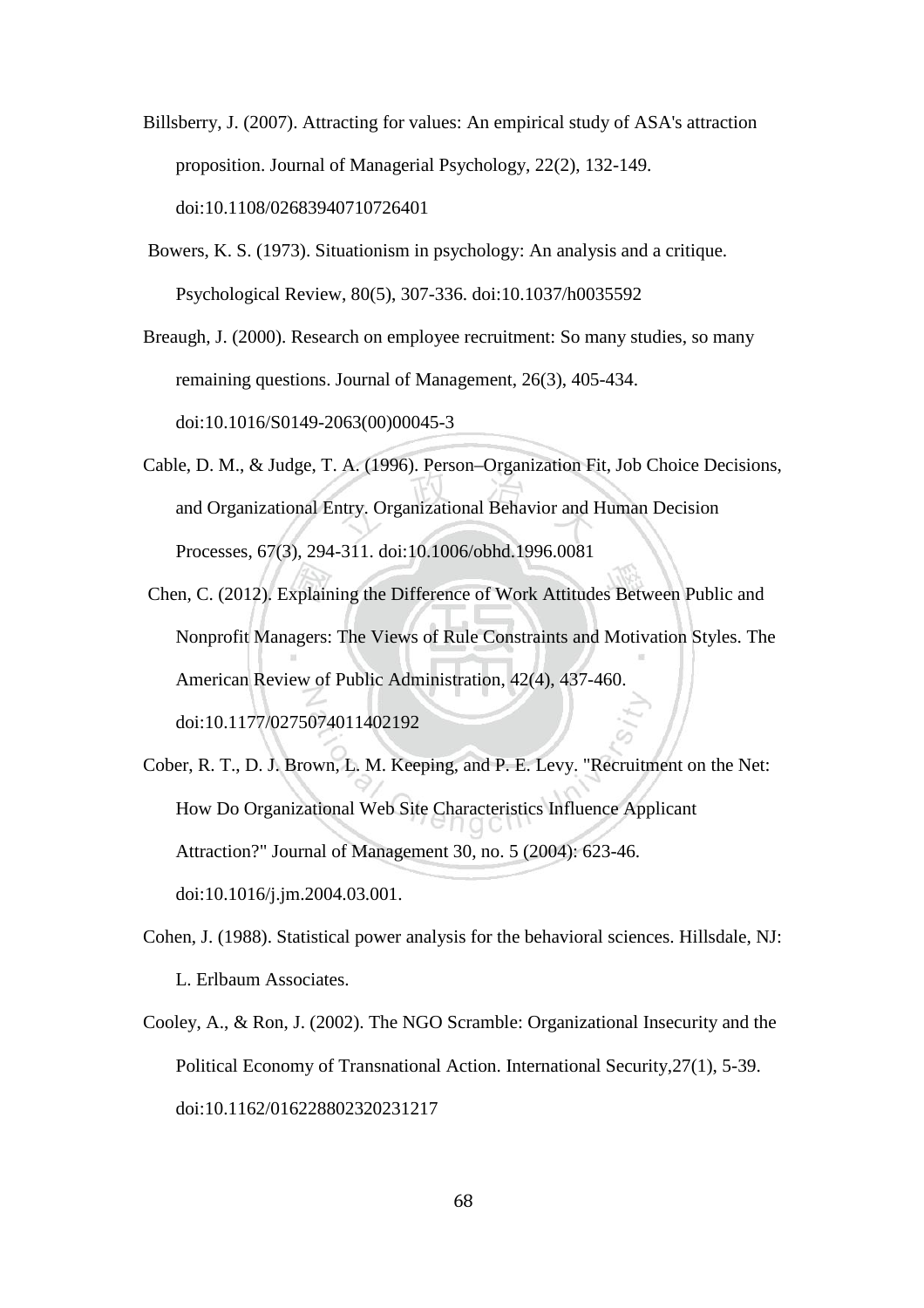Billsberry, J. (2007). Attracting for values: An empirical study of ASA's attraction proposition. Journal of Managerial Psychology, 22(2), 132-149. doi:10.1108/02683940710726401

Bowers, K. S. (1973). Situationism in psychology: An analysis and a critique. Psychological Review, 80(5), 307-336. doi:10.1037/h0035592

Breaugh, J. (2000). Research on employee recruitment: So many studies, so many remaining questions. Journal of Management, 26(3), 405-434. doi:10.1016/S0149-2063(00)00045-3

Cable, D. M., & Judge, T. A. (1996). Person–Organization Fit, Job Choice Decisions, and Organizational Entry. Organizational Behavior and Human Decision Processes, 67(3), 294-311. doi:10.1006/obhd.1996.0081

Chen, C. (2012). Explaining the Difference of Work Attitudes Between Public and Nonprofit Managers: The Views of Rule Constraints and Motivation Styles. The American Review of Public Administration, 42(4), 437-460. doi:10.1177/0275074011402192

Cober, R. T., D. J. Brown, L. M. Keeping, and P. E. Levy. "Recruitment on the Net: How Do Organizational Web Site Characteristics Influence Applicant Attraction?" Journal of Management 30, no. 5 (2004): 623-46. doi:10.1016/j.jm.2004.03.001.

Cohen, J. (1988). Statistical power analysis for the behavioral sciences. Hillsdale, NJ: L. Erlbaum Associates.

Cooley, A., & Ron, J. (2002). The NGO Scramble: Organizational Insecurity and the Political Economy of Transnational Action. International Security,27(1), 5-39. doi:10.1162/016228802320231217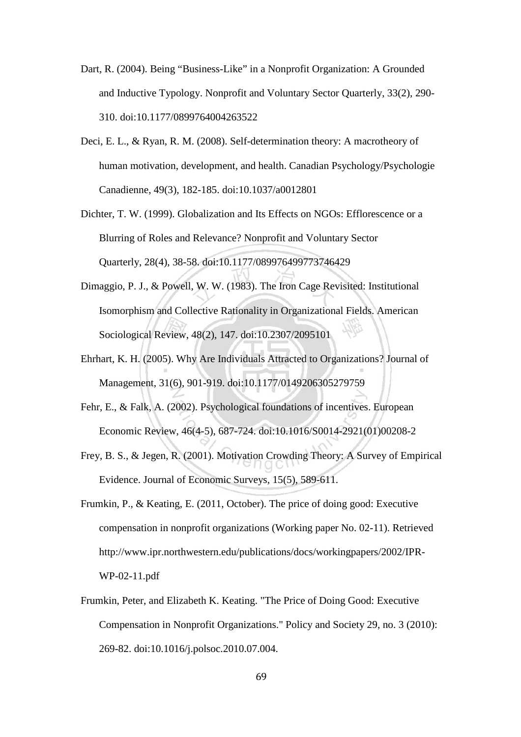Dart, R. (2004). Being "Business-Like" in a Nonprofit Organization: A Grounded and Inductive Typology. Nonprofit and Voluntary Sector Quarterly, 33(2), 290-310. doi:10.1177/0899764004263522

Deci, E. L., & Ryan, R. M. (2008). Self-determination theory: A macrotheory of human motivation, development, and health. Canadian Psychology/Psychologie Canadienne, 49(3), 182-185. doi:10.1037/a0012801

Dichter, T. W. (1999). Globalization and Its Effects on NGOs: Efflorescence or a Blurring of Roles and Relevance? Nonprofit and Voluntary Sector Quarterly, 28(4), 38-58. doi:10.1177/089976499773746429

Dimaggio, P. J., & Powell, W. W. (1983). The Iron Cage Revisited: Institutional Isomorphism and Collective Rationality in Organizational Fields. American Sociological Review, 48(2), 147. doi:10.2307/2095101

Ehrhart, K. H. (2005). Why Are Individuals Attracted to Organizations? Journal of Management, 31(6), 901-919. doi:10.1177/0149206305279759

Fehr, E., & Falk, A. (2002). Psychological foundations of incentives. European Economic Review, 46(4-5), 687-724. doi:10.1016/S0014-2921(01)00208-2

Frey, B. S., & Jegen, R. (2001). Motivation Crowding Theory: A Survey of Empirical Evidence. Journal of Economic Surveys, 15(5), 589-611.

Frumkin, P., & Keating, E. (2011, October). The price of doing good: Executive compensation in nonprofit organizations (Working paper No. 02-11). Retrieved http://www.ipr.northwestern.edu/publications/docs/workingpapers/2002/IPR-WP-02-11.pdf

Frumkin, Peter, and Elizabeth K. Keating. "The Price of Doing Good: Executive Compensation in Nonprofit Organizations." Policy and Society 29, no. 3 (2010): 269-82. doi:10.1016/j.polsoc.2010.07.004.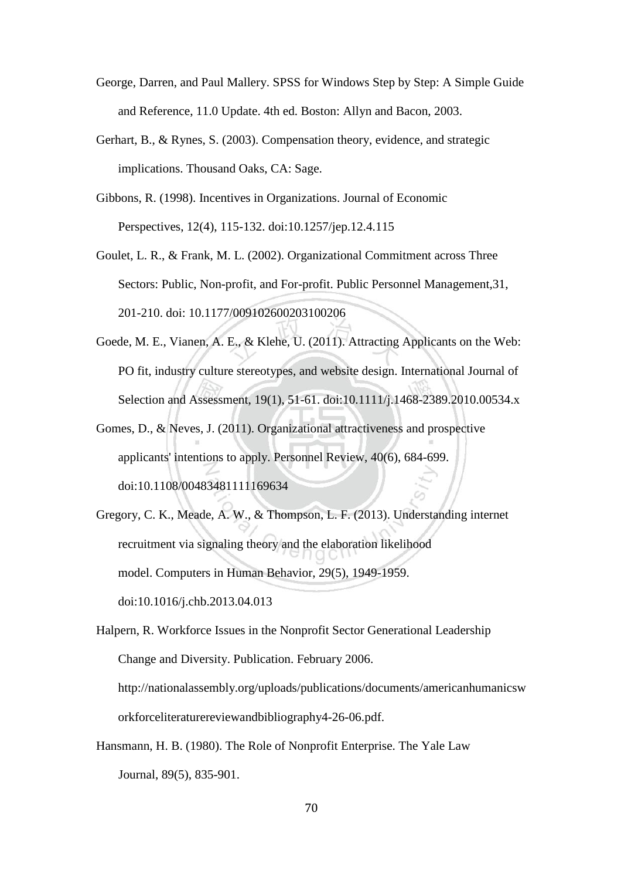George, Darren, and Paul Mallery. SPSS for Windows Step by Step: A Simple Guide and Reference, 11.0 Update. 4th ed. Boston: Allyn and Bacon, 2003.

Gerhart, B., & Rynes, S. (2003). Compensation theory, evidence, and strategic implications. Thousand Oaks, CA: Sage.

Gibbons, R. (1998). Incentives in Organizations. Journal of Economic Perspectives, 12(4), 115-132. doi:10.1257/jep.12.4.115

Goulet, L. R., & Frank, M. L. (2002). Organizational Commitment across Three Sectors: Public, Non-profit, and For-profit. Public Personnel Management,31, 201-210. doi: 10.1177/009102600203100206

Goede, M. E., Vianen, A. E., & Klehe, U. (2011). Attracting Applicants on the Web: PO fit, industry culture stereotypes, and website design. International Journal of Selection and Assessment, 19(1), 51-61. doi:10.1111/j.1468-2389.2010.00534.x

Gomes, D., & Neves, J. (2011). Organizational attractiveness and prospective applicants' intentions to apply. Personnel Review, 40(6), 684-699. doi:10.1108/00483481111169634

Gregory, C. K., Meade, A. W., & Thompson, L. F. (2013). Understanding internet recruitment via signaling theory and the elaboration likelihood model. Computers in Human Behavior, 29(5), 1949-1959. doi:10.1016/j.chb.2013.04.013

Halpern, R. Workforce Issues in the Nonprofit Sector Generational Leadership Change and Diversity. Publication. February 2006. http://nationalassembly.org/uploads/publications/documents/americanhumanicsworkforceliteraturereviewandbibliography4-26-06.pdf.

Hansmann, H. B. (1980). The Role of Nonprofit Enterprise. The Yale Law Journal, 89(5), 835-901.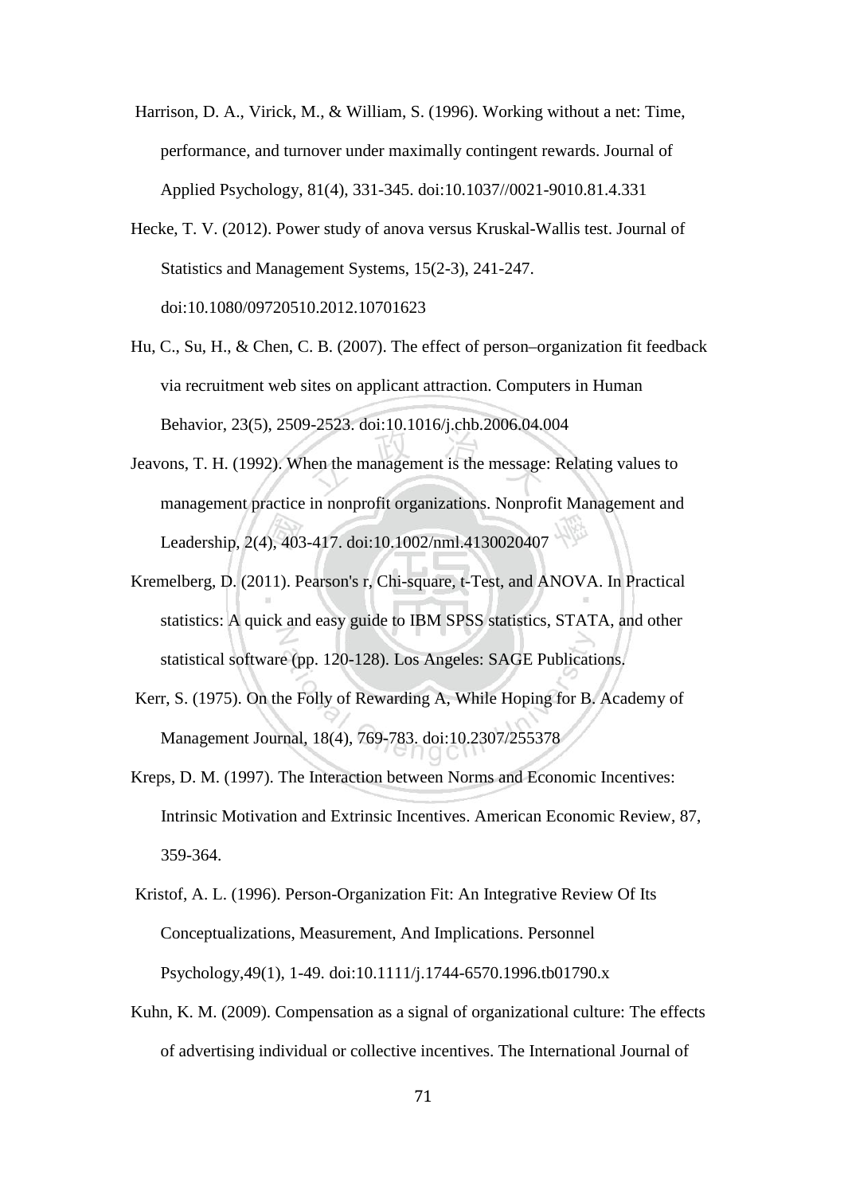Harrison, D. A., Virick, M., & William, S. (1996). Working without a net: Time, performance, and turnover under maximally contingent rewards. Journal of Applied Psychology, 81(4), 331-345. doi:10.1037//0021-9010.81.4.331

Hecke, T. V. (2012). Power study of anova versus Kruskal-Wallis test. Journal of Statistics and Management Systems, 15(2-3), 241-247. doi:10.1080/09720510.2012.10701623

Hu, C., Su, H., & Chen, C. B. (2007). The effect of person–organization fit feedback via recruitment web sites on applicant attraction. Computers in Human Behavior, 23(5), 2509-2523. doi:10.1016/j.chb.2006.04.004

Jeavons, T. H. (1992). When the management is the message: Relating values to management practice in nonprofit organizations. Nonprofit Management and Leadership, 2(4), 403-417. doi:10.1002/nml.4130020407

Kremelberg, D. (2011). Pearson's r, Chi-square, t-Test, and ANOVA. In Practical statistics: A quick and easy guide to IBM SPSS statistics, STATA, and other statistical software (pp. 120-128). Los Angeles: SAGE Publications.

Kerr, S. (1975). On the Folly of Rewarding A, While Hoping for B. Academy of Management Journal, 18(4), 769-783. doi:10.2307/255378

Kreps, D. M. (1997). The Interaction between Norms and Economic Incentives: Intrinsic Motivation and Extrinsic Incentives. American Economic Review, 87, 359-364.

Kristof, A. L. (1996). Person-Organization Fit: An Integrative Review Of Its Conceptualizations, Measurement, And Implications. Personnel Psychology,49(1), 1-49. doi:10.1111/j.1744-6570.1996.tb01790.x

Kuhn, K. M. (2009). Compensation as a signal of organizational culture: The effects of advertising individual or collective incentives. The International Journal of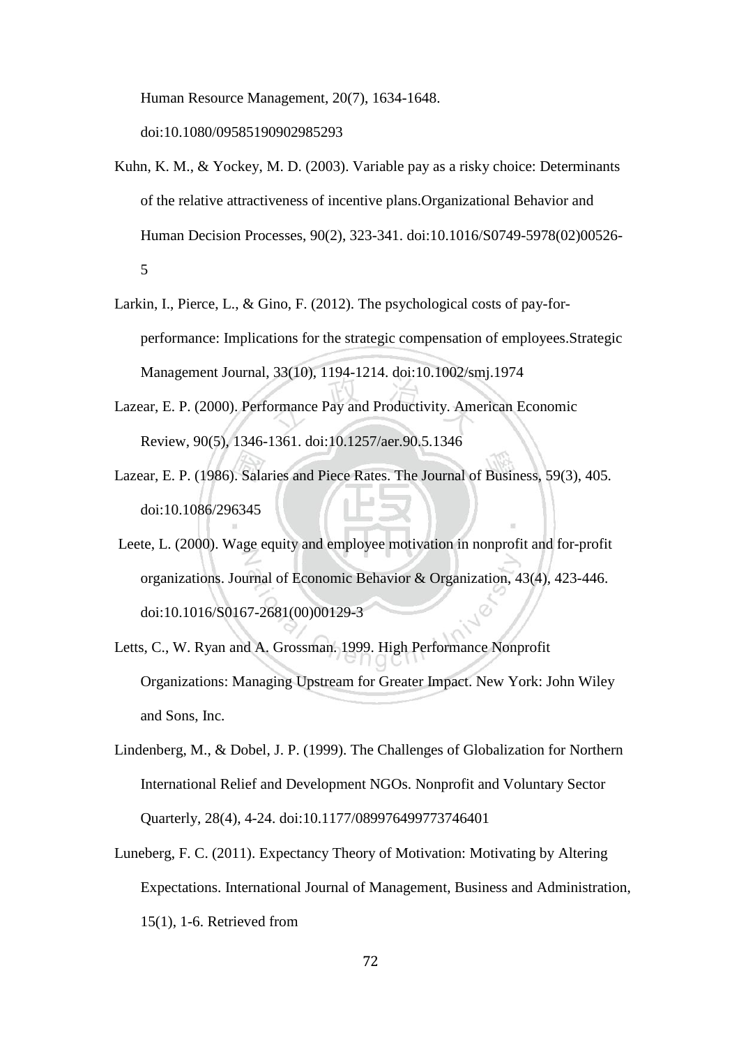Human Resource Management, 20(7), 1634-1648. doi:10.1080/09585190902985293

Kuhn, K. M., & Yockey, M. D. (2003). Variable pay as a risky choice: Determinants of the relative attractiveness of incentive plans.Organizational Behavior and Human Decision Processes, 90(2), 323-341. doi:10.1016/S0749-5978(02)00526-5

Larkin, I., Pierce, L., & Gino, F. (2012). The psychological costs of pay-for-performance: Implications for the strategic compensation of employees.Strategic Management Journal, 33(10), 1194-1214. doi:10.1002/smj.1974

Lazear, E. P. (2000). Performance Pay and Productivity. American Economic Review, 90(5), 1346-1361. doi:10.1257/aer.90.5.1346

Lazear, E. P. (1986). Salaries and Piece Rates. The Journal of Business, 59(3), 405. doi:10.1086/296345

Leete, L. (2000). Wage equity and employee motivation in nonprofit and for-profit organizations. Journal of Economic Behavior & Organization, 43(4), 423-446. doi:10.1016/S0167-2681(00)00129-3

Letts, C., W. Ryan and A. Grossman. 1999. High Performance Nonprofit Organizations: Managing Upstream for Greater Impact. New York: John Wiley and Sons, Inc.

Lindenberg, M., & Dobel, J. P. (1999). The Challenges of Globalization for Northern International Relief and Development NGOs. Nonprofit and Voluntary Sector Quarterly, 28(4), 4-24. doi:10.1177/089976499773746401

Luneberg, F. C. (2011). Expectancy Theory of Motivation: Motivating by Altering Expectations. International Journal of Management, Business and Administration, 15(1), 1-6. Retrieved from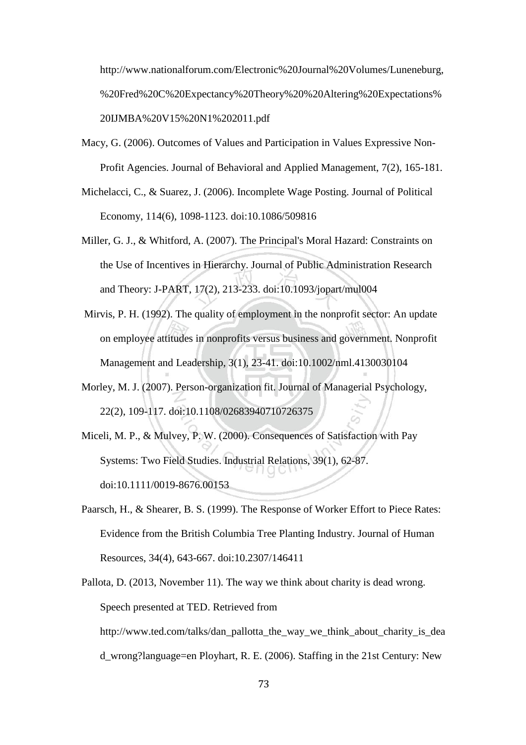http://www.nationalforum.com/Electronic%20Journal%20Volumes/Luneneburg,%20Fred%20C%20Expectancy%20Theory%20%20Altering%20Expectations%20IJMBA%20V15%20N1%202011.pdf

Macy, G. (2006). Outcomes of Values and Participation in Values Expressive Non-Profit Agencies. Journal of Behavioral and Applied Management, 7(2), 165-181.

Michelacci, C., & Suarez, J. (2006). Incomplete Wage Posting. Journal of Political Economy, 114(6), 1098-1123. doi:10.1086/509816

Miller, G. J., & Whitford, A. (2007). The Principal's Moral Hazard: Constraints on the Use of Incentives in Hierarchy. Journal of Public Administration Research and Theory: J-PART, 17(2), 213-233. doi:10.1093/jopart/mul004

Mirvis, P. H. (1992). The quality of employment in the nonprofit sector: An update on employee attitudes in nonprofits versus business and government. Nonprofit Management and Leadership, 3(1), 23-41. doi:10.1002/nml.4130030104

Morley, M. J. (2007). Person-organization fit. Journal of Managerial Psychology, 22(2), 109-117. doi:10.1108/02683940710726375

Miceli, M. P., & Mulvey, P. W. (2000). Consequences of Satisfaction with Pay Systems: Two Field Studies. Industrial Relations, 39(1), 62-87. doi:10.1111/0019-8676.00153

Paarsch, H., & Shearer, B. S. (1999). The Response of Worker Effort to Piece Rates: Evidence from the British Columbia Tree Planting Industry. Journal of Human Resources, 34(4), 643-667. doi:10.2307/146411

Pallota, D. (2013, November 11). The way we think about charity is dead wrong. Speech presented at TED. Retrieved from http://www.ted.com/talks/dan_pallotta_the_way_we_think_about_charity_is_dead_wrong?language=en Ployhart, R. E. (2006). Staffing in the 21st Century: New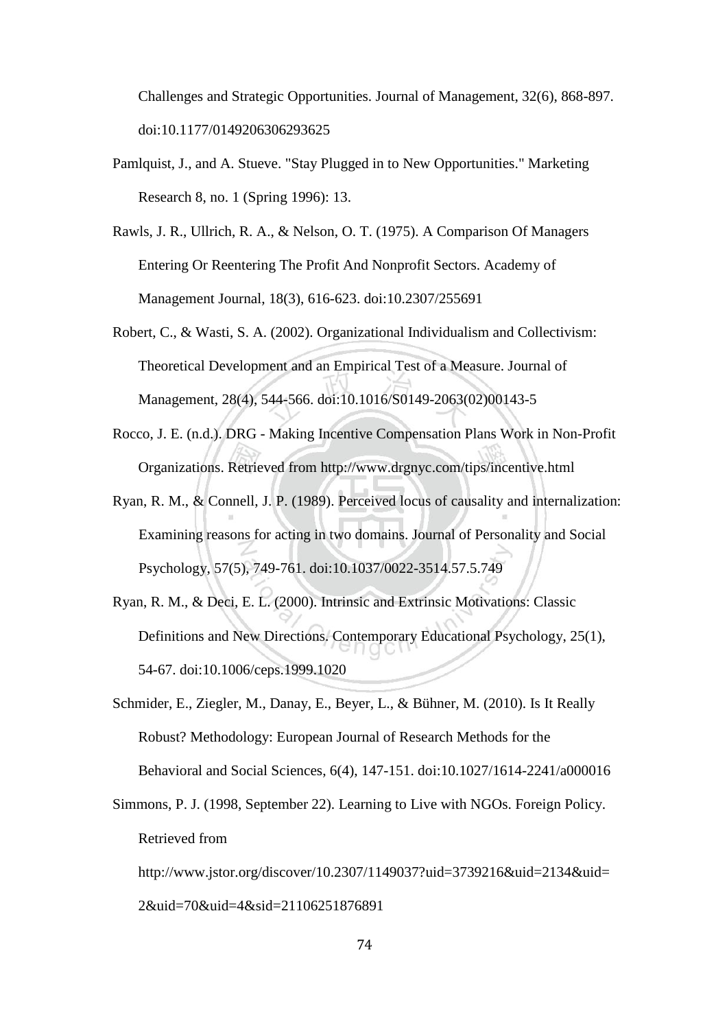Challenges and Strategic Opportunities. Journal of Management, 32(6), 868-897. doi:10.1177/0149206306293625

Pamlquist, J., and A. Stueve. "Stay Plugged in to New Opportunities." Marketing Research 8, no. 1 (Spring 1996): 13.

Rawls, J. R., Ullrich, R. A., & Nelson, O. T. (1975). A Comparison Of Managers Entering Or Reentering The Profit And Nonprofit Sectors. Academy of Management Journal, 18(3), 616-623. doi:10.2307/255691

Robert, C., & Wasti, S. A. (2002). Organizational Individualism and Collectivism: Theoretical Development and an Empirical Test of a Measure. Journal of Management, 28(4), 544-566. doi:10.1016/S0149-2063(02)00143-5

Rocco, J. E. (n.d.). DRG - Making Incentive Compensation Plans Work in Non-Profit Organizations. Retrieved from http://www.drgnyc.com/tips/incentive.html

Ryan, R. M., & Connell, J. P. (1989). Perceived locus of causality and internalization: Examining reasons for acting in two domains. Journal of Personality and Social Psychology, 57(5), 749-761. doi:10.1037/0022-3514.57.5.749

Ryan, R. M., & Deci, E. L. (2000). Intrinsic and Extrinsic Motivations: Classic Definitions and New Directions. Contemporary Educational Psychology, 25(1), 54-67. doi:10.1006/ceps.1999.1020

Schmider, E., Ziegler, M., Danay, E., Beyer, L., & Bühner, M. (2010). Is It Really Robust? Methodology: European Journal of Research Methods for the Behavioral and Social Sciences, 6(4), 147-151. doi:10.1027/1614-2241/a000016

Simmons, P. J. (1998, September 22). Learning to Live with NGOs. Foreign Policy. Retrieved from http://www.jstor.org/discover/10.2307/1149037?uid=3739216&uid=2134&uid=2&uid=70&uid=4&sid=21106251876891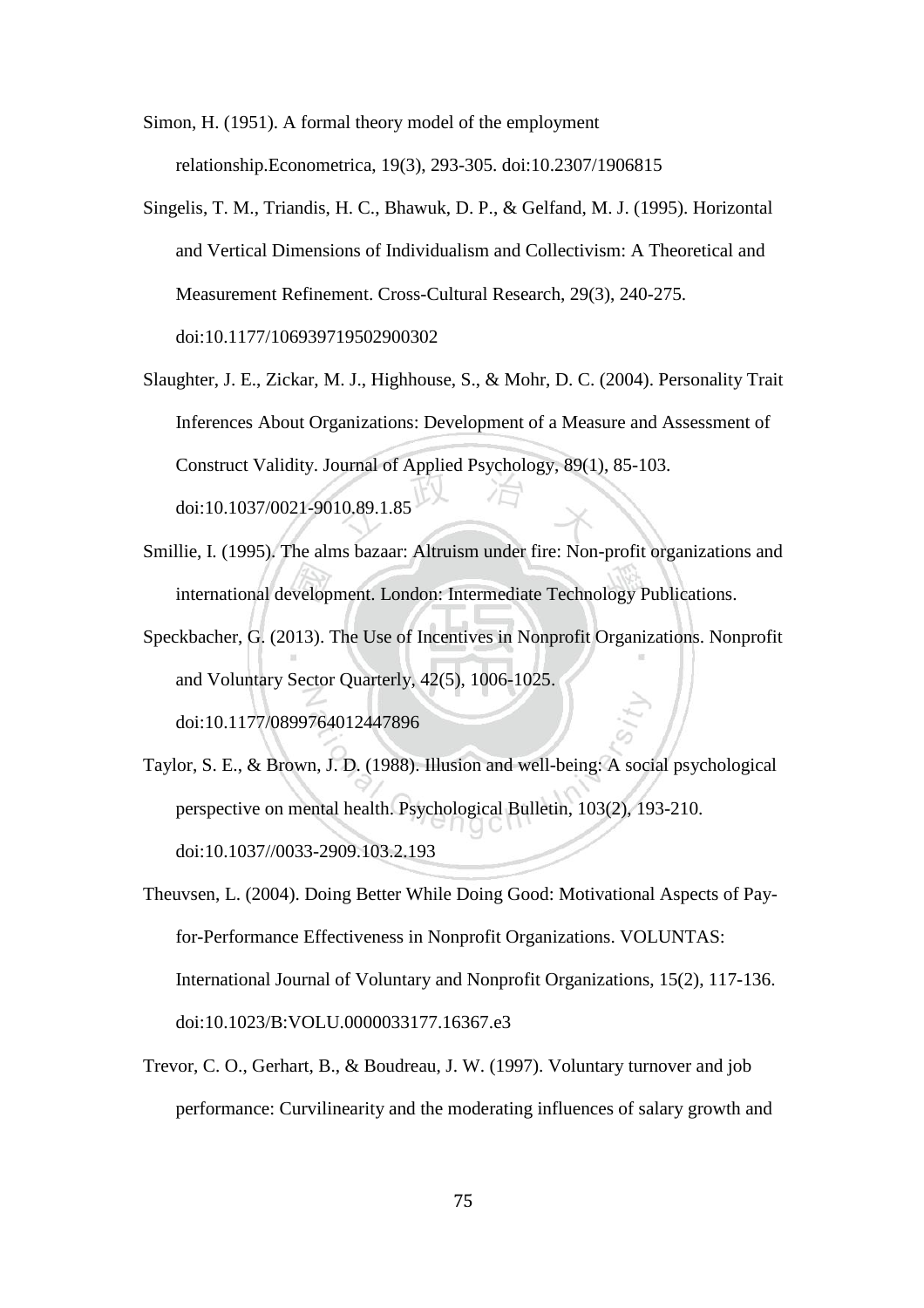Simon, H. (1951). A formal theory model of the employment relationship.Econometrica, 19(3), 293-305. doi:10.2307/1906815

Singelis, T. M., Triandis, H. C., Bhawuk, D. P., & Gelfand, M. J. (1995). Horizontal and Vertical Dimensions of Individualism and Collectivism: A Theoretical and Measurement Refinement. Cross-Cultural Research, 29(3), 240-275. doi:10.1177/106939719502900302

Slaughter, J. E., Zickar, M. J., Highhouse, S., & Mohr, D. C. (2004). Personality Trait Inferences About Organizations: Development of a Measure and Assessment of Construct Validity. Journal of Applied Psychology, 89(1), 85-103. doi:10.1037/0021-9010.89.1.85

Smillie, I. (1995). The alms bazaar: Altruism under fire: Non-profit organizations and international development. London: Intermediate Technology Publications.

Speckbacher, G. (2013). The Use of Incentives in Nonprofit Organizations. Nonprofit and Voluntary Sector Quarterly, 42(5), 1006-1025. doi:10.1177/0899764012447896

Taylor, S. E., & Brown, J. D. (1988). Illusion and well-being: A social psychological perspective on mental health. Psychological Bulletin, 103(2), 193-210. doi:10.1037//0033-2909.103.2.193

Theuvsen, L. (2004). Doing Better While Doing Good: Motivational Aspects of Pay-for-Performance Effectiveness in Nonprofit Organizations. VOLUNTAS: International Journal of Voluntary and Nonprofit Organizations, 15(2), 117-136. doi:10.1023/B:VOLU.0000033177.16367.e3

Trevor, C. O., Gerhart, B., & Boudreau, J. W. (1997). Voluntary turnover and job performance: Curvilinearity and the moderating influences of salary growth and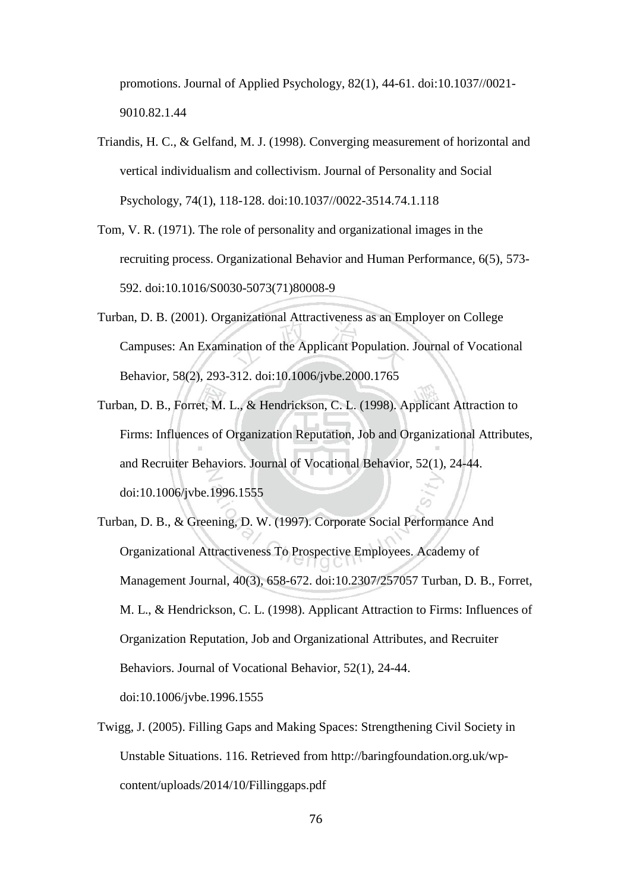promotions. Journal of Applied Psychology, 82(1), 44-61. doi:10.1037//0021-9010.82.1.44

Triandis, H. C., & Gelfand, M. J. (1998). Converging measurement of horizontal and vertical individualism and collectivism. Journal of Personality and Social Psychology, 74(1), 118-128. doi:10.1037//0022-3514.74.1.118

Tom, V. R. (1971). The role of personality and organizational images in the recruiting process. Organizational Behavior and Human Performance, 6(5), 573-592. doi:10.1016/S0030-5073(71)80008-9

Turban, D. B. (2001). Organizational Attractiveness as an Employer on College Campuses: An Examination of the Applicant Population. Journal of Vocational Behavior, 58(2), 293-312. doi:10.1006/jvbe.2000.1765

Turban, D. B., Forret, M. L., & Hendrickson, C. L. (1998). Applicant Attraction to Firms: Influences of Organization Reputation, Job and Organizational Attributes, and Recruiter Behaviors. Journal of Vocational Behavior, 52(1), 24-44. doi:10.1006/jvbe.1996.1555

Turban, D. B., & Greening, D. W. (1997). Corporate Social Performance And Organizational Attractiveness To Prospective Employees. Academy of Management Journal, 40(3), 658-672. doi:10.2307/257057 Turban, D. B., Forret, M. L., & Hendrickson, C. L. (1998). Applicant Attraction to Firms: Influences of Organization Reputation, Job and Organizational Attributes, and Recruiter Behaviors. Journal of Vocational Behavior, 52(1), 24-44. doi:10.1006/jvbe.1996.1555

Twigg, J. (2005). Filling Gaps and Making Spaces: Strengthening Civil Society in Unstable Situations. 116. Retrieved from http://baringfoundation.org.uk/wp-content/uploads/2014/10/Fillinggaps.pdf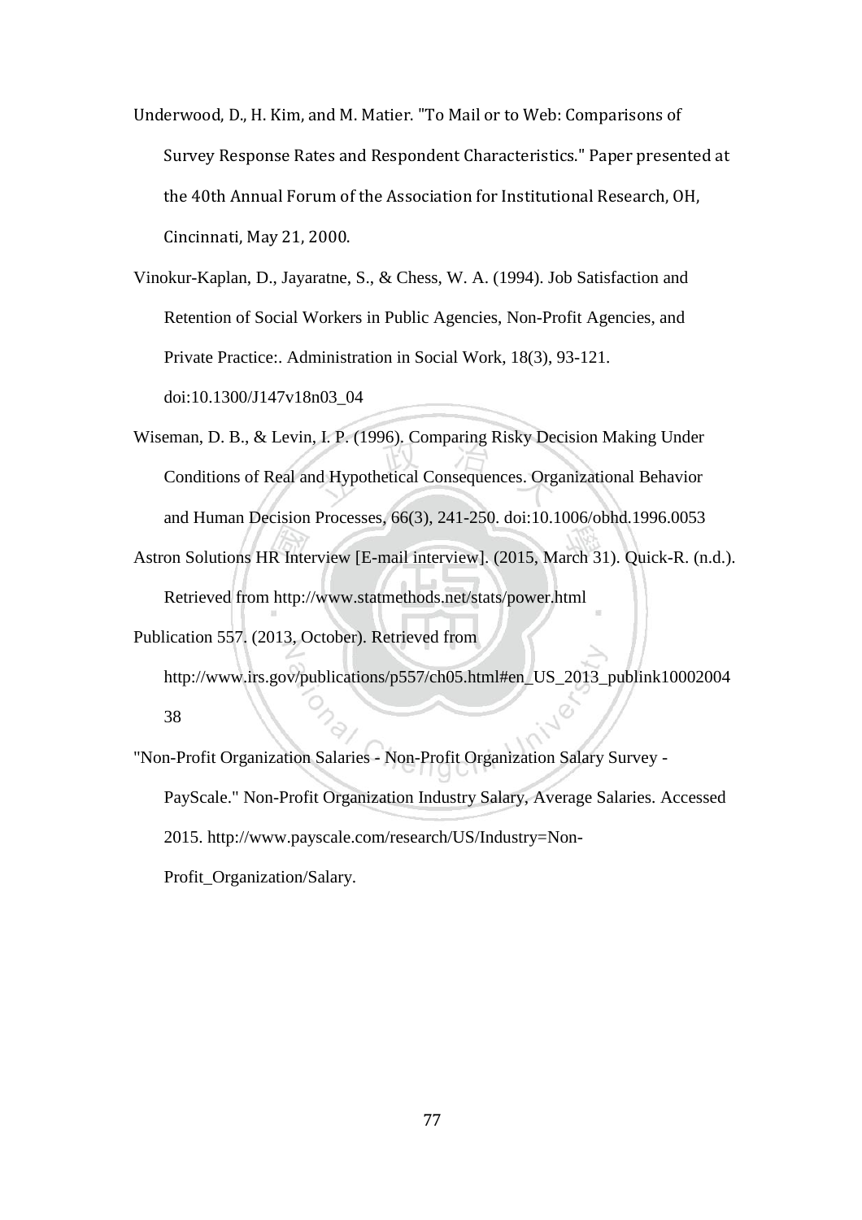Underwood, D., H. Kim, and M. Matier. "To Mail or to Web: Comparisons of Survey Response Rates and Respondent Characteristics." Paper presented at the 40th Annual Forum of the Association for Institutional Research, OH, Cincinnati, May 21, 2000.

Vinokur-Kaplan, D., Jayaratne, S., & Chess, W. A. (1994). Job Satisfaction and Retention of Social Workers in Public Agencies, Non-Profit Agencies, and Private Practice:. Administration in Social Work, 18(3), 93-121. doi:10.1300/J147v18n03_04

Wiseman, D. B., & Levin, I. P. (1996). Comparing Risky Decision Making Under Conditions of Real and Hypothetical Consequences. Organizational Behavior and Human Decision Processes, 66(3), 241-250. doi:10.1006/obhd.1996.0053

Astron Solutions HR Interview [E-mail interview]. (2015, March 31). Quick-R. (n.d.). Retrieved from http://www.statmethods.net/stats/power.html

Publication 557. (2013, October). Retrieved from http://www.irs.gov/publications/p557/ch05.html#en_US_2013_publink1000200438

"Non-Profit Organization Salaries - Non-Profit Organization Salary Survey - PayScale." Non-Profit Organization Industry Salary, Average Salaries. Accessed 2015. http://www.payscale.com/research/US/Industry=Non-Profit_Organization/Salary.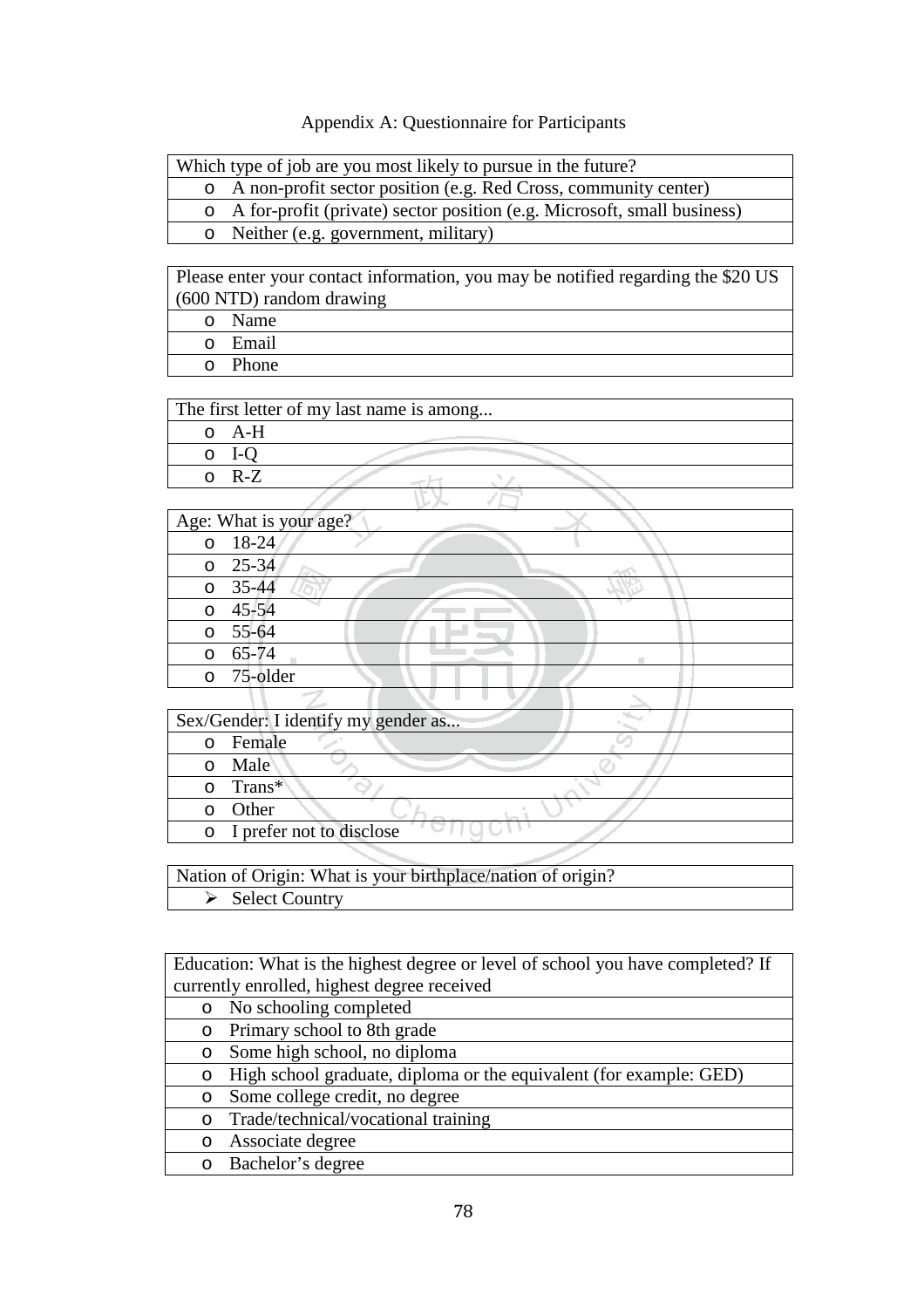# Appendix A: Questionnaire for Participants

| Which type of job are you most likely to pursue in the future? |
| --- |
| o A non-profit sector position (e.g. Red Cross, community center) |
| o A for-profit (private) sector position (e.g. Microsoft, small business) |
| o Neither (e.g. government, military) |

| Please enter your contact information, you may be notified regarding the $20 US (600 NTD) random drawing |
| --- |
| o Name |
| o Email |
| o Phone |

| The first letter of my last name is among... |
| --- |
| o A-H |
| o I-Q |
| o R-Z |

| Age: What is your age? |
| --- |
| o 18-24 |
| o 25-34 |
| o 35-44 |
| o 45-54 |
| o 55-64 |
| o 65-74 |
| o 75-older |

| Sex/Gender: I identify my gender as... |
| --- |
| o Female |
| o Male |
| o Trans* |
| o Other |
| o I prefer not to disclose |

| Nation of Origin: What is your birthplace/nation of origin? |
| --- |
| ➢ Select Country |

| Education: What is the highest degree or level of school you have completed? If currently enrolled, highest degree received |
| --- |
| o No schooling completed |
| o Primary school to 8th grade |
| o Some high school, no diploma |
| o High school graduate, diploma or the equivalent (for example: GED) |
| o Some college credit, no degree |
| o Trade/technical/vocational training |
| o Associate degree |
| o Bachelor’s degree |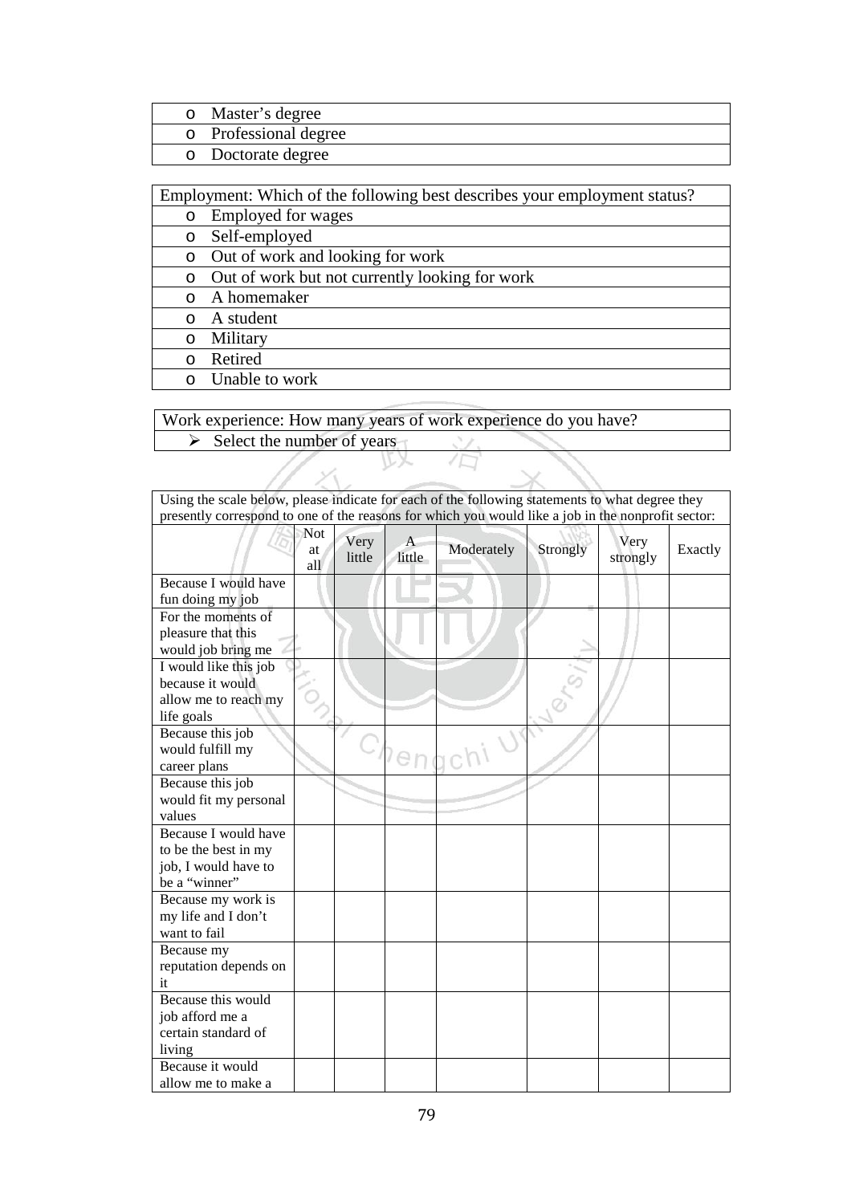| |
|---|
| o Master’s degree |
| o Professional degree |
| o Doctorate degree |

| Employment: Which of the following best describes your employment status? |
|---|
| o Employed for wages |
| o Self-employed |
| o Out of work and looking for work |
| o Out of work but not currently looking for work |
| o A homemaker |
| o A student |
| o Military |
| o Retired |
| o Unable to work |

| Work experience: How many years of work experience do you have? |
|---|
| ➢ Select the number of years |

Using the scale below, please indicate for each of the following statements to what degree they presently correspond to one of the reasons for which you would like a job in the nonprofit sector:

| | Not at all | Very little | A little | Moderately | Strongly | Very strongly | Exactly |
|---|---|---|---|---|---|---|---|
| Because I would have fun doing my job | | | | | | | |
| For the moments of pleasure that this would job bring me | | | | | | | |
| I would like this job because it would allow me to reach my life goals | | | | | | | |
| Because this job would fulfill my career plans | | | | | | | |
| Because this job would fit my personal values | | | | | | | |
| Because I would have to be the best in my job, I would have to be a “winner” | | | | | | | |
| Because my work is my life and I don’t want to fail | | | | | | | |
| Because my reputation depends on it | | | | | | | |
| Because this would job afford me a certain standard of living | | | | | | | |
| Because it would allow me to make a | | | | | | | |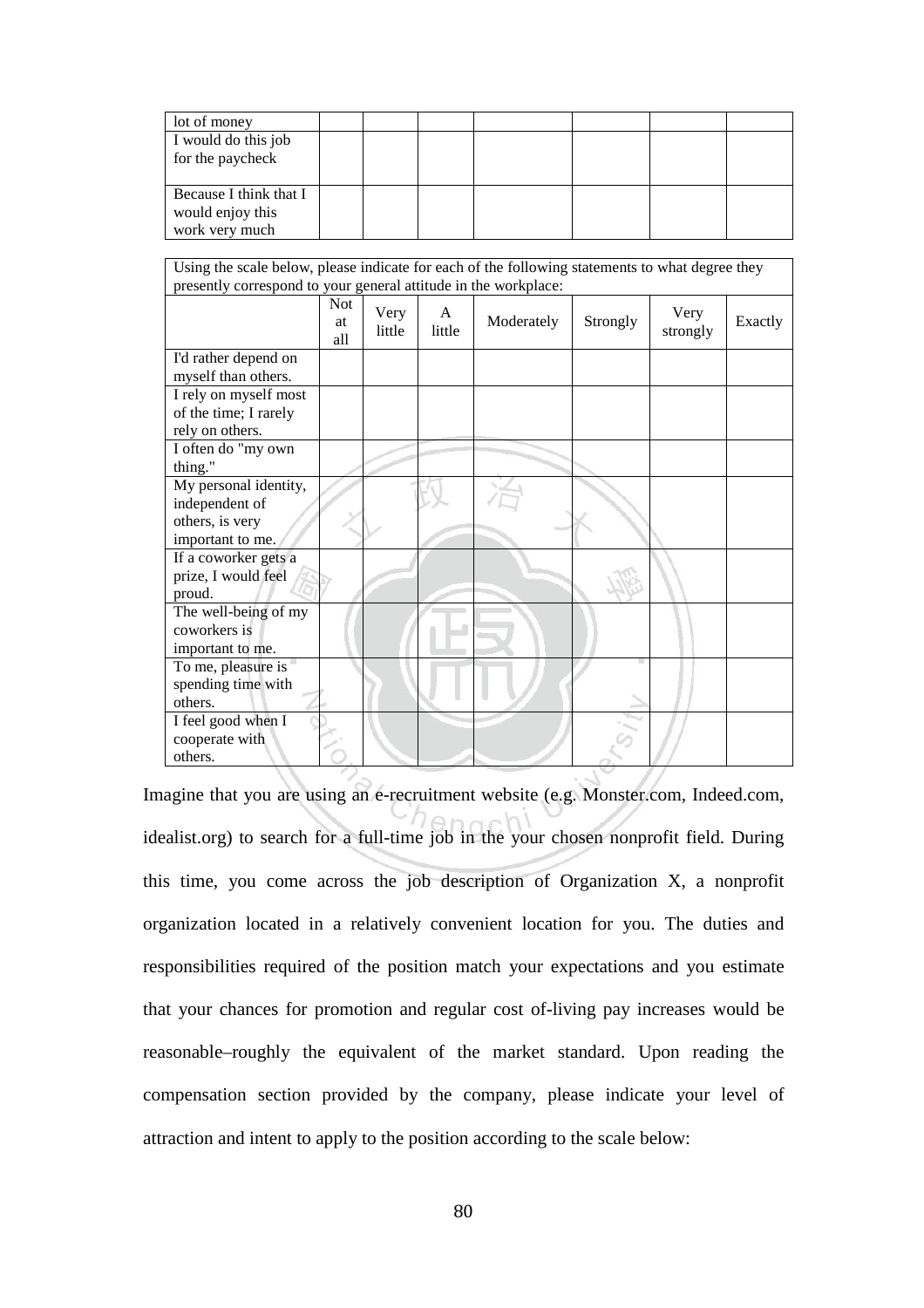| | | | | | | | |
|---|---|---|---|---|---|---|---|
| lot of money | | | | | | | |
| I would do this job for the paycheck | | | | | | | |
| Because I think that I would enjoy this work very much | | | | | | | |

Using the scale below, please indicate for each of the following statements to what degree they presently correspond to your general attitude in the workplace:

| | Not at all | Very little | A little | Moderately | Strongly | Very strongly | Exactly |
|---|---|---|---|---|---|---|---|
| I'd rather depend on myself than others. | | | | | | | |
| I rely on myself most of the time; I rarely rely on others. | | | | | | | |
| I often do "my own thing." | | | | | | | |
| My personal identity, independent of others, is very important to me. | | | | | | | |
| If a coworker gets a prize, I would feel proud. | | | | | | | |
| The well-being of my coworkers is important to me. | | | | | | | |
| To me, pleasure is spending time with others. | | | | | | | |
| I feel good when I cooperate with others. | | | | | | | |

Imagine that you are using an e-recruitment website (e.g. Monster.com, Indeed.com, idealist.org) to search for a full-time job in the your chosen nonprofit field. During this time, you come across the job description of Organization X, a nonprofit organization located in a relatively convenient location for you. The duties and responsibilities required of the position match your expectations and you estimate that your chances for promotion and regular cost of-living pay increases would be reasonable–roughly the equivalent of the market standard. Upon reading the compensation section provided by the company, please indicate your level of attraction and intent to apply to the position according to the scale below: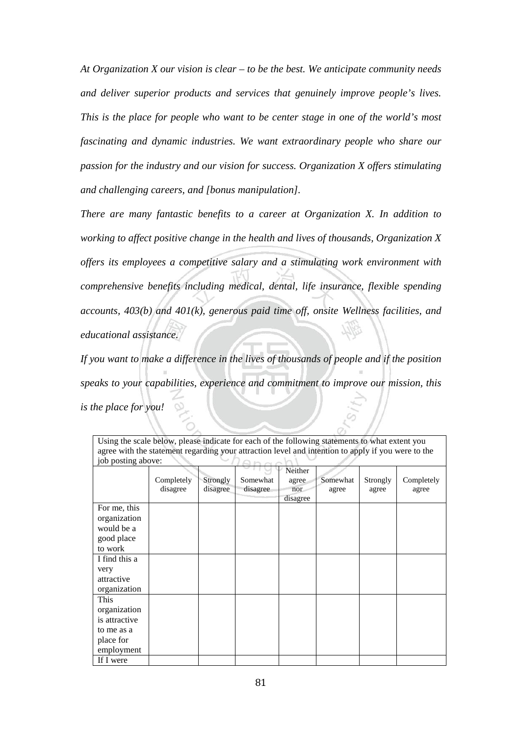*At Organization X our vision is clear – to be the best. We anticipate community needs and deliver superior products and services that genuinely improve people's lives. This is the place for people who want to be center stage in one of the world's most fascinating and dynamic industries. We want extraordinary people who share our passion for the industry and our vision for success. Organization X offers stimulating and challenging careers, and [bonus manipulation].*

*There are many fantastic benefits to a career at Organization X. In addition to working to affect positive change in the health and lives of thousands, Organization X offers its employees a competitive salary and a stimulating work environment with comprehensive benefits including medical, dental, life insurance, flexible spending accounts, 403(b) and 401(k), generous paid time off, onsite Wellness facilities, and educational assistance.*

*If you want to make a difference in the lives of thousands of people and if the position speaks to your capabilities, experience and commitment to improve our mission, this is the place for you!*

| Using the scale below, please indicate for each of the following statements to what extent you agree with the statement regarding your attraction level and intention to apply if you were to the job posting above: | | | | | | | |
|---|---|---|---|---|---|---|---|
| | Completely disagree | Strongly disagree | Somewhat disagree | Neither agree nor disagree | Somewhat agree | Strongly agree | Completely agree |
| For me, this organization would be a good place to work | | | | | | | |
| I find this a very attractive organization | | | | | | | |
| This organization is attractive to me as a place for employment | | | | | | | |
| If I were | | | | | | | |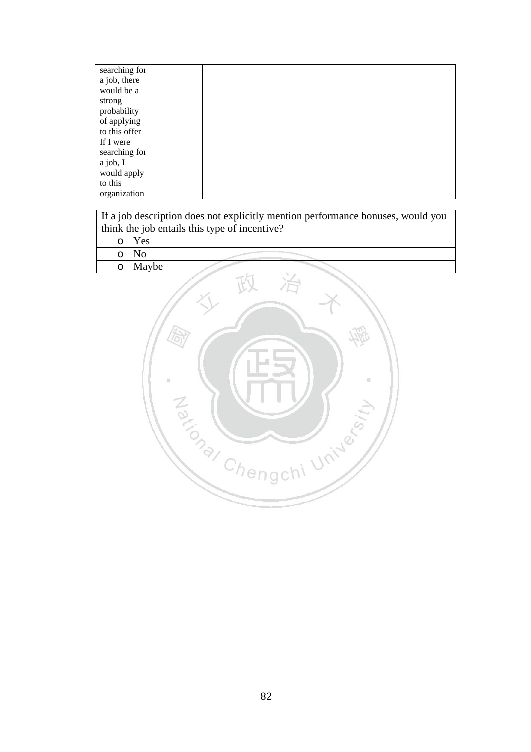| | | | | | | | |
|---|---|---|---|---|---|---|---|
| searching for a job, there would be a strong probability of applying to this offer | | | | | | | |
| If I were searching for a job, I would apply to this organization | | | | | | | |

| If a job description does not explicitly mention performance bonuses, would you think the job entails this type of incentive? |
|---|
| o Yes |
| o No |
| o Maybe |